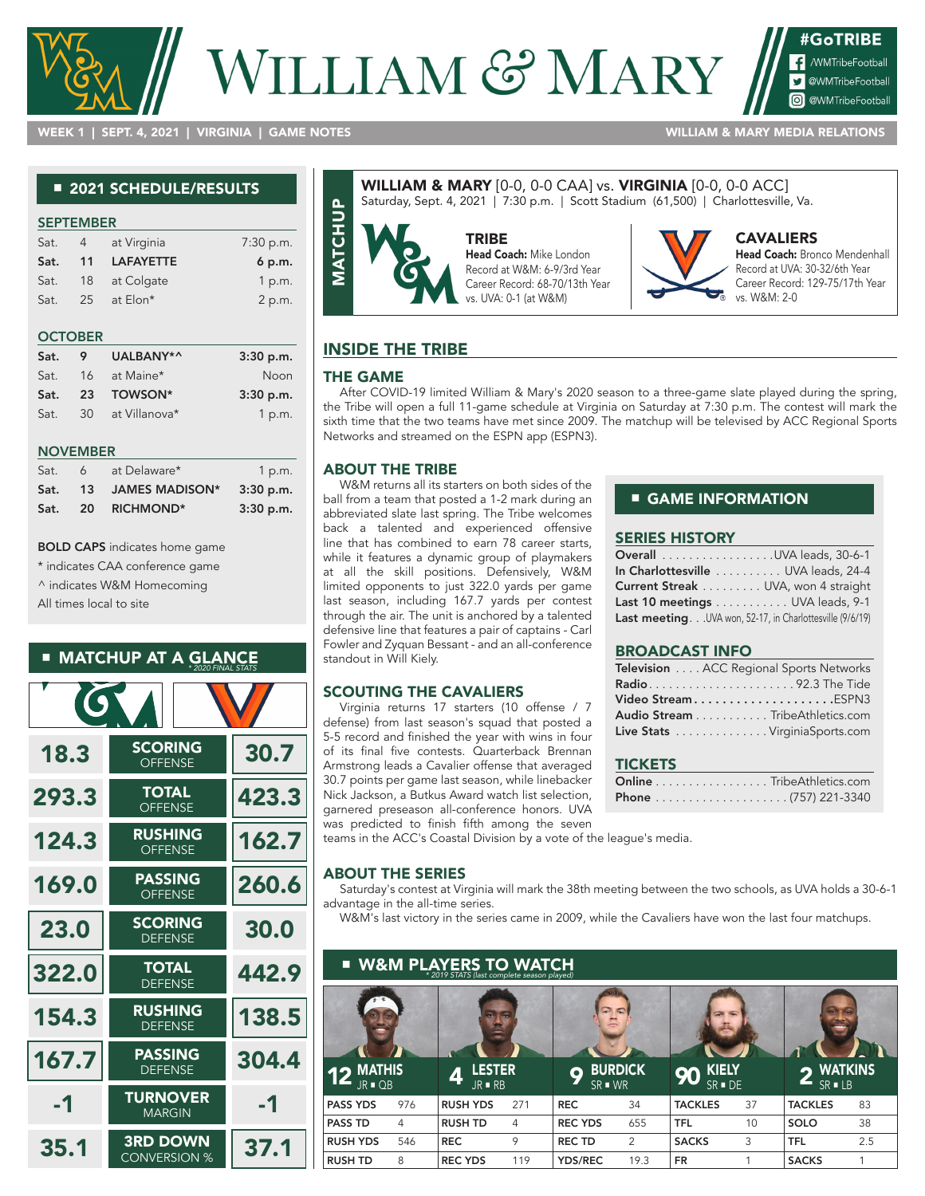# WILLIAM & MARY

#GoTRIBE
/WMTribeFootball
@WMTribeFootball
@WMTribeFootball

WEEK 1 | SEPT. 4, 2021 | VIRGINIA | GAME NOTES — WILLIAM & MARY MEDIA RELATIONS

## 2021 SCHEDULE/RESULTS

**SEPTEMBER**

| | | | |
|---|---|---|---|
| Sat. | 4 | at Virginia | 7:30 p.m. |
| **Sat.** | **11** | **LAFAYETTE** | **6 p.m.** |
| Sat. | 18 | at Colgate | 1 p.m. |
| Sat. | 25 | at Elon* | 2 p.m. |

**OCTOBER**

| | | | |
|---|---|---|---|
| **Sat.** | **9** | **UALBANY*^** | **3:30 p.m.** |
| Sat. | 16 | at Maine* | Noon |
| **Sat.** | **23** | **TOWSON*** | **3:30 p.m.** |
| Sat. | 30 | at Villanova* | 1 p.m. |

**NOVEMBER**

| | | | |
|---|---|---|---|
| Sat. | 6 | at Delaware* | 1 p.m. |
| **Sat.** | **13** | **JAMES MADISON*** | **3:30 p.m.** |
| **Sat.** | **20** | **RICHMOND*** | **3:30 p.m.** |

**BOLD CAPS** indicates home game
* indicates CAA conference game
^ indicates W&M Homecoming
All times local to site

## MATCHUP AT A GLANCE

*2020 FINAL STATS*

| W&M | | UVA |
|---|---|---|
| 18.3 | SCORING OFFENSE | 30.7 |
| 293.3 | TOTAL OFFENSE | 423.3 |
| 124.3 | RUSHING OFFENSE | 162.7 |
| 169.0 | PASSING OFFENSE | 260.6 |
| 23.0 | SCORING DEFENSE | 30.0 |
| 322.0 | TOTAL DEFENSE | 442.9 |
| 154.3 | RUSHING DEFENSE | 138.5 |
| 167.7 | PASSING DEFENSE | 304.4 |
| -1 | TURNOVER MARGIN | -1 |
| 35.1 | 3RD DOWN CONVERSION % | 37.1 |

## MATCHUP

**WILLIAM & MARY** [0-0, 0-0 CAA] vs. **VIRGINIA** [0-0, 0-0 ACC]
Saturday, Sept. 4, 2021 | 7:30 p.m. | Scott Stadium (61,500) | Charlottesville, Va.

**TRIBE**
**Head Coach:** Mike London
Record at W&M: 6-9/3rd Year
Career Record: 68-70/13th Year
vs. UVA: 0-1 (at W&M)

**CAVALIERS**
**Head Coach:** Bronco Mendenhall
Record at UVA: 30-32/6th Year
Career Record: 129-75/17th Year
vs. W&M: 2-0

## INSIDE THE TRIBE

### THE GAME

After COVID-19 limited William & Mary's 2020 season to a three-game slate played during the spring, the Tribe will open a full 11-game schedule at Virginia on Saturday at 7:30 p.m. The contest will mark the sixth time that the two teams have met since 2009. The matchup will be televised by ACC Regional Sports Networks and streamed on the ESPN app (ESPN3).

### ABOUT THE TRIBE

W&M returns all its starters on both sides of the ball from a team that posted a 1-2 mark during an abbreviated slate last spring. The Tribe welcomes back a talented and experienced offensive line that has combined to earn 78 career starts, while it features a dynamic group of playmakers at all the skill positions. Defensively, W&M limited opponents to just 322.0 yards per game last season, including 167.7 yards per contest through the air. The unit is anchored by a talented defensive line that features a pair of captains - Carl Fowler and Zyquan Bessant - and an all-conference standout in Will Kiely.

### SCOUTING THE CAVALIERS

Virginia returns 17 starters (10 offense / 7 defense) from last season's squad that posted a 5-5 record and finished the year with wins in four of its final five contests. Quarterback Brennan Armstrong leads a Cavalier offense that averaged 30.7 points per game last season, while linebacker Nick Jackson, a Butkus Award watch list selection, garnered preseason all-conference honors. UVA was predicted to finish fifth among the seven teams in the ACC's Coastal Division by a vote of the league's media.

## GAME INFORMATION

### SERIES HISTORY

| | |
|---|---|
| **Overall** | UVA leads, 30-6-1 |
| **In Charlottesville** | UVA leads, 24-4 |
| **Current Streak** | UVA, won 4 straight |
| **Last 10 meetings** | UVA leads, 9-1 |
| **Last meeting** | UVA won, 52-17, in Charlottesville (9/6/19) |

### BROADCAST INFO

| | |
|---|---|
| **Television** | ACC Regional Sports Networks |
| **Radio** | 92.3 The Tide |
| **Video Stream** | ESPN3 |
| **Audio Stream** | TribeAthletics.com |
| **Live Stats** | VirginiaSports.com |

### TICKETS

| | |
|---|---|
| **Online** | TribeAthletics.com |
| **Phone** | (757) 221-3340 |

### ABOUT THE SERIES

Saturday's contest at Virginia will mark the 38th meeting between the two schools, as UVA holds a 30-6-1 advantage in the all-time series.

W&M's last victory in the series came in 2009, while the Cavaliers have won the last four matchups.

## W&M PLAYERS TO WATCH

*2019 STATS (last complete season played)*

| 12 MATHIS JR ▪ QB | | 4 LESTER JR ▪ RB | | 9 BURDICK SR ▪ WR | | 90 KIELY SR ▪ DE | | 2 WATKINS SR ▪ LB | |
|---|---|---|---|---|---|---|---|---|---|
| PASS YDS | 976 | RUSH YDS | 271 | REC | 34 | TACKLES | 37 | TACKLES | 83 |
| PASS TD | 4 | RUSH TD | 4 | REC YDS | 655 | TFL | 10 | SOLO | 38 |
| RUSH YDS | 546 | REC | 9 | REC TD | 2 | SACKS | 3 | TFL | 2.5 |
| RUSH TD | 8 | REC YDS | 119 | YDS/REC | 19.3 | FR | 1 | SACKS | 1 |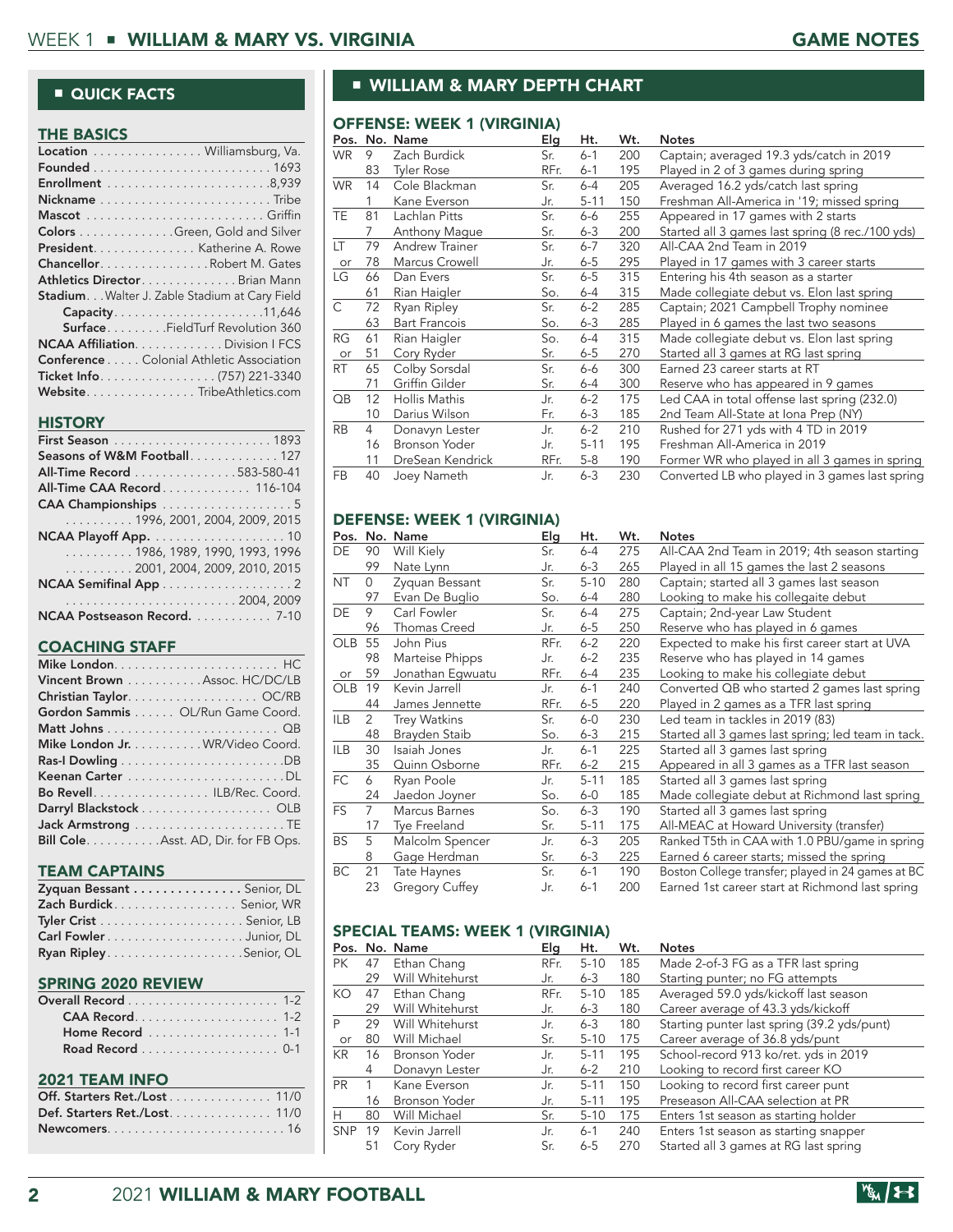## QUICK FACTS

### THE BASICS

- **Location** ................ Williamsburg, Va.
- **Founded** ........................... 1693
- **Enrollment** ........................ 8,939
- **Nickname** ......................... Tribe
- **Mascot** ........................... Griffin
- **Colors** .............. Green, Gold and Silver
- **President** ............... Katherine A. Rowe
- **Chancellor** ................ Robert M. Gates
- **Athletics Director** .............. Brian Mann
- **Stadium** . . . Walter J. Zable Stadium at Cary Field
  - **Capacity** ..................... 11,646
  - **Surface** ......... FieldTurf Revolution 360
- **NCAA Affiliation** ............. Division I FCS
- **Conference** ..... Colonial Athletic Association
- **Ticket Info** ................. (757) 221-3340
- **Website** ................ TribeAthletics.com

### HISTORY

- **First Season** ....................... 1893
- **Seasons of W&M Football** ............. 127
- **All-Time Record** ............... 583-580-41
- **All-Time CAA Record** ............. 116-104
- **CAA Championships** ................... 5
  - 1996, 2001, 2004, 2009, 2015
- **NCAA Playoff App.** .................... 10
  - 1986, 1989, 1990, 1993, 1996
  - 2001, 2004, 2009, 2010, 2015
- **NCAA Semifinal App** ................... 2
  - 2004, 2009
- **NCAA Postseason Record** ............ 7-10

### COACHING STAFF

- **Mike London** ........................ HC
- **Vincent Brown** ........... Assoc. HC/DC/LB
- **Christian Taylor** ................... OC/RB
- **Gordon Sammis** ...... OL/Run Game Coord.
- **Matt Johns** ........................... QB
- **Mike London Jr.** ........... WR/Video Coord.
- **Ras-I Dowling** ......................... DB
- **Keenan Carter** ......................... DL
- **Bo Revell** ................. ILB/Rec. Coord.
- **Darryl Blackstock** ................... OLB
- **Jack Armstrong** ........................ TE
- **Bill Cole** ........... Asst. AD, Dir. for FB Ops.

### TEAM CAPTAINS

- **Zyquan Bessant** ............... Senior, DL
- **Zach Burdick** .................. Senior, WR
- **Tyler Crist** ..................... Senior, LB
- **Carl Fowler** .................... Junior, DL
- **Ryan Ripley** .................... Senior, OL

### SPRING 2020 REVIEW

- **Overall Record** ...................... 1-2
  - **CAA Record** ...................... 1-2
  - **Home Record** ..................... 1-1
  - **Road Record** ..................... 0-1

### 2021 TEAM INFO

- **Off. Starters Ret./Lost** ............... 11/0
- **Def. Starters Ret./Lost** ............... 11/0
- **Newcomers** .......................... 16

## WILLIAM & MARY DEPTH CHART

### OFFENSE: WEEK 1 (VIRGINIA)

| Pos. | No. | Name | Elg | Ht. | Wt. | Notes |
|---|---|---|---|---|---|---|
| WR | 9 | Zach Burdick | Sr. | 6-1 | 200 | Captain; averaged 19.3 yds/catch in 2019 |
| | 83 | Tyler Rose | RFr. | 6-1 | 195 | Played in 2 of 3 games during spring |
| WR | 14 | Cole Blackman | Sr. | 6-4 | 205 | Averaged 16.2 yds/catch last spring |
| | 1 | Kane Everson | Jr. | 5-11 | 150 | Freshman All-America in '19; missed spring |
| TE | 81 | Lachlan Pitts | Sr. | 6-6 | 255 | Appeared in 17 games with 2 starts |
| | 7 | Anthony Mague | Sr. | 6-3 | 200 | Started all 3 games last spring (8 rec./100 yds) |
| LT | 79 | Andrew Trainer | Sr. | 6-7 | 320 | All-CAA 2nd Team in 2019 |
| or | 78 | Marcus Crowell | Jr. | 6-5 | 295 | Played in 17 games with 3 career starts |
| LG | 66 | Dan Evers | Sr. | 6-5 | 315 | Entering his 4th season as a starter |
| | 61 | Rian Haigler | So. | 6-4 | 315 | Made collegiate debut vs. Elon last spring |
| C | 72 | Ryan Ripley | Sr. | 6-2 | 285 | Captain; 2021 Campbell Trophy nominee |
| | 63 | Bart Francois | So. | 6-3 | 285 | Played in 6 games the last two seasons |
| RG | 61 | Rian Haigler | So. | 6-4 | 315 | Made collegiate debut vs. Elon last spring |
| or | 51 | Cory Ryder | Sr. | 6-5 | 270 | Started all 3 games at RG last spring |
| RT | 65 | Colby Sorsdal | Sr. | 6-6 | 300 | Earned 23 career starts at RT |
| | 71 | Griffin Gilder | Sr. | 6-4 | 300 | Reserve who has appeared in 9 games |
| QB | 12 | Hollis Mathis | Jr. | 6-2 | 175 | Led CAA in total offense last spring (232.0) |
| | 10 | Darius Wilson | Fr. | 6-3 | 185 | 2nd Team All-State at Iona Prep (NY) |
| RB | 4 | Donavyn Lester | Jr. | 6-2 | 210 | Rushed for 271 yds with 4 TD in 2019 |
| | 16 | Bronson Yoder | Jr. | 5-11 | 195 | Freshman All-America in 2019 |
| | 11 | DreSean Kendrick | RFr. | 5-8 | 190 | Former WR who played in all 3 games in spring |
| FB | 40 | Joey Nameth | Jr. | 6-3 | 230 | Converted LB who played in 3 games last spring |

### DEFENSE: WEEK 1 (VIRGINIA)

| Pos. | No. | Name | Elg | Ht. | Wt. | Notes |
|---|---|---|---|---|---|---|
| DE | 90 | Will Kiely | Sr. | 6-4 | 275 | All-CAA 2nd Team in 2019; 4th season starting |
| | 99 | Nate Lynn | Jr. | 6-3 | 265 | Played in all 15 games the last 2 seasons |
| NT | 0 | Zyquan Bessant | Sr. | 5-10 | 280 | Captain; started all 3 games last season |
| | 97 | Evan De Buglio | So. | 6-4 | 280 | Looking to make his collegiate debut |
| DE | 9 | Carl Fowler | Sr. | 6-4 | 275 | Captain; 2nd-year Law Student |
| | 96 | Thomas Creed | Jr. | 6-5 | 250 | Reserve who has played in 6 games |
| OLB | 55 | John Pius | RFr. | 6-2 | 220 | Expected to make his first career start at UVA |
| | 98 | Marteise Phipps | Jr. | 6-2 | 235 | Reserve who has played in 14 games |
| or | 59 | Jonathan Egwuatu | RFr. | 6-4 | 235 | Looking to make his collegiate debut |
| OLB | 19 | Kevin Jarrell | Jr. | 6-1 | 240 | Converted QB who started 2 games last spring |
| | 44 | James Jennette | RFr. | 6-5 | 220 | Played in 2 games as a TFR last spring |
| ILB | 2 | Trey Watkins | Sr. | 6-0 | 230 | Led team in tackles in 2019 (83) |
| | 48 | Brayden Staib | So. | 6-3 | 215 | Started all 3 games last spring; led team in tack. |
| ILB | 30 | Isaiah Jones | Jr. | 6-1 | 225 | Started all 3 games last spring |
| | 35 | Quinn Osborne | RFr. | 6-2 | 215 | Appeared in all 3 games as a TFR last season |
| FC | 6 | Ryan Poole | Jr. | 5-11 | 185 | Started all 3 games last spring |
| | 24 | Jaedon Joyner | So. | 6-0 | 185 | Made collegiate debut at Richmond last spring |
| FS | 7 | Marcus Barnes | So. | 6-3 | 190 | Started all 3 games last spring |
| | 17 | Tye Freeland | Sr. | 5-11 | 175 | All-MEAC at Howard University (transfer) |
| BS | 5 | Malcolm Spencer | Jr. | 6-3 | 205 | Ranked T5th in CAA with 1.0 PBU/game in spring |
| | 8 | Gage Herdman | Sr. | 6-3 | 225 | Earned 6 career starts; missed the spring |
| BC | 21 | Tate Haynes | Sr. | 6-1 | 190 | Boston College transfer; played in 24 games at BC |
| | 23 | Gregory Cuffey | Jr. | 6-1 | 200 | Earned 1st career start at Richmond last spring |

### SPECIAL TEAMS: WEEK 1 (VIRGINIA)

| Pos. | No. | Name | Elg | Ht. | Wt. | Notes |
|---|---|---|---|---|---|---|
| PK | 47 | Ethan Chang | RFr. | 5-10 | 185 | Made 2-of-3 FG as a TFR last spring |
| | 29 | Will Whitehurst | Jr. | 6-3 | 180 | Starting punter; no FG attempts |
| KO | 47 | Ethan Chang | RFr. | 5-10 | 185 | Averaged 59.0 yds/kickoff last season |
| | 29 | Will Whitehurst | Jr. | 6-3 | 180 | Career average of 43.3 yds/kickoff |
| P | 29 | Will Whitehurst | Jr. | 6-3 | 180 | Starting punter last spring (39.2 yds/punt) |
| or | 80 | Will Michael | Sr. | 5-10 | 175 | Career average of 36.8 yds/punt |
| KR | 16 | Bronson Yoder | Jr. | 5-11 | 195 | School-record 913 ko/ret. yds in 2019 |
| | 4 | Donavyn Lester | Jr. | 6-2 | 210 | Looking to record first career KO |
| PR | 1 | Kane Everson | Jr. | 5-11 | 150 | Looking to record first career punt |
| | 16 | Bronson Yoder | Jr. | 5-11 | 195 | Preseason All-CAA selection at PR |
| H | 80 | Will Michael | Sr. | 5-10 | 175 | Enters 1st season as starting holder |
| SNP | 19 | Kevin Jarrell | Jr. | 6-1 | 240 | Enters 1st season as starting snapper |
| | 51 | Cory Ryder | Sr. | 6-5 | 270 | Started all 3 games at RG last spring |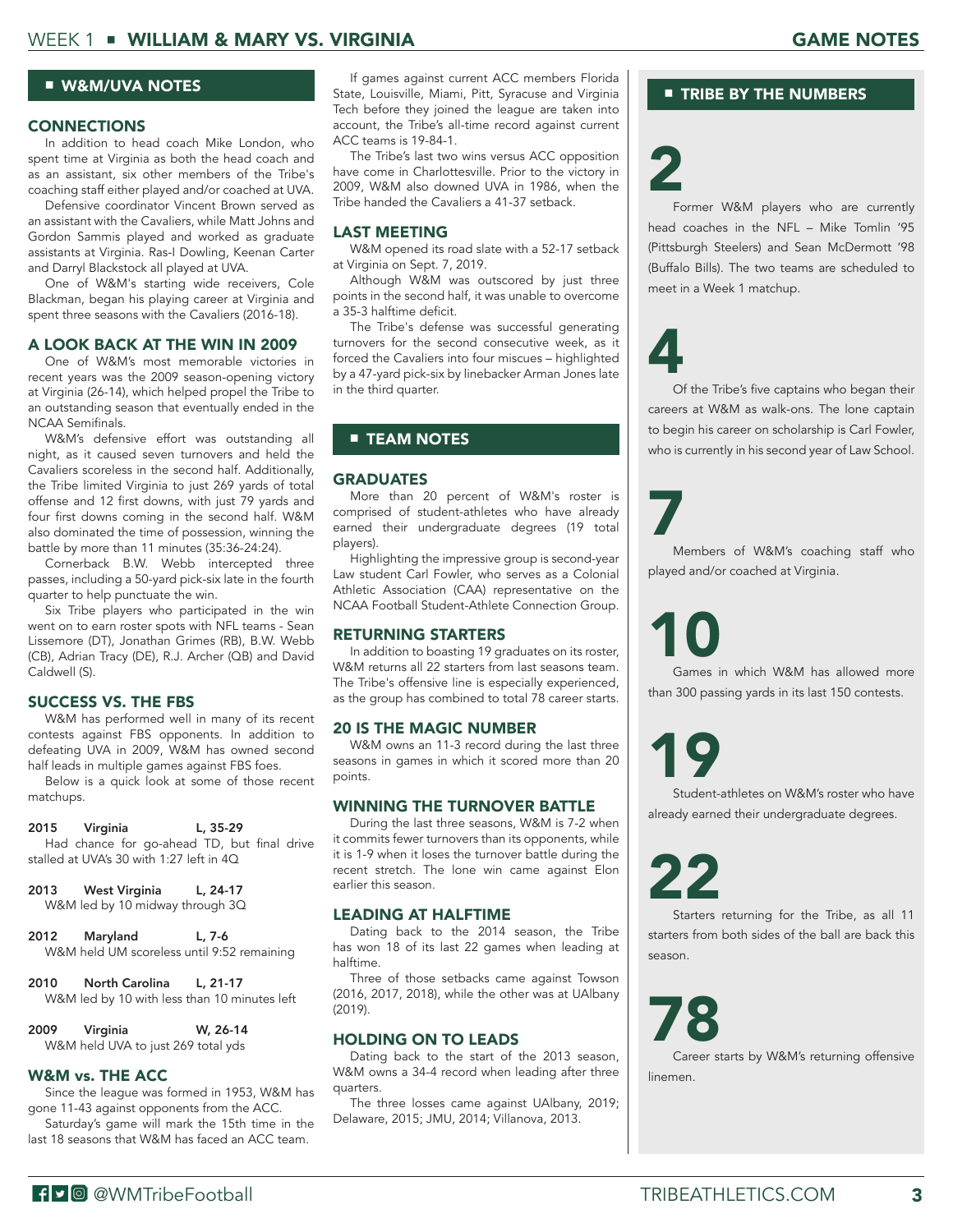## W&M/UVA NOTES

### CONNECTIONS

In addition to head coach Mike London, who spent time at Virginia as both the head coach and as an assistant, six other members of the Tribe's coaching staff either played and/or coached at UVA.

Defensive coordinator Vincent Brown served as an assistant with the Cavaliers, while Matt Johns and Gordon Sammis played and worked as graduate assistants at Virginia. Ras-I Dowling, Keenan Carter and Darryl Blackstock all played at UVA.

One of W&M's starting wide receivers, Cole Blackman, began his playing career at Virginia and spent three seasons with the Cavaliers (2016-18).

### A LOOK BACK AT THE WIN IN 2009

One of W&M's most memorable victories in recent years was the 2009 season-opening victory at Virginia (26-14), which helped propel the Tribe to an outstanding season that eventually ended in the NCAA Semifinals.

W&M's defensive effort was outstanding all night, as it caused seven turnovers and held the Cavaliers scoreless in the second half. Additionally, the Tribe limited Virginia to just 269 yards of total offense and 12 first downs, with just 79 yards and four first downs coming in the second half. W&M also dominated the time of possession, winning the battle by more than 11 minutes (35:36-24:24).

Cornerback B.W. Webb intercepted three passes, including a 50-yard pick-six late in the fourth quarter to help punctuate the win.

Six Tribe players who participated in the win went on to earn roster spots with NFL teams - Sean Lissemore (DT), Jonathan Grimes (RB), B.W. Webb (CB), Adrian Tracy (DE), R.J. Archer (QB) and David Caldwell (S).

### SUCCESS VS. THE FBS

W&M has performed well in many of its recent contests against FBS opponents. In addition to defeating UVA in 2009, W&M has owned second half leads in multiple games against FBS foes.

Below is a quick look at some of those recent matchups.

**2015 Virginia L, 35-29**
Had chance for go-ahead TD, but final drive stalled at UVA's 30 with 1:27 left in 4Q

**2013 West Virginia L, 24-17**
W&M led by 10 midway through 3Q

**2012 Maryland L, 7-6**
W&M held UM scoreless until 9:52 remaining

**2010 North Carolina L, 21-17**
W&M led by 10 with less than 10 minutes left

**2009 Virginia W, 26-14**
W&M held UVA to just 269 total yds

### W&M vs. THE ACC

Since the league was formed in 1953, W&M has gone 11-43 against opponents from the ACC.

Saturday's game will mark the 15th time in the last 18 seasons that W&M has faced an ACC team.

If games against current ACC members Florida State, Louisville, Miami, Pitt, Syracuse and Virginia Tech before they joined the league are taken into account, the Tribe's all-time record against current ACC teams is 19-84-1.

The Tribe's last two wins versus ACC opposition have come in Charlottesville. Prior to the victory in 2009, W&M also downed UVA in 1986, when the Tribe handed the Cavaliers a 41-37 setback.

### LAST MEETING

W&M opened its road slate with a 52-17 setback at Virginia on Sept. 7, 2019.

Although W&M was outscored by just three points in the second half, it was unable to overcome a 35-3 halftime deficit.

The Tribe's defense was successful generating turnovers for the second consecutive week, as it forced the Cavaliers into four miscues – highlighted by a 47-yard pick-six by linebacker Arman Jones late in the third quarter.

## TEAM NOTES

### GRADUATES

More than 20 percent of W&M's roster is comprised of student-athletes who have already earned their undergraduate degrees (19 total players).

Highlighting the impressive group is second-year Law student Carl Fowler, who serves as a Colonial Athletic Association (CAA) representative on the NCAA Football Student-Athlete Connection Group.

### RETURNING STARTERS

In addition to boasting 19 graduates on its roster, W&M returns all 22 starters from last seasons team. The Tribe's offensive line is especially experienced, as the group has combined to total 78 career starts.

### 20 IS THE MAGIC NUMBER

W&M owns an 11-3 record during the last three seasons in games in which it scored more than 20 points.

### WINNING THE TURNOVER BATTLE

During the last three seasons, W&M is 7-2 when it commits fewer turnovers than its opponents, while it is 1-9 when it loses the turnover battle during the recent stretch. The lone win came against Elon earlier this season.

### LEADING AT HALFTIME

Dating back to the 2014 season, the Tribe has won 18 of its last 22 games when leading at halftime.

Three of those setbacks came against Towson (2016, 2017, 2018), while the other was at UAlbany (2019).

### HOLDING ON TO LEADS

Dating back to the start of the 2013 season, W&M owns a 34-4 record when leading after three quarters.

The three losses came against UAlbany, 2019; Delaware, 2015; JMU, 2014; Villanova, 2013.

## TRIBE BY THE NUMBERS

**2**
Former W&M players who are currently head coaches in the NFL – Mike Tomlin '95 (Pittsburgh Steelers) and Sean McDermott '98 (Buffalo Bills). The two teams are scheduled to meet in a Week 1 matchup.

**4**
Of the Tribe's five captains who began their careers at W&M as walk-ons. The lone captain to begin his career on scholarship is Carl Fowler, who is currently in his second year of Law School.

**7**
Members of W&M's coaching staff who played and/or coached at Virginia.

**10**
Games in which W&M has allowed more than 300 passing yards in its last 150 contests.

**19**
Student-athletes on W&M's roster who have already earned their undergraduate degrees.

**22**
Starters returning for the Tribe, as all 11 starters from both sides of the ball are back this season.

**78**
Career starts by W&M's returning offensive linemen.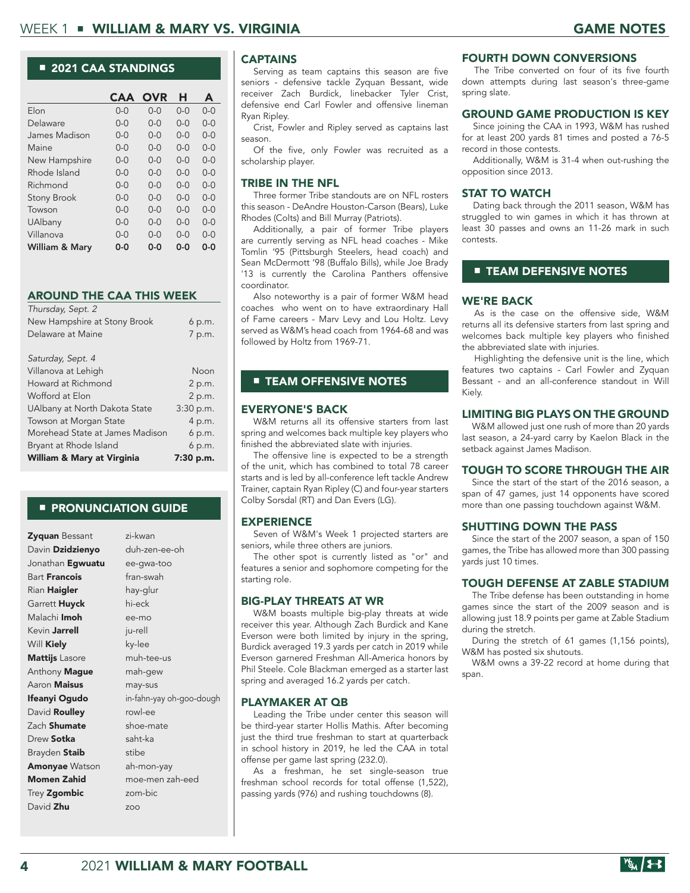## 2021 CAA STANDINGS

| | CAA | OVR | H | A |
|---|---|---|---|---|
| Elon | 0-0 | 0-0 | 0-0 | 0-0 |
| Delaware | 0-0 | 0-0 | 0-0 | 0-0 |
| James Madison | 0-0 | 0-0 | 0-0 | 0-0 |
| Maine | 0-0 | 0-0 | 0-0 | 0-0 |
| New Hampshire | 0-0 | 0-0 | 0-0 | 0-0 |
| Rhode Island | 0-0 | 0-0 | 0-0 | 0-0 |
| Richmond | 0-0 | 0-0 | 0-0 | 0-0 |
| Stony Brook | 0-0 | 0-0 | 0-0 | 0-0 |
| Towson | 0-0 | 0-0 | 0-0 | 0-0 |
| UAlbany | 0-0 | 0-0 | 0-0 | 0-0 |
| Villanova | 0-0 | 0-0 | 0-0 | 0-0 |
| **William & Mary** | **0-0** | **0-0** | **0-0** | **0-0** |

## AROUND THE CAA THIS WEEK

| | |
|---|---|
| *Thursday, Sept. 2* | |
| New Hampshire at Stony Brook | 6 p.m. |
| Delaware at Maine | 7 p.m. |
| *Saturday, Sept. 4* | |
| Villanova at Lehigh | Noon |
| Howard at Richmond | 2 p.m. |
| Wofford at Elon | 2 p.m. |
| UAlbany at North Dakota State | 3:30 p.m. |
| Towson at Morgan State | 4 p.m. |
| Morehead State at James Madison | 6 p.m. |
| Bryant at Rhode Island | 6 p.m. |
| **William & Mary at Virginia** | **7:30 p.m.** |

## PRONUNCIATION GUIDE

| | |
|---|---|
| **Zyquan** Bessant | zi-kwan |
| Davin **Dzidzienyo** | duh-zen-ee-oh |
| Jonathan **Egwuatu** | ee-gwa-too |
| Bart **Francois** | fran-swah |
| Rian **Haigler** | hay-glur |
| Garrett **Huyck** | hi-eck |
| Malachi **Imoh** | ee-mo |
| Kevin **Jarrell** | ju-rell |
| Will **Kiely** | ky-lee |
| **Mattijs** Lasore | muh-tee-us |
| Anthony **Mague** | mah-gew |
| Aaron **Maisus** | may-sus |
| **Ifeanyi Ogudo** | in-fahn-yay oh-goo-dough |
| David **Roulley** | rowl-ee |
| Zach **Shumate** | shoe-mate |
| Drew **Sotka** | saht-ka |
| Brayden **Staib** | stibe |
| **Amonyae** Watson | ah-mon-yay |
| **Momen Zahid** | moe-men zah-eed |
| Trey **Zgombic** | zom-bic |
| David **Zhu** | zoo |

### CAPTAINS

Serving as team captains this season are five seniors - defensive tackle Zyquan Bessant, wide receiver Zach Burdick, linebacker Tyler Crist, defensive end Carl Fowler and offensive lineman Ryan Ripley.

Crist, Fowler and Ripley served as captains last season.

Of the five, only Fowler was recruited as a scholarship player.

### TRIBE IN THE NFL

Three former Tribe standouts are on NFL rosters this season - DeAndre Houston-Carson (Bears), Luke Rhodes (Colts) and Bill Murray (Patriots).

Additionally, a pair of former Tribe players are currently serving as NFL head coaches - Mike Tomlin '95 (Pittsburgh Steelers, head coach) and Sean McDermott '98 (Buffalo Bills), while Joe Brady '13 is currently the Carolina Panthers offensive coordinator.

Also noteworthy is a pair of former W&M head coaches who went on to have extraordinary Hall of Fame careers - Marv Levy and Lou Holtz. Levy served as W&M's head coach from 1964-68 and was followed by Holtz from 1969-71.

## TEAM OFFENSIVE NOTES

### EVERYONE'S BACK

W&M returns all its offensive starters from last spring and welcomes back multiple key players who finished the abbreviated slate with injuries.

The offensive line is expected to be a strength of the unit, which has combined to total 78 career starts and is led by all-conference left tackle Andrew Trainer, captain Ryan Ripley (C) and four-year starters Colby Sorsdal (RT) and Dan Evers (LG).

### EXPERIENCE

Seven of W&M's Week 1 projected starters are seniors, while three others are juniors.

The other spot is currently listed as "or" and features a senior and sophomore competing for the starting role.

### BIG-PLAY THREATS AT WR

W&M boasts multiple big-play threats at wide receiver this year. Although Zach Burdick and Kane Everson were both limited by injury in the spring, Burdick averaged 19.3 yards per catch in 2019 while Everson garnered Freshman All-America honors by Phil Steele. Cole Blackman emerged as a starter last spring and averaged 16.2 yards per catch.

### PLAYMAKER AT QB

Leading the Tribe under center this season will be third-year starter Hollis Mathis. After becoming just the third true freshman to start at quarterback in school history in 2019, he led the CAA in total offense per game last spring (232.0).

As a freshman, he set single-season true freshman school records for total offense (1,522), passing yards (976) and rushing touchdowns (8).

### FOURTH DOWN CONVERSIONS

The Tribe converted on four of its five fourth down attempts during last season's three-game spring slate.

### GROUND GAME PRODUCTION IS KEY

Since joining the CAA in 1993, W&M has rushed for at least 200 yards 81 times and posted a 76-5 record in those contests.

Additionally, W&M is 31-4 when out-rushing the opposition since 2013.

### STAT TO WATCH

Dating back through the 2011 season, W&M has struggled to win games in which it has thrown at least 30 passes and owns an 11-26 mark in such contests.

## TEAM DEFENSIVE NOTES

### WE'RE BACK

As is the case on the offensive side, W&M returns all its defensive starters from last spring and welcomes back multiple key players who finished the abbreviated slate with injuries.

Highlighting the defensive unit is the line, which features two captains - Carl Fowler and Zyquan Bessant - and an all-conference standout in Will Kiely.

### LIMITING BIG PLAYS ON THE GROUND

W&M allowed just one rush of more than 20 yards last season, a 24-yard carry by Kaelon Black in the setback against James Madison.

### TOUGH TO SCORE THROUGH THE AIR

Since the start of the start of the 2016 season, a span of 47 games, just 14 opponents have scored more than one passing touchdown against W&M.

### SHUTTING DOWN THE PASS

Since the start of the 2007 season, a span of 150 games, the Tribe has allowed more than 300 passing yards just 10 times.

### TOUGH DEFENSE AT ZABLE STADIUM

The Tribe defense has been outstanding in home games since the start of the 2009 season and is allowing just 18.9 points per game at Zable Stadium during the stretch.

During the stretch of 61 games (1,156 points), W&M has posted six shutouts.

W&M owns a 39-22 record at home during that span.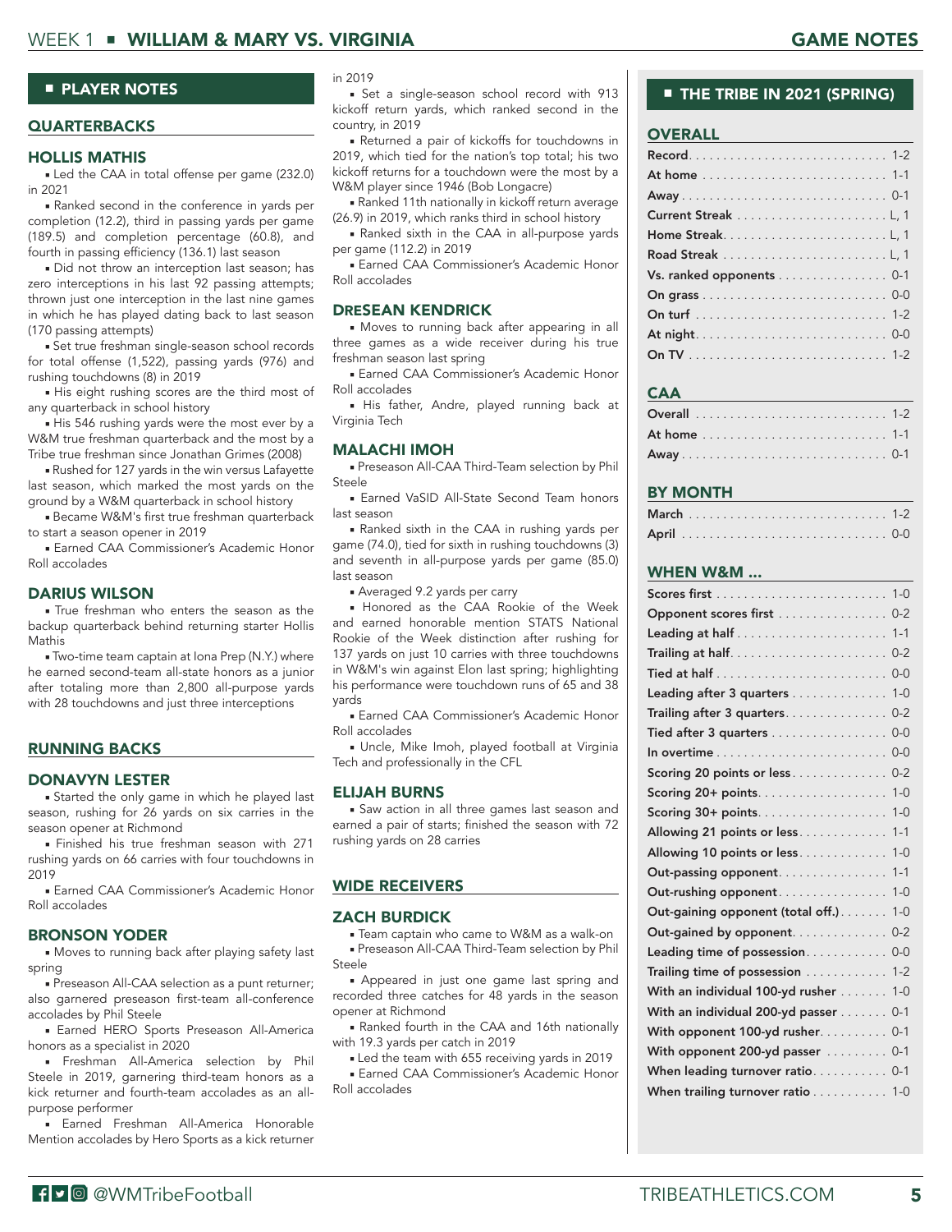## PLAYER NOTES

### QUARTERBACKS

#### HOLLIS MATHIS

- Led the CAA in total offense per game (232.0) in 2021
- Ranked second in the conference in yards per completion (12.2), third in passing yards per game (189.5) and completion percentage (60.8), and fourth in passing efficiency (136.1) last season
- Did not throw an interception last season; has zero interceptions in his last 92 passing attempts; thrown just one interception in the last nine games in which he has played dating back to last season (170 passing attempts)
- Set true freshman single-season school records for total offense (1,522), passing yards (976) and rushing touchdowns (8) in 2019
- His eight rushing scores are the third most of any quarterback in school history
- His 546 rushing yards were the most ever by a W&M true freshman quarterback and the most by a Tribe true freshman since Jonathan Grimes (2008)
- Rushed for 127 yards in the win versus Lafayette last season, which marked the most yards on the ground by a W&M quarterback in school history
- Became W&M's first true freshman quarterback to start a season opener in 2019
- Earned CAA Commissioner's Academic Honor Roll accolades

#### DARIUS WILSON

- True freshman who enters the season as the backup quarterback behind returning starter Hollis Mathis
- Two-time team captain at Iona Prep (N.Y.) where he earned second-team all-state honors as a junior after totaling more than 2,800 all-purpose yards with 28 touchdowns and just three interceptions

### RUNNING BACKS

#### DONAVYN LESTER

- Started the only game in which he played last season, rushing for 26 yards on six carries in the season opener at Richmond
- Finished his true freshman season with 271 rushing yards on 66 carries with four touchdowns in 2019
- Earned CAA Commissioner's Academic Honor Roll accolades

#### BRONSON YODER

- Moves to running back after playing safety last spring
- Preseason All-CAA selection as a punt returner; also garnered preseason first-team all-conference accolades by Phil Steele
- Earned HERO Sports Preseason All-America honors as a specialist in 2020
- Freshman All-America selection by Phil Steele in 2019, garnering third-team honors as a kick returner and fourth-team accolades as an all-purpose performer
- Earned Freshman All-America Honorable Mention accolades by Hero Sports as a kick returner in 2019
- Set a single-season school record with 913 kickoff return yards, which ranked second in the country, in 2019
- Returned a pair of kickoffs for touchdowns in 2019, which tied for the nation's top total; his two kickoff returns for a touchdown were the most by a W&M player since 1946 (Bob Longacre)
- Ranked 11th nationally in kickoff return average (26.9) in 2019, which ranks third in school history
- Ranked sixth in the CAA in all-purpose yards per game (112.2) in 2019
- Earned CAA Commissioner's Academic Honor Roll accolades

#### DRESEAN KENDRICK

- Moves to running back after appearing in all three games as a wide receiver during his true freshman season last spring
- Earned CAA Commissioner's Academic Honor Roll accolades
- His father, Andre, played running back at Virginia Tech

#### MALACHI IMOH

- Preseason All-CAA Third-Team selection by Phil Steele
- Earned VaSID All-State Second Team honors last season
- Ranked sixth in the CAA in rushing yards per game (74.0), tied for sixth in rushing touchdowns (3) and seventh in all-purpose yards per game (85.0) last season
- Averaged 9.2 yards per carry
- Honored as the CAA Rookie of the Week and earned honorable mention STATS National Rookie of the Week distinction after rushing for 137 yards on just 10 carries with three touchdowns in W&M's win against Elon last spring; highlighting his performance were touchdown runs of 65 and 38 yards
- Earned CAA Commissioner's Academic Honor Roll accolades
- Uncle, Mike Imoh, played football at Virginia Tech and professionally in the CFL

#### ELIJAH BURNS

- Saw action in all three games last season and earned a pair of starts; finished the season with 72 rushing yards on 28 carries

### WIDE RECEIVERS

#### ZACH BURDICK

- Team captain who came to W&M as a walk-on
- Preseason All-CAA Third-Team selection by Phil Steele
- Appeared in just one game last spring and recorded three catches for 48 yards in the season opener at Richmond
- Ranked fourth in the CAA and 16th nationally with 19.3 yards per catch in 2019
- Led the team with 655 receiving yards in 2019
- Earned CAA Commissioner's Academic Honor Roll accolades

## THE TRIBE IN 2021 (SPRING)

### OVERALL

| | |
|---|---|
| Record | 1-2 |
| At home | 1-1 |
| Away | 0-1 |
| Current Streak | L, 1 |
| Home Streak | L, 1 |
| Road Streak | L, 1 |
| Vs. ranked opponents | 0-1 |
| On grass | 0-0 |
| On turf | 1-2 |
| At night | 0-0 |
| On TV | 1-2 |

### CAA

| | |
|---|---|
| Overall | 1-2 |
| At home | 1-1 |
| Away | 0-1 |

### BY MONTH

| | |
|---|---|
| March | 1-2 |
| April | 0-0 |

### WHEN W&M ...

| | |
|---|---|
| Scores first | 1-0 |
| Opponent scores first | 0-2 |
| Leading at half | 1-1 |
| Trailing at half | 0-2 |
| Tied at half | 0-0 |
| Leading after 3 quarters | 1-0 |
| Trailing after 3 quarters | 0-2 |
| Tied after 3 quarters | 0-0 |
| In overtime | 0-0 |
| Scoring 20 points or less | 0-2 |
| Scoring 20+ points | 1-0 |
| Scoring 30+ points | 1-0 |
| Allowing 21 points or less | 1-1 |
| Allowing 10 points or less | 1-0 |
| Out-passing opponent | 1-1 |
| Out-rushing opponent | 1-0 |
| Out-gaining opponent (total off.) | 1-0 |
| Out-gained by opponent | 0-2 |
| Leading time of possession | 0-0 |
| Trailing time of possession | 1-2 |
| With an individual 100-yd rusher | 1-0 |
| With an individual 200-yd passer | 0-1 |
| With opponent 100-yd rusher | 0-1 |
| With opponent 200-yd passer | 0-1 |
| When leading turnover ratio | 0-1 |
| When trailing turnover ratio | 1-0 |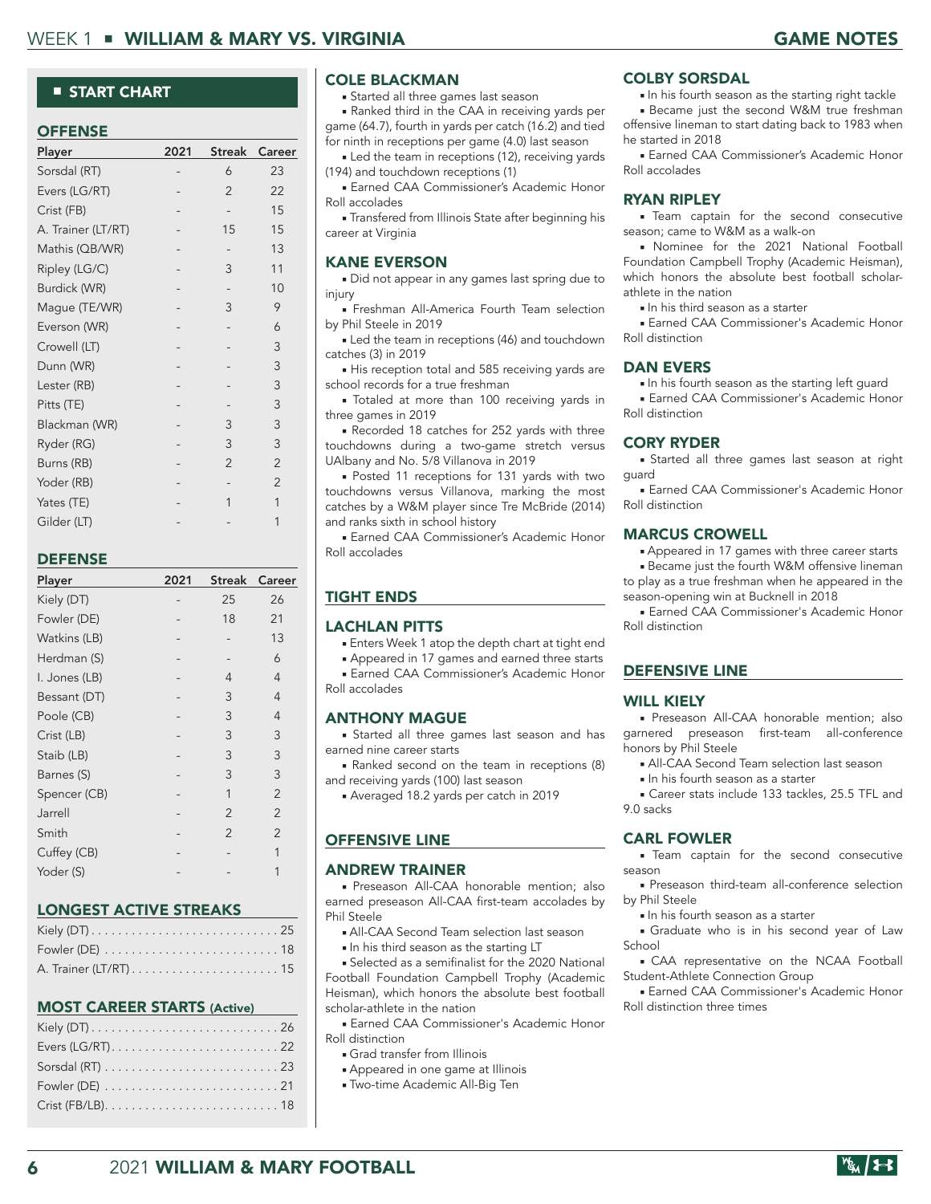## START CHART

### OFFENSE

| Player | 2021 | Streak | Career |
|---|---|---|---|
| Sorsdal (RT) | - | 6 | 23 |
| Evers (LG/RT) | - | 2 | 22 |
| Crist (FB) | - | - | 15 |
| A. Trainer (LT/RT) | - | 15 | 15 |
| Mathis (QB/WR) | - | - | 13 |
| Ripley (LG/C) | - | 3 | 11 |
| Burdick (WR) | - | - | 10 |
| Mague (TE/WR) | - | 3 | 9 |
| Everson (WR) | - | - | 6 |
| Crowell (LT) | - | - | 3 |
| Dunn (WR) | - | - | 3 |
| Lester (RB) | - | - | 3 |
| Pitts (TE) | - | - | 3 |
| Blackman (WR) | - | 3 | 3 |
| Ryder (RG) | - | 3 | 3 |
| Burns (RB) | - | 2 | 2 |
| Yoder (RB) | - | - | 2 |
| Yates (TE) | - | 1 | 1 |
| Gilder (LT) | - | - | 1 |

### DEFENSE

| Player | 2021 | Streak | Career |
|---|---|---|---|
| Kiely (DT) | - | 25 | 26 |
| Fowler (DE) | - | 18 | 21 |
| Watkins (LB) | - | - | 13 |
| Herdman (S) | - | - | 6 |
| I. Jones (LB) | - | 4 | 4 |
| Bessant (DT) | - | 3 | 4 |
| Poole (CB) | - | 3 | 4 |
| Crist (LB) | - | 3 | 3 |
| Staib (LB) | - | 3 | 3 |
| Barnes (S) | - | 3 | 3 |
| Spencer (CB) | - | 1 | 2 |
| Jarrell | - | 2 | 2 |
| Smith | - | 2 | 2 |
| Cuffey (CB) | - | - | 1 |
| Yoder (S) | - | - | 1 |

### LONGEST ACTIVE STREAKS

| Player | Streak |
|---|---|
| Kiely (DT) | 25 |
| Fowler (DE) | 18 |
| A. Trainer (LT/RT) | 15 |

### MOST CAREER STARTS (Active)

| Player | Starts |
|---|---|
| Kiely (DT) | 26 |
| Evers (LG/RT) | 22 |
| Sorsdal (RT) | 23 |
| Fowler (DE) | 21 |
| Crist (FB/LB) | 18 |

### COLE BLACKMAN

- Started all three games last season
- Ranked third in the CAA in receiving yards per game (64.7), fourth in yards per catch (16.2) and tied for ninth in receptions per game (4.0) last season
- Led the team in receptions (12), receiving yards (194) and touchdown receptions (1)
- Earned CAA Commissioner's Academic Honor Roll accolades
- Transfered from Illinois State after beginning his career at Virginia

### KANE EVERSON

- Did not appear in any games last spring due to injury
- Freshman All-America Fourth Team selection by Phil Steele in 2019
- Led the team in receptions (46) and touchdown catches (3) in 2019
- His reception total and 585 receiving yards are school records for a true freshman
- Totaled at more than 100 receiving yards in three games in 2019
- Recorded 18 catches for 252 yards with three touchdowns during a two-game stretch versus UAlbany and No. 5/8 Villanova in 2019
- Posted 11 receptions for 131 yards with two touchdowns versus Villanova, marking the most catches by a W&M player since Tre McBride (2014) and ranks sixth in school history
- Earned CAA Commissioner's Academic Honor Roll accolades

## TIGHT ENDS

### LACHLAN PITTS

- Enters Week 1 atop the depth chart at tight end
- Appeared in 17 gammes and earned three starts
- Earned CAA Commissioner's Academic Honor Roll accolades

### ANTHONY MAGUE

- Started all three games last season and has earned nine career starts
- Ranked second on the team in receptions (8) and receiving yards (100) last season
- Averaged 18.2 yards per catch in 2019

## OFFENSIVE LINE

### ANDREW TRAINER

- Preseason All-CAA honorable mention; also earned preseason All-CAA first-team accolades by Phil Steele
- All-CAA Second Team selection last season
- In his third season as the starting LT
- Selected as a semifinalist for the 2020 National Football Foundation Campbell Trophy (Academic Heisman), which honors the absolute best football scholar-athlete in the nation
- Earned CAA Commissioner's Academic Honor Roll distinction
- Grad transfer from Illinois
- Appeared in one game at Illinois
- Two-time Academic All-Big Ten

### COLBY SORSDAL

- In his fourth season as the starting right tackle
- Became just the second W&M true freshman offensive lineman to start dating back to 1983 when he started in 2018
- Earned CAA Commissioner's Academic Honor Roll accolades

### RYAN RIPLEY

- Team captain for the second consecutive season; came to W&M as a walk-on
- Nominee for the 2021 National Football Foundation Campbell Trophy (Academic Heisman), which honors the absolute best football scholar-athlete in the nation
- In his third season as a starter
- Earned CAA Commissioner's Academic Honor Roll distinction

### DAN EVERS

- In his fourth season as the starting left guard
- Earned CAA Commissioner's Academic Honor Roll distinction

### CORY RYDER

- Started all three games last season at right guard
- Earned CAA Commissioner's Academic Honor Roll distinction

### MARCUS CROWELL

- Appeared in 17 games with three career starts
- Became just the fourth W&M offensive lineman to play as a true freshman when he appeared in the season-opening win at Bucknell in 2018
- Earned CAA Commissioner's Academic Honor Roll distinction

## DEFENSIVE LINE

### WILL KIELY

- Preseason All-CAA honorable mention; also garnered preseason first-team all-conference honors by Phil Steele
- All-CAA Second Team selection last season
- In his fourth season as a starter
- Career stats include 133 tackles, 25.5 TFL and 9.0 sacks

### CARL FOWLER

- Team captain for the second consecutive season
- Preseason third-team all-conference selection by Phil Steele
- In his fourth season as a starter
- Graduate who is in his second year of Law School
- CAA representative on the NCAA Football Student-Athlete Connection Group
- Earned CAA Commissioner's Academic Honor Roll distinction three times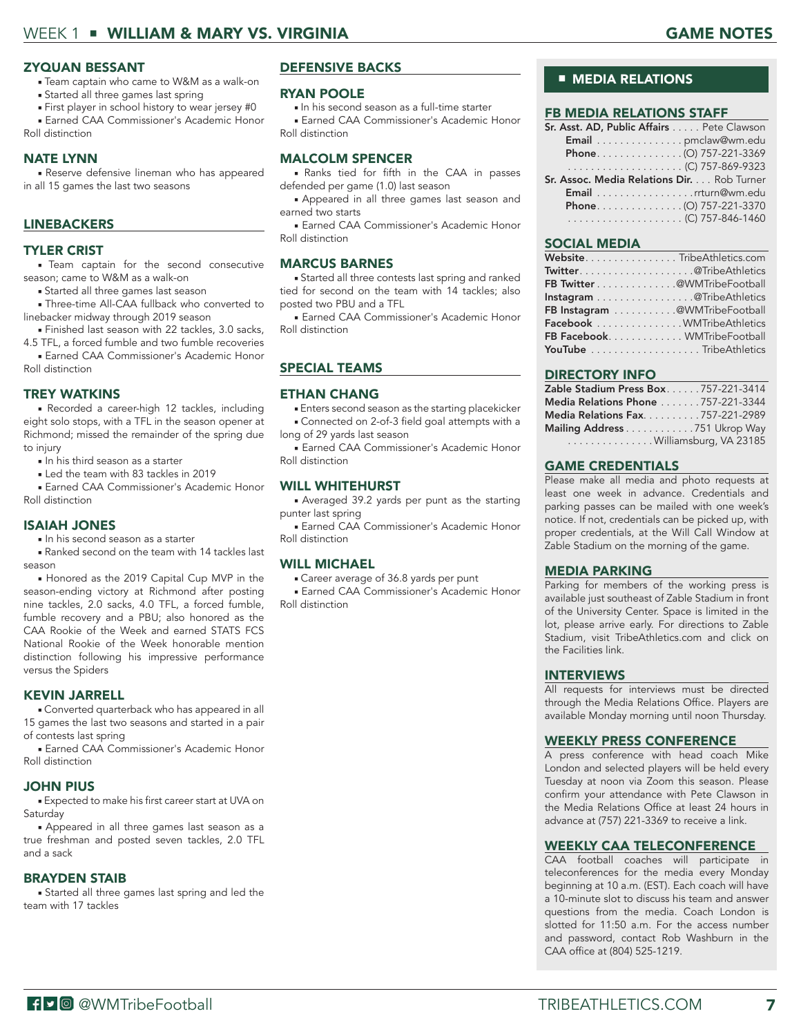## ZYQUAN BESSANT

- Team captain who came to W&M as a walk-on
- Started all three games last spring
- First player in school history to wear jersey #0
- Earned CAA Commissioner's Academic Honor Roll distinction

## NATE LYNN

- Reserve defensive lineman who has appeared in all 15 games the last two seasons

# LINEBACKERS

## TYLER CRIST

- Team captain for the second consecutive season; came to W&M as a walk-on
- Started all three games last season
- Three-time All-CAA fullback who converted to linebacker midway through 2019 season
- Finished last season with 22 tackles, 3.0 sacks, 4.5 TFL, a forced fumble and two fumble recoveries
- Earned CAA Commissioner's Academic Honor Roll distinction

## TREY WATKINS

- Recorded a career-high 12 tackles, including eight solo stops, with a TFL in the season opener at Richmond; missed the remainder of the spring due to injury
- In his third season as a starter
- Led the team with 83 tackles in 2019
- Earned CAA Commissioner's Academic Honor Roll distinction

## ISAIAH JONES

- In his second season as a starter
- Ranked second on the team with 14 tackles last season
- Honored as the 2019 Capital Cup MVP in the season-ending victory at Richmond after posting nine tackles, 2.0 sacks, 4.0 TFL, a forced fumble, fumble recovery and a PBU; also honored as the CAA Rookie of the Week and earned STATS FCS National Rookie of the Week honorable mention distinction following his impressive performance versus the Spiders

## KEVIN JARRELL

- Converted quarterback who has appeared in all 15 games the last two seasons and started in a pair of contests last spring
- Earned CAA Commissioner's Academic Honor Roll distinction

## JOHN PIUS

- Expected to make his first career start at UVA on Saturday
- Appeared in all three games last season as a true freshman and posted seven tackles, 2.0 TFL and a sack

## BRAYDEN STAIB

- Started all three games last spring and led the team with 17 tackles

# DEFENSIVE BACKS

## RYAN POOLE

- In his second season as a full-time starter
- Earned CAA Commissioner's Academic Honor Roll distinction

## MALCOLM SPENCER

- Ranks tied for fifth in the CAA in passes defended per game (1.0) last season
- Appeared in all three games last season and earned two starts
- Earned CAA Commissioner's Academic Honor Roll distinction

## MARCUS BARNES

- Started all three contests last spring and ranked tied for second on the team with 14 tackles; also posted two PBU and a TFL
- Earned CAA Commissioner's Academic Honor Roll distinction

# SPECIAL TEAMS

## ETHAN CHANG

- Enters second season as the starting placekicker
- Connected on 2-of-3 field goal attempts with a long of 29 yards last season
- Earned CAA Commissioner's Academic Honor Roll distinction

## WILL WHITEHURST

- Averaged 39.2 yards per punt as the starting punter last spring
- Earned CAA Commissioner's Academic Honor Roll distinction

## WILL MICHAEL

- Career average of 36.8 yards per punt
- Earned CAA Commissioner's Academic Honor Roll distinction

# MEDIA RELATIONS

## FB MEDIA RELATIONS STAFF

**Sr. Asst. AD, Public Affairs** ..... Pete Clawson
**Email** ............... pmclaw@wm.edu
**Phone**............... (O) 757-221-3369
.................... (C) 757-869-9323

**Sr. Assoc. Media Relations Dir.** .... Rob Turner
**Email** .................rrturn@wm.edu
**Phone**............... (O) 757-221-3370
.................... (C) 757-846-1460

## SOCIAL MEDIA

**Website**................ TribeAthletics.com
**Twitter**.....................@TribeAthletics
**FB Twitter** ..............@WMTribeFootball
**Instagram** ..................@TribeAthletics
**FB Instagram** ...........@WMTribeFootball
**Facebook** ...............WMTribeAthletics
**FB Facebook**.............WMTribeFootball
**YouTube** ................... TribeAthletics

## DIRECTORY INFO

**Zable Stadium Press Box**......757-221-3414
**Media Relations Phone** .......757-221-3344
**Media Relations Fax**..........757-221-2989
**Mailing Address** ............751 Ukrop Way
...............Williamsburg, VA 23185

## GAME CREDENTIALS

Please make all media and photo requests at least one week in advance. Credentials and parking passes can be mailed with one week's notice. If not, credentials can be picked up, with proper credentials, at the Will Call Window at Zable Stadium on the morning of the game.

## MEDIA PARKING

Parking for members of the working press is available just southeast of Zable Stadium in front of the University Center. Space is limited in the lot, please arrive early. For directions to Zable Stadium, visit TribeAthletics.com and click on the Facilities link.

## INTERVIEWS

All requests for interviews must be directed through the Media Relations Office. Players are available Monday morning until noon Thursday.

## WEEKLY PRESS CONFERENCE

A press conference with head coach Mike London and selected players will be held every Tuesday at noon via Zoom this season. Please confirm your attendance with Pete Clawson in the Media Relations Office at least 24 hours in advance at (757) 221-3369 to receive a link.

## WEEKLY CAA TELECONFERENCE

CAA football coaches will participate in teleconferences for the media every Monday beginning at 10 a.m. (EST). Each coach will have a 10-minute slot to discuss his team and answer questions from the media. Coach London is slotted for 11:50 a.m. For the access number and password, contact Rob Washburn in the CAA office at (804) 525-1219.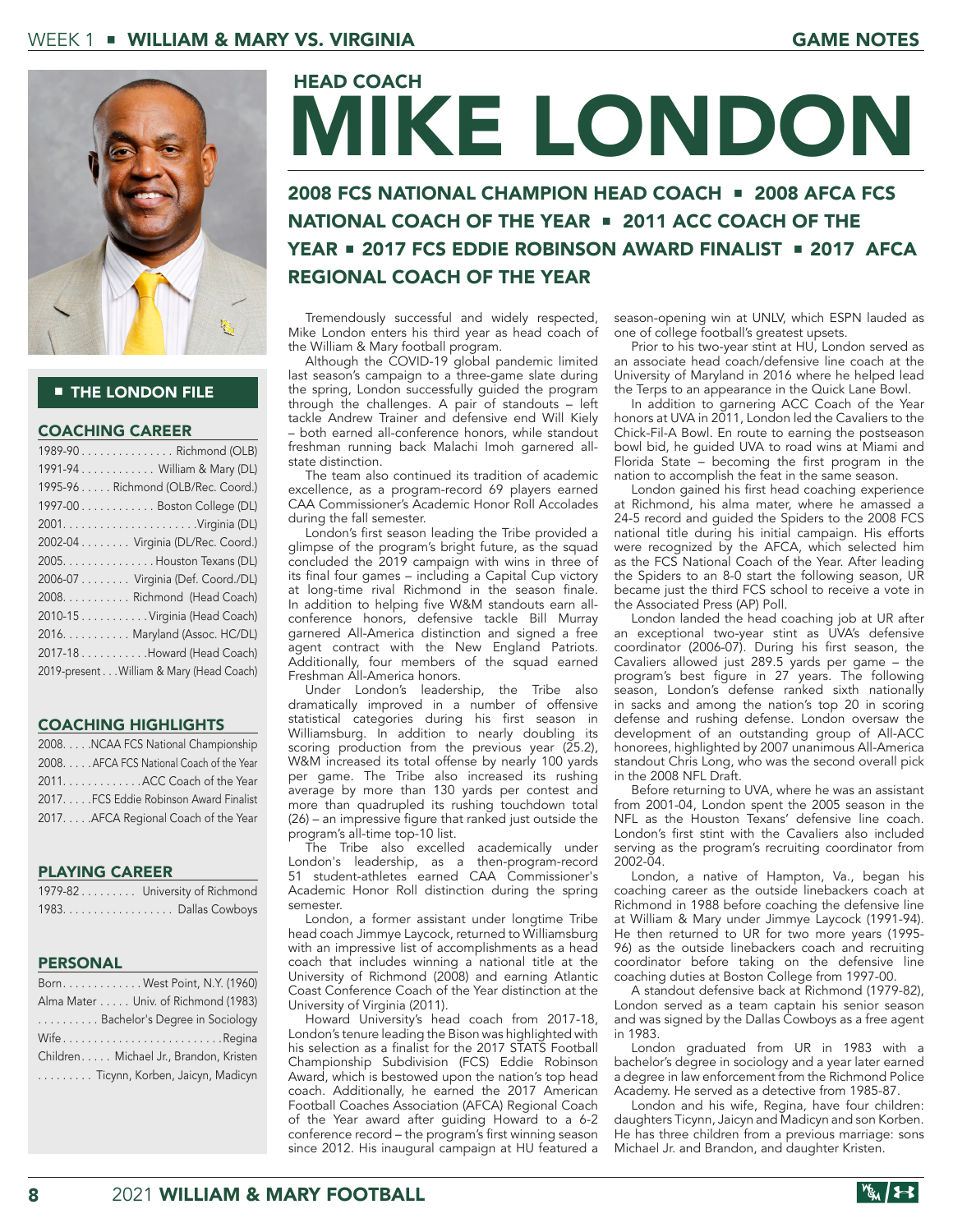## HEAD COACH

# MIKE LONDON

### 2008 FCS NATIONAL CHAMPION HEAD COACH ■ 2008 AFCA FCS NATIONAL COACH OF THE YEAR ■ 2011 ACC COACH OF THE YEAR ■ 2017 FCS EDDIE ROBINSON AWARD FINALIST ■ 2017 AFCA REGIONAL COACH OF THE YEAR

## ■ THE LONDON FILE

### COACHING CAREER

| | |
|---|---|
| 1989-90 | Richmond (OLB) |
| 1991-94 | William & Mary (DL) |
| 1995-96 | Richmond (OLB/Rec. Coord.) |
| 1997-00 | Boston College (DL) |
| 2001 | Virginia (DL) |
| 2002-04 | Virginia (DL/Rec. Coord.) |
| 2005 | Houston Texans (DL) |
| 2006-07 | Virginia (Def. Coord./DL) |
| 2008 | Richmond (Head Coach) |
| 2010-15 | Virginia (Head Coach) |
| 2016 | Maryland (Assoc. HC/DL) |
| 2017-18 | Howard (Head Coach) |
| 2019-present | William & Mary (Head Coach) |

### COACHING HIGHLIGHTS

| | |
|---|---|
| 2008 | NCAA FCS National Championship |
| 2008 | AFCA FCS National Coach of the Year |
| 2011 | ACC Coach of the Year |
| 2017 | FCS Eddie Robinson Award Finalist |
| 2017 | AFCA Regional Coach of the Year |

### PLAYING CAREER

| | |
|---|---|
| 1979-82 | University of Richmond |
| 1983 | Dallas Cowboys |

### PERSONAL

| | |
|---|---|
| Born | West Point, N.Y. (1960) |
| Alma Mater | Univ. of Richmond (1983) |
| | Bachelor's Degree in Sociology |
| Wife | Regina |
| Children | Michael Jr., Brandon, Kristen |
| | Ticynn, Korben, Jaicyn, Madicyn |

Tremendously successful and widely respected, Mike London enters his third year as head coach of the William & Mary football program.

Although the COVID-19 global pandemic limited last season's campaign to a three-game slate during the spring, London successfully guided the program through the challenges. A pair of standouts – left tackle Andrew Trainer and defensive end Will Kiely – both earned all-conference honors, while standout freshman running back Malachi Imoh garnered all-state distinction.

The team also continued its tradition of academic excellence, as a program-record 69 players earned CAA Commissioner's Academic Honor Roll Accolades during the fall semester.

London's first season leading the Tribe provided a glimpse of the program's bright future, as the squad concluded the 2019 campaign with wins in three of its final four games – including a Capital Cup victory at long-time rival Richmond in the season finale. In addition to helping five W&M standouts earn all-conference honors, defensive tackle Bill Murray garnered All-America distinction and signed a free agent contract with the New England Patriots. Additionally, four members of the squad earned Freshman All-America honors.

Under London's leadership, the Tribe also dramatically improved in a number of offensive statistical categories during his first season in Williamsburg. In addition to nearly doubling its scoring production from the previous year (25.2), W&M increased its total offense by nearly 100 yards per game. The Tribe also increased its rushing average by more than 130 yards per contest and more than quadrupled its rushing touchdown total (26) – an impressive figure that ranked just outside the program's all-time top-10 list.

The Tribe also excelled academically under London's leadership, as a then-program-record 51 student-athletes earned CAA Commissioner's Academic Honor Roll distinction during the spring semester.

London, a former assistant under longtime Tribe head coach Jimmye Laycock, returned to Williamsburg with an impressive list of accomplishments as a head coach that includes winning a national title at the University of Richmond (2008) and earning Atlantic Coast Conference Coach of the Year distinction at the University of Virginia (2011).

Howard University's head coach from 2017-18, London's tenure leading the Bison was highlighted with his selection as a finalist for the 2017 STATS Football Championship Subdivision (FCS) Eddie Robinson Award, which is bestowed upon the nation's top head coach. Additionally, he earned the 2017 American Football Coaches Association (AFCA) Regional Coach of the Year award after guiding Howard to a 6-2 conference record – the program's first winning season since 2012. His inaugural campaign at HU featured a season-opening win at UNLV, which ESPN lauded as one of college football's greatest upsets.

Prior to his two-year stint at HU, London served as an associate head coach/defensive line coach at the University of Maryland in 2016 where he helped lead the Terps to an appearance in the Quick Lane Bowl.

In addition to garnering ACC Coach of the Year honors at UVA in 2011, London led the Cavaliers to the Chick-Fil-A Bowl. En route to earning the postseason bowl bid, he guided UVA to road wins at Miami and Florida State – becoming the first program in the nation to accomplish the feat in the same season.

London gained his first head coaching experience at Richmond, his alma mater, where he amassed a 24-5 record and guided the Spiders to the 2008 FCS national title during his initial campaign. His efforts were recognized by the AFCA, which selected him as the FCS National Coach of the Year. After leading the Spiders to an 8-0 start the following season, UR became just the third FCS school to receive a vote in the Associated Press (AP) Poll.

London landed the head coaching job at UR after an exceptional two-year stint as UVA's defensive coordinator (2006-07). During his first season, the Cavaliers allowed just 289.5 yards per game – the program's best figure in 27 years. The following season, London's defense ranked sixth nationally in sacks and among the nation's top 20 in scoring defense and rushing defense. London oversaw the development of an outstanding group of All-ACC honorees, highlighted by 2007 unanimous All-America standout Chris Long, who was the second overall pick in the 2008 NFL Draft.

Before returning to UVA, where he was an assistant from 2001-04, London spent the 2005 season in the NFL as the Houston Texans' defensive line coach. London's first stint with the Cavaliers also included serving as the program's recruiting coordinator from 2002-04.

London, a native of Hampton, Va., began his coaching career as the outside linebackers coach at Richmond in 1988 before coaching the defensive line at William & Mary under Jimmye Laycock (1991-94). He then returned to UR for two more years (1995-96) as the outside linebackers coach and recruiting coordinator before taking on the defensive line coaching duties at Boston College from 1997-00.

A standout defensive back at Richmond (1979-82), London served as a team captain his senior season and was signed by the Dallas Cowboys as a free agent in 1983.

London graduated from UR in 1983 with a bachelor's degree in sociology and a year later earned a degree in law enforcement from the Richmond Police Academy. He served as a detective from 1985-87.

London and his wife, Regina, have four children: daughters Ticynn, Jaicyn and Madicyn and son Korben. He has three children from a previous marriage: sons Michael Jr. and Brandon, and daughter Kristen.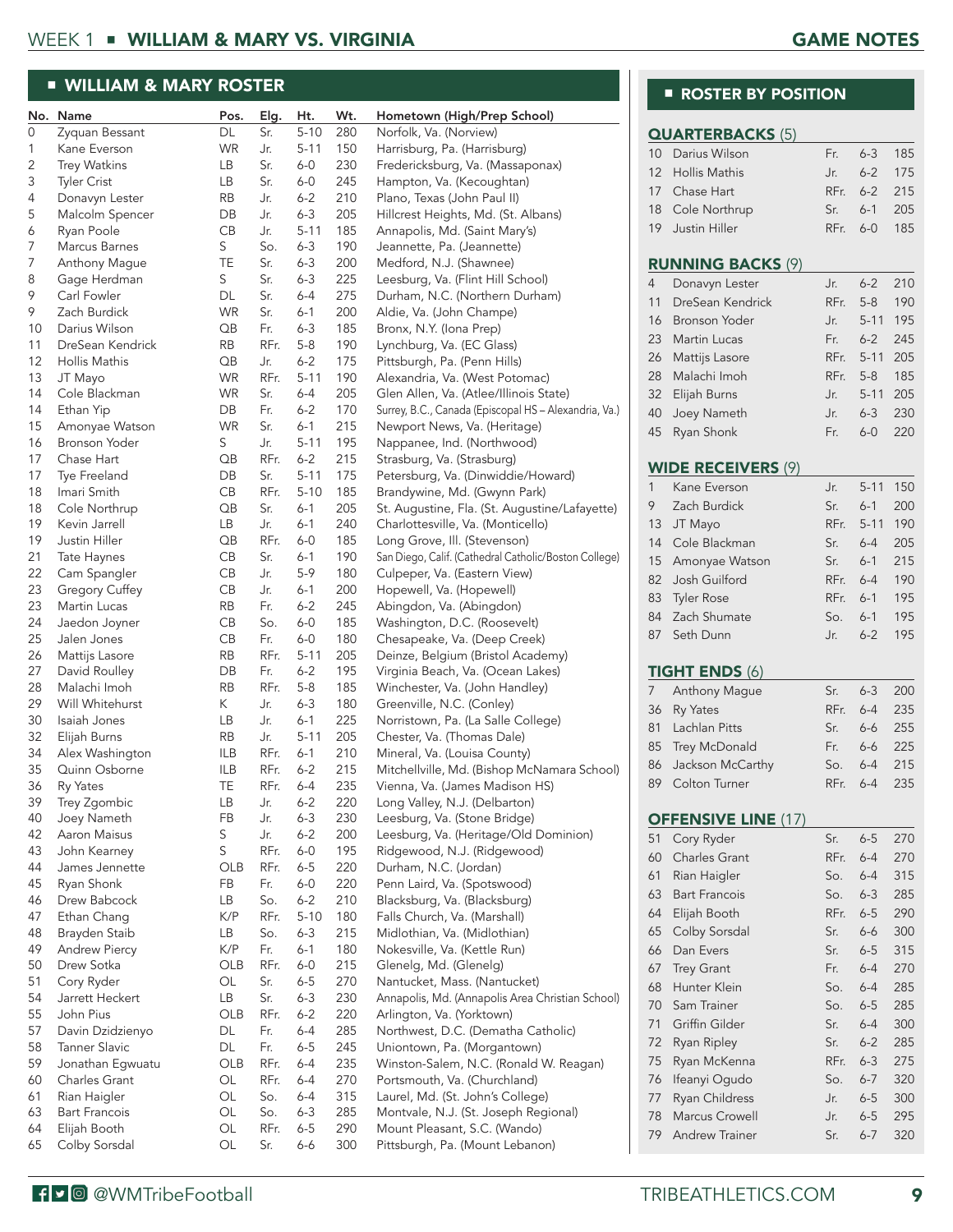## WILLIAM & MARY ROSTER

| No. | Name | Pos. | Elg. | Ht. | Wt. | Hometown (High/Prep School) |
|---|---|---|---|---|---|---|
| 0 | Zyquan Bessant | DL | Sr. | 5-10 | 280 | Norfolk, Va. (Norview) |
| 1 | Kane Everson | WR | Jr. | 5-11 | 150 | Harrisburg, Pa. (Harrisburg) |
| 2 | Trey Watkins | LB | Sr. | 6-0 | 230 | Fredericksburg, Va. (Massaponax) |
| 3 | Tyler Crist | LB | Sr. | 6-0 | 245 | Hampton, Va. (Kecoughtan) |
| 4 | Donavyn Lester | RB | Jr. | 6-2 | 210 | Plano, Texas (John Paul II) |
| 5 | Malcolm Spencer | DB | Jr. | 6-3 | 205 | Hillcrest Heights, Md. (St. Albans) |
| 6 | Ryan Poole | CB | Jr. | 5-11 | 185 | Annapolis, Md. (Saint Mary's) |
| 7 | Marcus Barnes | S | So. | 6-3 | 190 | Jeannette, Pa. (Jeannette) |
| 7 | Anthony Mague | TE | Sr. | 6-3 | 200 | Medford, N.J. (Shawnee) |
| 8 | Gage Herdman | S | Sr. | 6-3 | 225 | Leesburg, Va. (Flint Hill School) |
| 9 | Carl Fowler | DL | Sr. | 6-4 | 275 | Durham, N.C. (Northern Durham) |
| 9 | Zach Burdick | WR | Sr. | 6-1 | 200 | Aldie, Va. (John Champe) |
| 10 | Darius Wilson | QB | Fr. | 6-3 | 185 | Bronx, N.Y. (Iona Prep) |
| 11 | DreSean Kendrick | RB | RFr. | 5-8 | 190 | Lynchburg, Va. (EC Glass) |
| 12 | Hollis Mathis | QB | Jr. | 6-2 | 175 | Pittsburgh, Pa. (Penn Hills) |
| 13 | JT Mayo | WR | RFr. | 5-11 | 190 | Alexandria, Va. (West Potomac) |
| 14 | Cole Blackman | WR | Sr. | 6-4 | 205 | Glen Allen, Va. (Atlee/Illinois State) |
| 14 | Ethan Yip | DB | Fr. | 6-2 | 170 | Surrey, B.C., Canada (Episcopal HS – Alexandria, Va.) |
| 15 | Amonyae Watson | WR | Sr. | 6-1 | 215 | Newport News, Va. (Heritage) |
| 16 | Bronson Yoder | S | Jr. | 5-11 | 195 | Nappanee, Ind. (Northwood) |
| 17 | Chase Hart | QB | RFr. | 6-2 | 215 | Strasburg, Va. (Strasburg) |
| 17 | Tye Freeland | DB | Sr. | 5-11 | 175 | Petersburg, Va. (Dinwiddie/Howard) |
| 18 | Imari Smith | CB | RFr. | 5-10 | 185 | Brandywine, Md. (Gwynn Park) |
| 18 | Cole Northrup | QB | Sr. | 6-1 | 205 | St. Augustine, Fla. (St. Augustine/Lafayette) |
| 19 | Kevin Jarrell | LB | Jr. | 6-1 | 240 | Charlottesville, Va. (Monticello) |
| 19 | Justin Hiller | QB | RFr. | 6-0 | 185 | Long Grove, Ill. (Stevenson) |
| 21 | Tate Haynes | CB | Sr. | 6-1 | 190 | San Diego, Calif. (Cathedral Catholic/Boston College) |
| 22 | Cam Spangler | CB | Jr. | 5-9 | 180 | Culpeper, Va. (Eastern View) |
| 23 | Gregory Cuffey | CB | Jr. | 6-1 | 200 | Hopewell, Va. (Hopewell) |
| 23 | Martin Lucas | RB | Fr. | 6-2 | 245 | Abingdon, Va. (Abingdon) |
| 24 | Jaedon Joyner | CB | So. | 6-0 | 185 | Washington, D.C. (Roosevelt) |
| 25 | Jalen Jones | CB | Fr. | 6-0 | 180 | Chesapeake, Va. (Deep Creek) |
| 26 | Mattijs Lasore | RB | RFr. | 5-11 | 205 | Deinze, Belgium (Bristol Academy) |
| 27 | David Roulley | DB | Fr. | 6-2 | 195 | Virginia Beach, Va. (Ocean Lakes) |
| 28 | Malachi Imoh | RB | RFr. | 5-8 | 185 | Winchester, Va. (John Handley) |
| 29 | Will Whitehurst | K | Jr. | 6-3 | 180 | Greenville, N.C. (Conley) |
| 30 | Isaiah Jones | LB | Jr. | 6-1 | 225 | Norristown, Pa. (La Salle College) |
| 32 | Elijah Burns | RB | Jr. | 5-11 | 205 | Chester, Va. (Thomas Dale) |
| 34 | Alex Washington | ILB | RFr. | 6-1 | 210 | Mineral, Va. (Louisa County) |
| 35 | Quinn Osborne | ILB | RFr. | 6-2 | 215 | Mitchellville, Md. (Bishop McNamara School) |
| 36 | Ry Yates | TE | RFr. | 6-4 | 235 | Vienna, Va. (James Madison HS) |
| 39 | Trey Zgombic | LB | Jr. | 6-2 | 220 | Long Valley, N.J. (Delbarton) |
| 40 | Joey Nameth | FB | Jr. | 6-3 | 230 | Leesburg, Va. (Stone Bridge) |
| 42 | Aaron Maisus | S | Jr. | 6-2 | 200 | Leesburg, Va. (Heritage/Old Dominion) |
| 43 | John Kearney | S | RFr. | 6-0 | 195 | Ridgewood, N.J. (Ridgewood) |
| 44 | James Jennette | OLB | RFr. | 6-5 | 220 | Durham, N.C. (Jordan) |
| 45 | Ryan Shonk | FB | Fr. | 6-0 | 220 | Penn Laird, Va. (Spotswood) |
| 46 | Drew Babcock | LB | So. | 6-2 | 210 | Blacksburg, Va. (Blacksburg) |
| 47 | Ethan Chang | K/P | RFr. | 5-10 | 180 | Falls Church, Va. (Marshall) |
| 48 | Brayden Staib | LB | So. | 6-3 | 215 | Midlothian, Va. (Midlothian) |
| 49 | Andrew Piercy | K/P | Fr. | 6-1 | 180 | Nokesville, Va. (Kettle Run) |
| 50 | Drew Sotka | OLB | RFr. | 6-0 | 215 | Glenelg, Md. (Glenelg) |
| 51 | Cory Ryder | OL | Sr. | 6-5 | 270 | Nantucket, Mass. (Nantucket) |
| 54 | Jarrett Heckert | LB | Sr. | 6-3 | 230 | Annapolis, Md. (Annapolis Area Christian School) |
| 55 | John Pius | OLB | RFr. | 6-2 | 220 | Arlington, Va. (Yorktown) |
| 57 | Davin Dzidzienyo | DL | Fr. | 6-4 | 285 | Northwest, D.C. (Dematha Catholic) |
| 58 | Tanner Slavic | DL | Fr. | 6-5 | 245 | Uniontown, Pa. (Morgantown) |
| 59 | Jonathan Egwuatu | OLB | RFr. | 6-4 | 235 | Winston-Salem, N.C. (Ronald W. Reagan) |
| 60 | Charles Grant | OL | RFr. | 6-4 | 270 | Portsmouth, Va. (Churchland) |
| 61 | Rian Haigler | OL | So. | 6-4 | 315 | Laurel, Md. (St. John's College) |
| 63 | Bart Francois | OL | So. | 6-3 | 285 | Montvale, N.J. (St. Joseph Regional) |
| 64 | Elijah Booth | OL | RFr. | 6-5 | 290 | Mount Pleasant, S.C. (Wando) |
| 65 | Colby Sorsdal | OL | Sr. | 6-6 | 300 | Pittsburgh, Pa. (Mount Lebanon) |

## ROSTER BY POSITION

### QUARTERBACKS (5)

| No. | Name | Elg. | Ht. | Wt. |
|---|---|---|---|---|
| 10 | Darius Wilson | Fr. | 6-3 | 185 |
| 12 | Hollis Mathis | Jr. | 6-2 | 175 |
| 17 | Chase Hart | RFr. | 6-2 | 215 |
| 18 | Cole Northrup | Sr. | 6-1 | 205 |
| 19 | Justin Hiller | RFr. | 6-0 | 185 |

### RUNNING BACKS (9)

| No. | Name | Elg. | Ht. | Wt. |
|---|---|---|---|---|
| 4 | Donavyn Lester | Jr. | 6-2 | 210 |
| 11 | DreSean Kendrick | RFr. | 5-8 | 190 |
| 16 | Bronson Yoder | Jr. | 5-11 | 195 |
| 23 | Martin Lucas | Fr. | 6-2 | 245 |
| 26 | Mattijs Lasore | RFr. | 5-11 | 205 |
| 28 | Malachi Imoh | RFr. | 5-8 | 185 |
| 32 | Elijah Burns | Jr. | 5-11 | 205 |
| 40 | Joey Nameth | Jr. | 6-3 | 230 |
| 45 | Ryan Shonk | Fr. | 6-0 | 220 |

### WIDE RECEIVERS (9)

| No. | Name | Elg. | Ht. | Wt. |
|---|---|---|---|---|
| 1 | Kane Everson | Jr. | 5-11 | 150 |
| 9 | Zach Burdick | Sr. | 6-1 | 200 |
| 13 | JT Mayo | RFr. | 5-11 | 190 |
| 14 | Cole Blackman | Sr. | 6-4 | 205 |
| 15 | Amonyae Watson | Sr. | 6-1 | 215 |
| 82 | Josh Guilford | RFr. | 6-4 | 190 |
| 83 | Tyler Rose | RFr. | 6-1 | 195 |
| 84 | Zach Shumate | So. | 6-1 | 195 |
| 87 | Seth Dunn | Jr. | 6-2 | 195 |

### TIGHT ENDS (6)

| No. | Name | Elg. | Ht. | Wt. |
|---|---|---|---|---|
| 7 | Anthony Mague | Sr. | 6-3 | 200 |
| 36 | Ry Yates | RFr. | 6-4 | 235 |
| 81 | Lachlan Pitts | Sr. | 6-6 | 255 |
| 85 | Trey McDonald | Fr. | 6-6 | 225 |
| 86 | Jackson McCarthy | So. | 6-4 | 215 |
| 89 | Colton Turner | RFr. | 6-4 | 235 |

### OFFENSIVE LINE (17)

| No. | Name | Elg. | Ht. | Wt. |
|---|---|---|---|---|
| 51 | Cory Ryder | Sr. | 6-5 | 270 |
| 60 | Charles Grant | RFr. | 6-4 | 270 |
| 61 | Rian Haigler | So. | 6-4 | 315 |
| 63 | Bart Francois | So. | 6-3 | 285 |
| 64 | Elijah Booth | RFr. | 6-5 | 290 |
| 65 | Colby Sorsdal | Sr. | 6-6 | 300 |
| 66 | Dan Evers | Sr. | 6-5 | 315 |
| 67 | Trey Grant | Fr. | 6-4 | 270 |
| 68 | Hunter Klein | So. | 6-4 | 285 |
| 70 | Sam Trainer | So. | 6-5 | 285 |
| 71 | Griffin Gilder | Sr. | 6-4 | 300 |
| 72 | Ryan Ripley | Sr. | 6-2 | 285 |
| 75 | Ryan McKenna | RFr. | 6-3 | 275 |
| 76 | Ifeanyi Ogudo | So. | 6-7 | 320 |
| 77 | Ryan Childress | Jr. | 6-5 | 300 |
| 78 | Marcus Crowell | Jr. | 6-5 | 295 |
| 79 | Andrew Trainer | Sr. | 6-7 | 320 |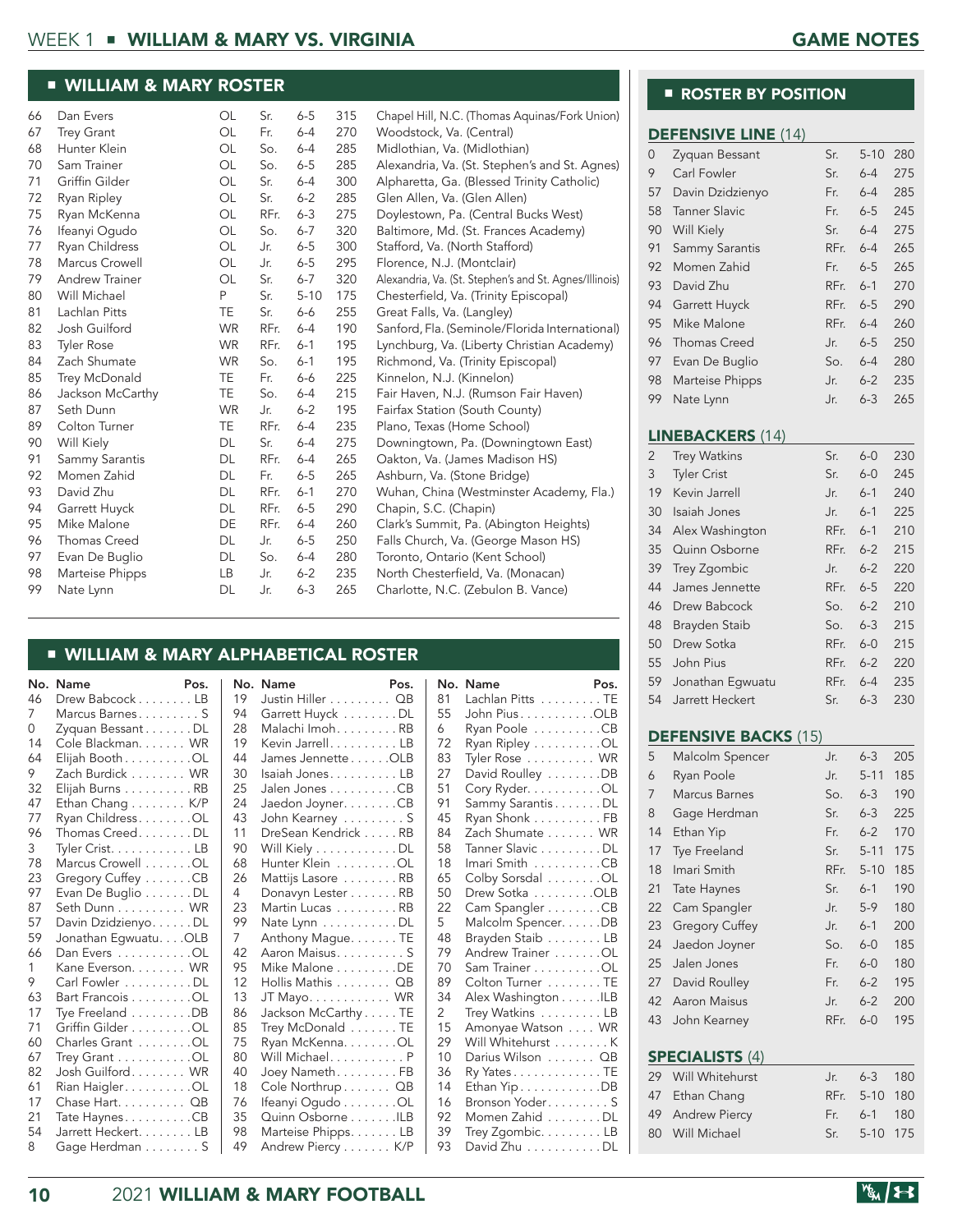## WILLIAM & MARY ROSTER

| No. | Name | Pos. | Cl. | Ht. | Wt. | Hometown (High School) |
|---|---|---|---|---|---|---|
| 66 | Dan Evers | OL | Sr. | 6-5 | 315 | Chapel Hill, N.C. (Thomas Aquinas/Fork Union) |
| 67 | Trey Grant | OL | Fr. | 6-4 | 270 | Woodstock, Va. (Central) |
| 68 | Hunter Klein | OL | So. | 6-4 | 285 | Midlothian, Va. (Midlothian) |
| 70 | Sam Trainer | OL | So. | 6-5 | 285 | Alexandria, Va. (St. Stephen's and St. Agnes) |
| 71 | Griffin Gilder | OL | Sr. | 6-4 | 300 | Alpharetta, Ga. (Blessed Trinity Catholic) |
| 72 | Ryan Ripley | OL | Sr. | 6-2 | 285 | Glen Allen, Va. (Glen Allen) |
| 75 | Ryan McKenna | OL | RFr. | 6-3 | 275 | Doylestown, Pa. (Central Bucks West) |
| 76 | Ifeanyi Ogudo | OL | So. | 6-7 | 320 | Baltimore, Md. (St. Frances Academy) |
| 77 | Ryan Childress | OL | Jr. | 6-5 | 300 | Stafford, Va. (North Stafford) |
| 78 | Marcus Crowell | OL | Jr. | 6-5 | 295 | Florence, N.J. (Montclair) |
| 79 | Andrew Trainer | OL | Sr. | 6-7 | 320 | Alexandria, Va. (St. Stephen's and St. Agnes/Illinois) |
| 80 | Will Michael | P | Sr. | 5-10 | 175 | Chesterfield, Va. (Trinity Episcopal) |
| 81 | Lachlan Pitts | TE | Sr. | 6-6 | 255 | Great Falls, Va. (Langley) |
| 82 | Josh Guilford | WR | RFr. | 6-4 | 190 | Sanford, Fla. (Seminole/Florida International) |
| 83 | Tyler Rose | WR | RFr. | 6-1 | 195 | Lynchburg, Va. (Liberty Christian Academy) |
| 84 | Zach Shumate | WR | So. | 6-1 | 195 | Richmond, Va. (Trinity Episcopal) |
| 85 | Trey McDonald | TE | Fr. | 6-6 | 225 | Kinnelon, N.J. (Kinnelon) |
| 86 | Jackson McCarthy | TE | So. | 6-4 | 215 | Fair Haven, N.J. (Rumson Fair Haven) |
| 87 | Seth Dunn | WR | Jr. | 6-2 | 195 | Fairfax Station (South County) |
| 89 | Colton Turner | TE | RFr. | 6-4 | 235 | Plano, Texas (Home School) |
| 90 | Will Kiely | DL | Sr. | 6-4 | 275 | Downingtown, Pa. (Downingtown East) |
| 91 | Sammy Sarantis | DL | RFr. | 6-4 | 265 | Oakton, Va. (James Madison HS) |
| 92 | Momen Zahid | DL | Fr. | 6-5 | 265 | Ashburn, Va. (Stone Bridge) |
| 93 | David Zhu | DL | RFr. | 6-1 | 270 | Wuhan, China (Westminster Academy, Fla.) |
| 94 | Garrett Huyck | DL | RFr. | 6-5 | 290 | Chapin, S.C. (Chapin) |
| 95 | Mike Malone | DE | RFr. | 6-4 | 260 | Clark's Summit, Pa. (Abington Heights) |
| 96 | Thomas Creed | DL | Jr. | 6-5 | 250 | Falls Church, Va. (George Mason HS) |
| 97 | Evan De Buglio | DL | So. | 6-4 | 280 | Toronto, Ontario (Kent School) |
| 98 | Marteise Phipps | LB | Jr. | 6-2 | 235 | North Chesterfield, Va. (Monacan) |
| 99 | Nate Lynn | DL | Jr. | 6-3 | 265 | Charlotte, N.C. (Zebulon B. Vance) |

## WILLIAM & MARY ALPHABETICAL ROSTER

| No. | Name | Pos. | No. | Name | Pos. | No. | Name | Pos. |
|---|---|---|---|---|---|---|---|---|
| 46 | Drew Babcock | LB | 19 | Justin Hiller | QB | 81 | Lachlan Pitts | TE |
| 7 | Marcus Barnes | S | 94 | Garrett Huyck | DL | 55 | John Pius | OLB |
| 0 | Zyquan Bessant | DL | 28 | Malachi Imoh | RB | 6 | Ryan Poole | CB |
| 14 | Cole Blackman | WR | 19 | Kevin Jarrell | LB | 72 | Ryan Ripley | OL |
| 64 | Elijah Booth | OL | 44 | James Jennette | OLB | 83 | Tyler Rose | WR |
| 9 | Zach Burdick | WR | 30 | Isaiah Jones | LB | 27 | David Roulley | DB |
| 32 | Elijah Burns | RB | 25 | Jalen Jones | CB | 51 | Cory Ryder | OL |
| 47 | Ethan Chang | K/P | 24 | Jaedon Joyner | CB | 91 | Sammy Sarantis | DL |
| 77 | Ryan Childress | OL | 43 | John Kearney | S | 45 | Ryan Shonk | FB |
| 96 | Thomas Creed | DL | 11 | DreSean Kendrick | RB | 84 | Zach Shumate | WR |
| 3 | Tyler Crist | LB | 90 | Will Kiely | DL | 58 | Tanner Slavic | DL |
| 78 | Marcus Crowell | OL | 68 | Hunter Klein | OL | 18 | Imari Smith | CB |
| 23 | Gregory Cuffey | CB | 26 | Mattijs Lasore | RB | 65 | Colby Sorsdal | OL |
| 97 | Evan De Buglio | DL | 4 | Donavyn Lester | RB | 50 | Drew Sotka | OLB |
| 87 | Seth Dunn | WR | 23 | Martin Lucas | RB | 22 | Cam Spangler | CB |
| 57 | Davin Dzidzienyo | DL | 99 | Nate Lynn | DL | 5 | Malcolm Spencer | DB |
| 59 | Jonathan Egwuatu | OLB | 7 | Anthony Mague | TE | 48 | Brayden Staib | LB |
| 66 | Dan Evers | OL | 42 | Aaron Maisus | S | 79 | Andrew Trainer | OL |
| 1 | Kane Everson | WR | 95 | Mike Malone | DE | 70 | Sam Trainer | OL |
| 9 | Carl Fowler | DL | 12 | Hollis Mathis | QB | 89 | Colton Turner | TE |
| 63 | Bart Francois | OL | 13 | JT Mayo | WR | 34 | Alex Washington | ILB |
| 17 | Tye Freeland | DB | 86 | Jackson McCarthy | TE | 2 | Trey Watkins | LB |
| 71 | Griffin Gilder | OL | 85 | Trey McDonald | TE | 15 | Amonyae Watson | WR |
| 60 | Charles Grant | OL | 75 | Ryan McKenna | OL | 29 | Will Whitehurst | K |
| 67 | Trey Grant | OL | 80 | Will Michael | P | 10 | Darius Wilson | QB |
| 82 | Josh Guilford | WR | 40 | Joey Nameth | FB | 36 | Ry Yates | TE |
| 61 | Rian Haigler | OL | 18 | Cole Northrup | QB | 14 | Ethan Yip | DB |
| 17 | Chase Hart | QB | 76 | Ifeanyi Ogudo | OL | 16 | Bronson Yoder | S |
| 21 | Tate Haynes | CB | 35 | Quinn Osborne | ILB | 92 | Momen Zahid | DL |
| 54 | Jarrett Heckert | LB | 98 | Marteise Phipps | LB | 39 | Trey Zgombic | LB |
| 8 | Gage Herdman | S | 49 | Andrew Piercy | K/P | 93 | David Zhu | DL |

## ROSTER BY POSITION

### DEFENSIVE LINE (14)

| No. | Name | Cl. | Ht. | Wt. |
|---|---|---|---|---|
| 0 | Zyquan Bessant | Sr. | 5-10 | 280 |
| 9 | Carl Fowler | Sr. | 6-4 | 275 |
| 57 | Davin Dzidzienyo | Fr. | 6-4 | 285 |
| 58 | Tanner Slavic | Fr. | 6-5 | 245 |
| 90 | Will Kiely | Sr. | 6-4 | 275 |
| 91 | Sammy Sarantis | RFr. | 6-4 | 265 |
| 92 | Momen Zahid | Fr. | 6-5 | 265 |
| 93 | David Zhu | RFr. | 6-1 | 270 |
| 94 | Garrett Huyck | RFr. | 6-5 | 290 |
| 95 | Mike Malone | RFr. | 6-4 | 260 |
| 96 | Thomas Creed | Jr. | 6-5 | 250 |
| 97 | Evan De Buglio | So. | 6-4 | 280 |
| 98 | Marteise Phipps | Jr. | 6-2 | 235 |
| 99 | Nate Lynn | Jr. | 6-3 | 265 |

### LINEBACKERS (14)

| No. | Name | Cl. | Ht. | Wt. |
|---|---|---|---|---|
| 2 | Trey Watkins | Sr. | 6-0 | 230 |
| 3 | Tyler Crist | Sr. | 6-0 | 245 |
| 19 | Kevin Jarrell | Jr. | 6-1 | 240 |
| 30 | Isaiah Jones | Jr. | 6-1 | 225 |
| 34 | Alex Washington | RFr. | 6-1 | 210 |
| 35 | Quinn Osborne | RFr. | 6-2 | 215 |
| 39 | Trey Zgombic | Jr. | 6-2 | 220 |
| 44 | James Jennette | RFr. | 6-5 | 220 |
| 46 | Drew Babcock | So. | 6-2 | 210 |
| 48 | Brayden Staib | So. | 6-3 | 215 |
| 50 | Drew Sotka | RFr. | 6-0 | 215 |
| 55 | John Pius | RFr. | 6-2 | 220 |
| 59 | Jonathan Egwuatu | RFr. | 6-4 | 235 |
| 54 | Jarrett Heckert | Sr. | 6-3 | 230 |

### DEFENSIVE BACKS (15)

| No. | Name | Cl. | Ht. | Wt. |
|---|---|---|---|---|
| 5 | Malcolm Spencer | Jr. | 6-3 | 205 |
| 6 | Ryan Poole | Jr. | 5-11 | 185 |
| 7 | Marcus Barnes | So. | 6-3 | 190 |
| 8 | Gage Herdman | Sr. | 6-3 | 225 |
| 14 | Ethan Yip | Fr. | 6-2 | 170 |
| 17 | Tye Freeland | Sr. | 5-11 | 175 |
| 18 | Imari Smith | RFr. | 5-10 | 185 |
| 21 | Tate Haynes | Sr. | 6-1 | 190 |
| 22 | Cam Spangler | Jr. | 5-9 | 180 |
| 23 | Gregory Cuffey | Jr. | 6-1 | 200 |
| 24 | Jaedon Joyner | So. | 6-0 | 185 |
| 25 | Jalen Jones | Fr. | 6-0 | 180 |
| 27 | David Roulley | Fr. | 6-2 | 195 |
| 42 | Aaron Maisus | Jr. | 6-2 | 200 |
| 43 | John Kearney | RFr. | 6-0 | 195 |

### SPECIALISTS (4)

| No. | Name | Cl. | Ht. | Wt. |
|---|---|---|---|---|
| 29 | Will Whitehurst | Jr. | 6-3 | 180 |
| 47 | Ethan Chang | RFr. | 5-10 | 180 |
| 49 | Andrew Piercy | Fr. | 6-1 | 180 |
| 80 | Will Michael | Sr. | 5-10 | 175 |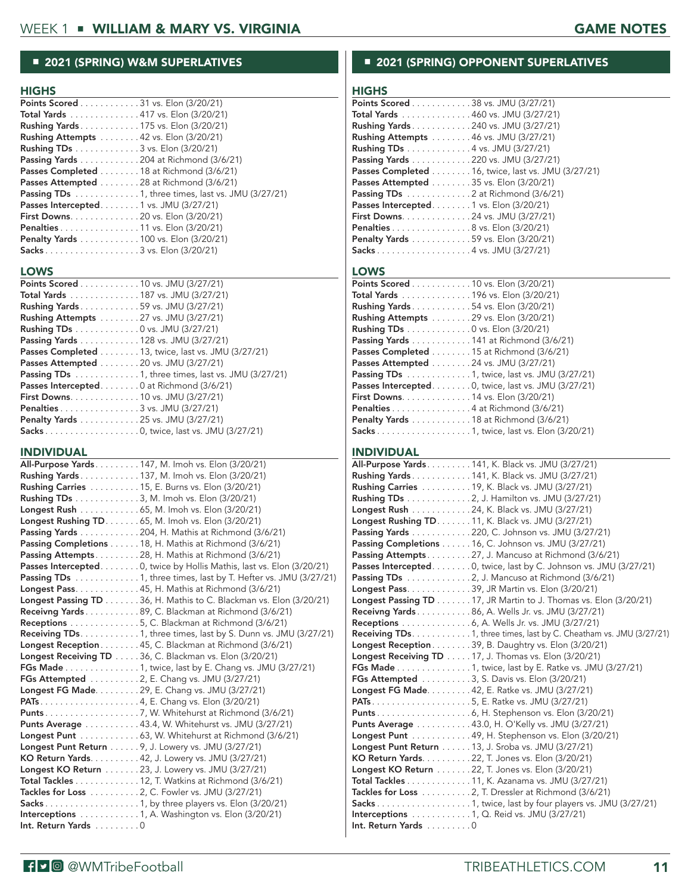## 2021 (SPRING) W&M SUPERLATIVES

### HIGHS

| Category | Value |
|---|---|
| **Points Scored** | 31 vs. Elon (3/20/21) |
| **Total Yards** | 417 vs. Elon (3/20/21) |
| **Rushing Yards** | 175 vs. Elon (3/20/21) |
| **Rushing Attempts** | 42 vs. Elon (3/20/21) |
| **Rushing TDs** | 3 vs. Elon (3/20/21) |
| **Passing Yards** | 204 at Richmond (3/6/21) |
| **Passes Completed** | 18 at Richmond (3/6/21) |
| **Passes Attempted** | 28 at Richmond (3/6/21) |
| **Passing TDs** | 1, three times, last vs. JMU (3/27/21) |
| **Passes Intercepted** | 1 vs. JMU (3/27/21) |
| **First Downs** | 20 vs. Elon (3/20/21) |
| **Penalties** | 11 vs. Elon (3/20/21) |
| **Penalty Yards** | 100 vs. Elon (3/20/21) |
| **Sacks** | 3 vs. Elon (3/20/21) |

### LOWS

| Category | Value |
|---|---|
| **Points Scored** | 10 vs. JMU (3/27/21) |
| **Total Yards** | 187 vs. JMU (3/27/21) |
| **Rushing Yards** | 59 vs. JMU (3/27/21) |
| **Rushing Attempts** | 27 vs. JMU (3/27/21) |
| **Rushing TDs** | 0 vs. JMU (3/27/21) |
| **Passing Yards** | 128 vs. JMU (3/27/21) |
| **Passes Completed** | 13, twice, last vs. JMU (3/27/21) |
| **Passes Attempted** | 20 vs. JMU (3/27/21) |
| **Passing TDs** | 1, three times, last vs. JMU (3/27/21) |
| **Passes Intercepted** | 0 at Richmond (3/6/21) |
| **First Downs** | 10 vs. JMU (3/27/21) |
| **Penalties** | 3 vs. JMU (3/27/21) |
| **Penalty Yards** | 25 vs. JMU (3/27/21) |
| **Sacks** | 0, twice, last vs. JMU (3/27/21) |

### INDIVIDUAL

| Category | Value |
|---|---|
| **All-Purpose Yards** | 147, M. Imoh vs. Elon (3/20/21) |
| **Rushing Yards** | 137, M. Imoh vs. Elon (3/20/21) |
| **Rushing Carries** | 15, E. Burns vs. Elon (3/20/21) |
| **Rushing TDs** | 3, M. Imoh vs. Elon (3/20/21) |
| **Longest Rush** | 65, M. Imoh vs. Elon (3/20/21) |
| **Longest Rushing TD** | 65, M. Imoh vs. Elon (3/20/21) |
| **Passing Yards** | 204, H. Mathis at Richmond (3/6/21) |
| **Passing Completions** | 18, H. Mathis at Richmond (3/6/21) |
| **Passing Attempts** | 28, H. Mathis at Richmond (3/6/21) |
| **Passes Intercepted** | 0, twice by Hollis Mathis, last vs. Elon (3/20/21) |
| **Passing TDs** | 1, three times, last by T. Hefter vs. JMU (3/27/21) |
| **Longest Pass** | 45, H. Mathis at Richmond (3/6/21) |
| **Longest Passing TD** | 36, H. Mathis to C. Blackman vs. Elon (3/20/21) |
| **Receivng Yards** | 89, C. Blackman at Richmond (3/6/21) |
| **Receptions** | 5, C. Blackman at Richmond (3/6/21) |
| **Receiving TDs** | 1, three times, last by S. Dunn vs. JMU (3/27/21) |
| **Longest Reception** | 45, C. Blackman at Richmond (3/6/21) |
| **Longest Receiving TD** | 36, C. Blackman vs. Elon (3/20/21) |
| **FGs Made** | 1, twice, last by E. Chang vs. JMU (3/27/21) |
| **FGs Attempted** | 2, E. Chang vs. JMU (3/27/21) |
| **Longest FG Made** | 29, E. Chang vs. JMU (3/27/21) |
| **PATs** | 4, E. Chang vs. Elon (3/20/21) |
| **Punts** | 7, W. Whitehurst at Richmond (3/6/21) |
| **Punts Average** | 43.4, W. Whitehurst vs. JMU (3/27/21) |
| **Longest Punt** | 63, W. Whitehurst at Richmond (3/6/21) |
| **Longest Punt Return** | 9, J. Lowery vs. JMU (3/27/21) |
| **KO Return Yards** | 42, J. Lowery vs. JMU (3/27/21) |
| **Longest KO Return** | 23, J. Lowery vs. JMU (3/27/21) |
| **Total Tackles** | 12, T. Watkins at Richmond (3/6/21) |
| **Tackles for Loss** | 2, C. Fowler vs. JMU (3/27/21) |
| **Sacks** | 1, by three players vs. Elon (3/20/21) |
| **Interceptions** | 1, A. Washington vs. Elon (3/20/21) |
| **Int. Return Yards** | 0 |

## 2021 (SPRING) OPPONENT SUPERLATIVES

### HIGHS

| Category | Value |
|---|---|
| **Points Scored** | 38 vs. JMU (3/27/21) |
| **Total Yards** | 460 vs. JMU (3/27/21) |
| **Rushing Yards** | 240 vs. JMU (3/27/21) |
| **Rushing Attempts** | 46 vs. JMU (3/27/21) |
| **Rushing TDs** | 4 vs. JMU (3/27/21) |
| **Passing Yards** | 220 vs. JMU (3/27/21) |
| **Passes Completed** | 16, twice, last vs. JMU (3/27/21) |
| **Passes Attempted** | 35 vs. Elon (3/20/21) |
| **Passing TDs** | 2 at Richmond (3/6/21) |
| **Passes Intercepted** | 1 vs. Elon (3/20/21) |
| **First Downs** | 24 vs. JMU (3/27/21) |
| **Penalties** | 8 vs. Elon (3/20/21) |
| **Penalty Yards** | 59 vs. Elon (3/20/21) |
| **Sacks** | 4 vs. JMU (3/27/21) |

### LOWS

| Category | Value |
|---|---|
| **Points Scored** | 10 vs. Elon (3/20/21) |
| **Total Yards** | 196 vs. Elon (3/20/21) |
| **Rushing Yards** | 54 vs. Elon (3/20/21) |
| **Rushing Attempts** | 29 vs. Elon (3/20/21) |
| **Rushing TDs** | 0 vs. Elon (3/20/21) |
| **Passing Yards** | 141 at Richmond (3/6/21) |
| **Passes Completed** | 15 at Richmond (3/6/21) |
| **Passes Attempted** | 24 vs. JMU (3/27/21) |
| **Passing TDs** | 1, twice, last vs. JMU (3/27/21) |
| **Passes Intercepted** | 0, twice, last vs. JMU (3/27/21) |
| **First Downs** | 14 vs. Elon (3/20/21) |
| **Penalties** | 4 at Richmond (3/6/21) |
| **Penalty Yards** | 18 at Richmond (3/6/21) |
| **Sacks** | 1, twice, last vs. Elon (3/20/21) |

### INDIVIDUAL

| Category | Value |
|---|---|
| **All-Purpose Yards** | 141, K. Black vs. JMU (3/27/21) |
| **Rushing Yards** | 141, K. Black vs. JMU (3/27/21) |
| **Rushing Carries** | 19, K. Black vs. JMU (3/27/21) |
| **Rushing TDs** | 2, J. Hamilton vs. JMU (3/27/21) |
| **Longest Rush** | 24, K. Black vs. JMU (3/27/21) |
| **Longest Rushing TD** | 11, K. Black vs. JMU (3/27/21) |
| **Passing Yards** | 220, C. Johnson vs. JMU (3/27/21) |
| **Passing Completions** | 16, C. Johnson vs. JMU (3/27/21) |
| **Passing Attempts** | 27, J. Mancuso at Richmond (3/6/21) |
| **Passes Intercepted** | 0, twice, last by C. Johnson vs. JMU (3/27/21) |
| **Passing TDs** | 2, J. Mancuso at Richmond (3/6/21) |
| **Longest Pass** | 39, JR Martin vs. Elon (3/20/21) |
| **Longest Passing TD** | 17, JR Martin to J. Thomas vs. Elon (3/20/21) |
| **Receivng Yards** | 86, A. Wells Jr. vs. JMU (3/27/21) |
| **Receptions** | 6, A. Wells Jr. vs. JMU (3/27/21) |
| **Receiving TDs** | 1, three times, last by C. Cheatham vs. JMU (3/27/21) |
| **Longest Reception** | 39, B. Daughtry vs. Elon (3/20/21) |
| **Longest Receiving TD** | 17, J. Thomas vs. Elon (3/20/21) |
| **FGs Made** | 1, twice, last by E. Ratke vs. JMU (3/27/21) |
| **FGs Attempted** | 3, S. Davis vs. Elon (3/20/21) |
| **Longest FG Made** | 42, E. Ratke vs. JMU (3/27/21) |
| **PATs** | 5, E. Ratke vs. JMU (3/27/21) |
| **Punts** | 6, H. Stephenson vs. Elon (3/20/21) |
| **Punts Average** | 43.0, H. O'Kelly vs. JMU (3/27/21) |
| **Longest Punt** | 49, H. Stephenson vs. Elon (3/20/21) |
| **Longest Punt Return** | 13, J. Sroba vs. JMU (3/27/21) |
| **KO Return Yards** | 22, T. Jones vs. Elon (3/20/21) |
| **Longest KO Return** | 22, T. Jones vs. Elon (3/20/21) |
| **Total Tackles** | 11, K. Azanama vs. JMU (3/27/21) |
| **Tackles for Loss** | 2, T. Dressler at Richmond (3/6/21) |
| **Sacks** | 1, twice, last by four players vs. JMU (3/27/21) |
| **Interceptions** | 1, Q. Reid vs. JMU (3/27/21) |
| **Int. Return Yards** | 0 |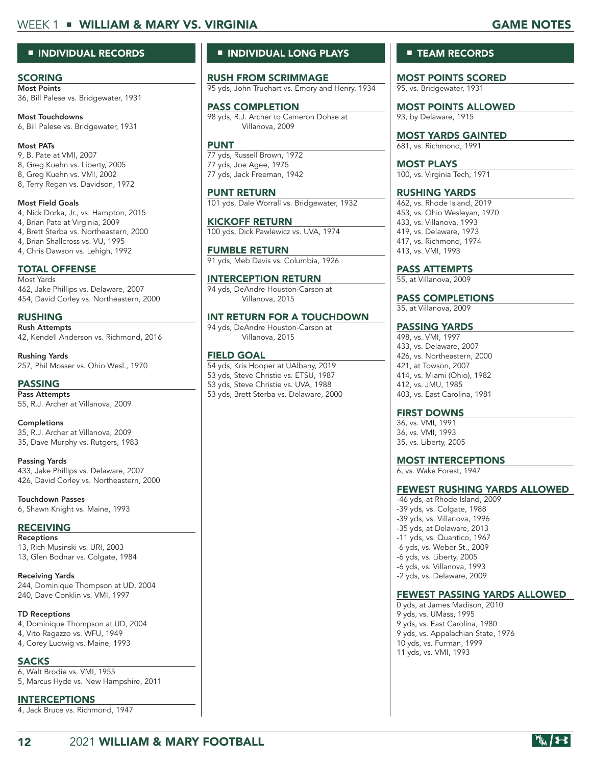## INDIVIDUAL RECORDS

### SCORING

**Most Points**
36, Bill Palese vs. Bridgewater, 1931

**Most Touchdowns**
6, Bill Palese vs. Bridgewater, 1931

**Most PATs**
9, B. Pate at VMI, 2007
8, Greg Kuehn vs. Liberty, 2005
8, Greg Kuehn vs. VMI, 2002
8, Terry Regan vs. Davidson, 1972

**Most Field Goals**
4, Nick Dorka, Jr., vs. Hampton, 2015
4, Brian Pate at Virginia, 2009
4, Brett Sterba vs. Northeastern, 2000
4, Brian Shallcross vs. VU, 1995
4, Chris Dawson vs. Lehigh, 1992

### TOTAL OFFENSE

Most Yards
462, Jake Phillips vs. Delaware, 2007
454, David Corley vs. Northeastern, 2000

### RUSHING

**Rush Attempts**
42, Kendell Anderson vs. Richmond, 2016

**Rushing Yards**
257, Phil Mosser vs. Ohio Wesl., 1970

### PASSING

**Pass Attempts**
55, R.J. Archer at Villanova, 2009

**Completions**
35, R.J. Archer at Villanova, 2009
35, Dave Murphy vs. Rutgers, 1983

**Passing Yards**
433, Jake Phillips vs. Delaware, 2007
426, David Corley vs. Northeastern, 2000

**Touchdown Passes**
6, Shawn Knight vs. Maine, 1993

### RECEIVING

**Receptions**
13, Rich Musinski vs. URI, 2003
13, Glen Bodnar vs. Colgate, 1984

**Receiving Yards**
244, Dominique Thompson at UD, 2004
240, Dave Conklin vs. VMI, 1997

**TD Receptions**
4, Dominique Thompson at UD, 2004
4, Vito Ragazzo vs. WFU, 1949
4, Corey Ludwig vs. Maine, 1993

### SACKS

6, Walt Brodie vs. VMI, 1955
5, Marcus Hyde vs. New Hampshire, 2011

### INTERCEPTIONS

4, Jack Bruce vs. Richmond, 1947

## INDIVIDUAL LONG PLAYS

### RUSH FROM SCRIMMAGE

95 yds, John Truehart vs. Emory and Henry, 1934

### PASS COMPLETION

98 yds, R.J. Archer to Cameron Dohse at Villanova, 2009

### PUNT

77 yds, Russell Brown, 1972
77 yds, Joe Agee, 1975
77 yds, Jack Freeman, 1942

### PUNT RETURN

101 yds, Dale Worrall vs. Bridgewater, 1932

### KICKOFF RETURN

100 yds, Dick Pawlewicz vs. UVA, 1974

### FUMBLE RETURN

91 yds, Meb Davis vs. Columbia, 1926

### INTERCEPTION RETURN

94 yds, DeAndre Houston-Carson at Villanova, 2015

### INT RETURN FOR A TOUCHDOWN

94 yds, DeAndre Houston-Carson at Villanova, 2015

### FIELD GOAL

54 yds, Kris Hooper at UAlbany, 2019
53 yds, Steve Christie vs. ETSU, 1987
53 yds, Steve Christie vs. UVA, 1988
53 yds, Brett Sterba vs. Delaware, 2000

## TEAM RECORDS

### MOST POINTS SCORED

95, vs. Bridgewater, 1931

### MOST POINTS ALLOWED

93, by Delaware, 1915

### MOST YARDS GAINTED

681, vs. Richmond, 1991

### MOST PLAYS

100, vs. Virginia Tech, 1971

### RUSHING YARDS

462, vs. Rhode Island, 2019
453, vs. Ohio Wesleyan, 1970
433, vs. Villanova, 1993
419, vs. Delaware, 1973
417, vs. Richmond, 1974
413, vs. VMI, 1993

### PASS ATTEMPTS

55, at Villanova, 2009

### PASS COMPLETIONS

35, at Villanova, 2009

### PASSING YARDS

498, vs. VMI, 1997
433, vs. Delaware, 2007
426, vs. Northeastern, 2000
421, at Towson, 2007
414, vs. Miami (Ohio), 1982
412, vs. JMU, 1985
403, vs. East Carolina, 1981

### FIRST DOWNS

36, vs. VMI, 1991
36, vs. VMI, 1993
35, vs. Liberty, 2005

### MOST INTERCEPTIONS

6, vs. Wake Forest, 1947

### FEWEST RUSHING YARDS ALLOWED

-46 yds, at Rhode Island, 2009
-39 yds, vs. Colgate, 1988
-39 yds, vs. Villanova, 1996
-35 yds, at Delaware, 2013
-11 yds, vs. Quantico, 1967
-6 yds, vs. Weber St., 2009
-6 yds, vs. Liberty, 2005
-6 yds, vs. Villanova, 1993
-2 yds, vs. Delaware, 2009

### FEWEST PASSING YARDS ALLOWED

0 yds, at James Madison, 2010
9 yds, vs. UMass, 1995
9 yds, vs. East Carolina, 1980
9 yds, vs. Appalachian State, 1976
10 yds, vs. Furman, 1999
11 yds, vs. VMI, 1993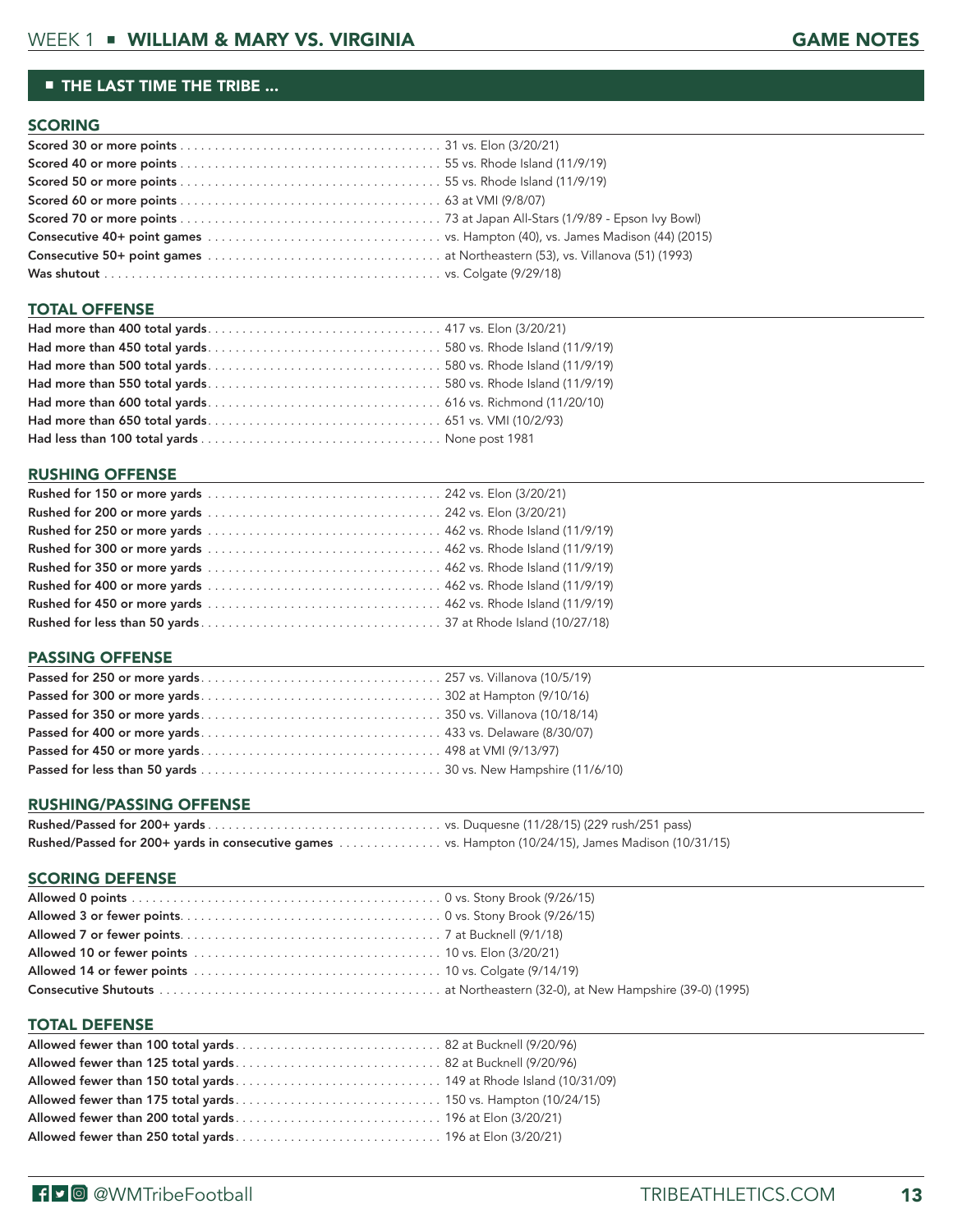## THE LAST TIME THE TRIBE ...

### SCORING

| | |
|---|---|
| **Scored 30 or more points** | 31 vs. Elon (3/20/21) |
| **Scored 40 or more points** | 55 vs. Rhode Island (11/9/19) |
| **Scored 50 or more points** | 55 vs. Rhode Island (11/9/19) |
| **Scored 60 or more points** | 63 at VMI (9/8/07) |
| **Scored 70 or more points** | 73 at Japan All-Stars (1/9/89 - Epson Ivy Bowl) |
| **Consecutive 40+ point games** | vs. Hampton (40), vs. James Madison (44) (2015) |
| **Consecutive 50+ point games** | at Northeastern (53), vs. Villanova (51) (1993) |
| **Was shutout** | vs. Colgate (9/29/18) |

### TOTAL OFFENSE

| | |
|---|---|
| **Had more than 400 total yards** | 417 vs. Elon (3/20/21) |
| **Had more than 450 total yards** | 580 vs. Rhode Island (11/9/19) |
| **Had more than 500 total yards** | 580 vs. Rhode Island (11/9/19) |
| **Had more than 550 total yards** | 580 vs. Rhode Island (11/9/19) |
| **Had more than 600 total yards** | 616 vs. Richmond (11/20/10) |
| **Had more than 650 total yards** | 651 vs. VMI (10/2/93) |
| **Had less than 100 total yards** | None post 1981 |

### RUSHING OFFENSE

| | |
|---|---|
| **Rushed for 150 or more yards** | 242 vs. Elon (3/20/21) |
| **Rushed for 200 or more yards** | 242 vs. Elon (3/20/21) |
| **Rushed for 250 or more yards** | 462 vs. Rhode Island (11/9/19) |
| **Rushed for 300 or more yards** | 462 vs. Rhode Island (11/9/19) |
| **Rushed for 350 or more yards** | 462 vs. Rhode Island (11/9/19) |
| **Rushed for 400 or more yards** | 462 vs. Rhode Island (11/9/19) |
| **Rushed for 450 or more yards** | 462 vs. Rhode Island (11/9/19) |
| **Rushed for less than 50 yards** | 37 at Rhode Island (10/27/18) |

### PASSING OFFENSE

| | |
|---|---|
| **Passed for 250 or more yards** | 257 vs. Villanova (10/5/19) |
| **Passed for 300 or more yards** | 302 at Hampton (9/10/16) |
| **Passed for 350 or more yards** | 350 vs. Villanova (10/18/14) |
| **Passed for 400 or more yards** | 433 vs. Delaware (8/30/07) |
| **Passed for 450 or more yards** | 498 at VMI (9/13/97) |
| **Passed for less than 50 yards** | 30 vs. New Hampshire (11/6/10) |

### RUSHING/PASSING OFFENSE

| | |
|---|---|
| **Rushed/Passed for 200+ yards** | vs. Duquesne (11/28/15) (229 rush/251 pass) |
| **Rushed/Passed for 200+ yards in consecutive games** | vs. Hampton (10/24/15), James Madison (10/31/15) |

### SCORING DEFENSE

| | |
|---|---|
| **Allowed 0 points** | 0 vs. Stony Brook (9/26/15) |
| **Allowed 3 or fewer points** | 0 vs. Stony Brook (9/26/15) |
| **Allowed 7 or fewer points** | 7 at Bucknell (9/1/18) |
| **Allowed 10 or fewer points** | 10 vs. Elon (3/20/21) |
| **Allowed 14 or fewer points** | 10 vs. Colgate (9/14/19) |
| **Consecutive Shutouts** | at Northeastern (32-0), at New Hampshire (39-0) (1995) |

### TOTAL DEFENSE

| | |
|---|---|
| **Allowed fewer than 100 total yards** | 82 at Bucknell (9/20/96) |
| **Allowed fewer than 125 total yards** | 82 at Bucknell (9/20/96) |
| **Allowed fewer than 150 total yards** | 149 at Rhode Island (10/31/09) |
| **Allowed fewer than 175 total yards** | 150 vs. Hampton (10/24/15) |
| **Allowed fewer than 200 total yards** | 196 at Elon (3/20/21) |
| **Allowed fewer than 250 total yards** | 196 at Elon (3/20/21) |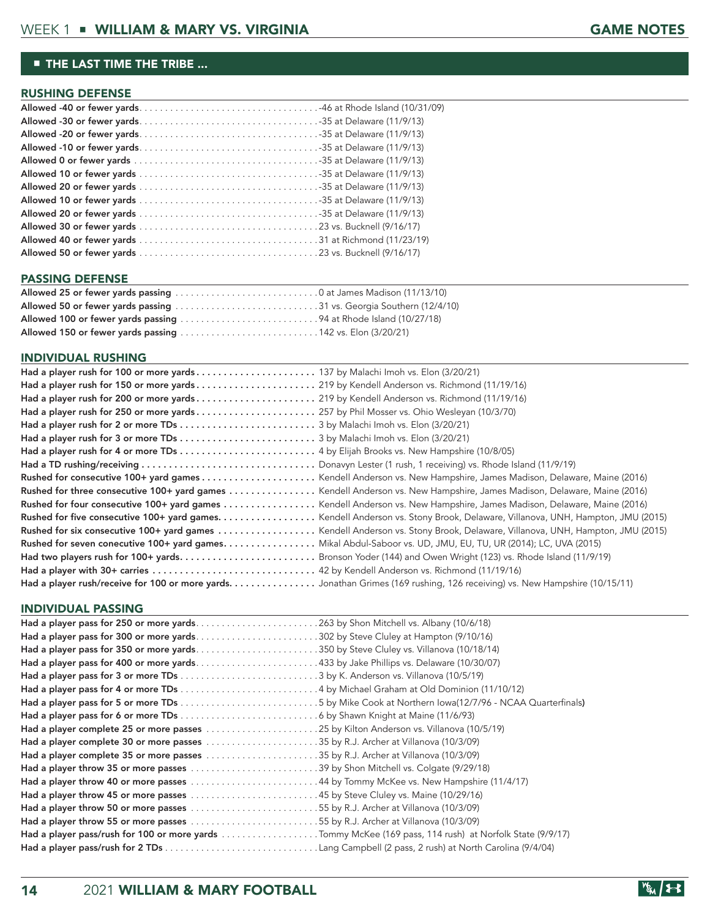## THE LAST TIME THE TRIBE ...

### RUSHING DEFENSE

| | |
|---|---|
| **Allowed -40 or fewer yards** | -46 at Rhode Island (10/31/09) |
| **Allowed -30 or fewer yards** | -35 at Delaware (11/9/13) |
| **Allowed -20 or fewer yards** | -35 at Delaware (11/9/13) |
| **Allowed -10 or fewer yards** | -35 at Delaware (11/9/13) |
| **Allowed 0 or fewer yards** | -35 at Delaware (11/9/13) |
| **Allowed 10 or fewer yards** | -35 at Delaware (11/9/13) |
| **Allowed 20 or fewer yards** | -35 at Delaware (11/9/13) |
| **Allowed 10 or fewer yards** | -35 at Delaware (11/9/13) |
| **Allowed 20 or fewer yards** | -35 at Delaware (11/9/13) |
| **Allowed 30 or fewer yards** | 23 vs. Bucknell (9/16/17) |
| **Allowed 40 or fewer yards** | 31 at Richmond (11/23/19) |
| **Allowed 50 or fewer yards** | 23 vs. Bucknell (9/16/17) |

### PASSING DEFENSE

| | |
|---|---|
| **Allowed 25 or fewer yards passing** | 0 at James Madison (11/13/10) |
| **Allowed 50 or fewer yards passing** | 31 vs. Georgia Southern (12/4/10) |
| **Allowed 100 or fewer yards passing** | 94 at Rhode Island (10/27/18) |
| **Allowed 150 or fewer yards passing** | 142 vs. Elon (3/20/21) |

### INDIVIDUAL RUSHING

| | |
|---|---|
| **Had a player rush for 100 or more yards** | 137 by Malachi Imoh vs. Elon (3/20/21) |
| **Had a player rush for 150 or more yards** | 219 by Kendell Anderson vs. Richmond (11/19/16) |
| **Had a player rush for 200 or more yards** | 219 by Kendell Anderson vs. Richmond (11/19/16) |
| **Had a player rush for 250 or more yards** | 257 by Phil Mosser vs. Ohio Wesleyan (10/3/70) |
| **Had a player rush for 2 or more TDs** | 3 by Malachi Imoh vs. Elon (3/20/21) |
| **Had a player rush for 3 or more TDs** | 3 by Malachi Imoh vs. Elon (3/20/21) |
| **Had a player rush for 4 or more TDs** | 4 by Elijah Brooks vs. New Hampshire (10/8/05) |
| **Had a TD rushing/receiving** | Donavyn Lester (1 rush, 1 receiving) vs. Rhode Island (11/9/19) |
| **Rushed for consecutive 100+ yard games** | Kendell Anderson vs. New Hampshire, James Madison, Delaware, Maine (2016) |
| **Rushed for three consecutive 100+ yard games** | Kendell Anderson vs. New Hampshire, James Madison, Delaware, Maine (2016) |
| **Rushed for four consecutive 100+ yard games** | Kendell Anderson vs. New Hampshire, James Madison, Delaware, Maine (2016) |
| **Rushed for five consecutive 100+ yard games.** | Kendell Anderson vs. Stony Brook, Delaware, Villanova, UNH, Hampton, JMU (2015) |
| **Rushed for six consecutive 100+ yard games** | Kendell Anderson vs. Stony Brook, Delaware, Villanova, UNH, Hampton, JMU (2015) |
| **Rushed for seven conecutive 100+ yard games.** | Mikal Abdul-Saboor vs. UD, JMU, EU, TU, UR (2014); LC, UVA (2015) |
| **Had two players rush for 100+ yards** | Bronson Yoder (144) and Owen Wright (123) vs. Rhode Island (11/9/19) |
| **Had a player with 30+ carries** | 42 by Kendell Anderson vs. Richmond (11/19/16) |
| **Had a player rush/receive for 100 or more yards.** | Jonathan Grimes (169 rushing, 126 receiving) vs. New Hampshire (10/15/11) |

### INDIVIDUAL PASSING

| | |
|---|---|
| **Had a player pass for 250 or more yards** | 263 by Shon Mitchell vs. Albany (10/6/18) |
| **Had a player pass for 300 or more yards** | 302 by Steve Cluley at Hampton (9/10/16) |
| **Had a player pass for 350 or more yards** | 350 by Steve Cluley vs. Villanova (10/18/14) |
| **Had a player pass for 400 or more yards** | 433 by Jake Phillips vs. Delaware (10/30/07) |
| **Had a player pass for 3 or more TDs** | 3 by K. Anderson vs. Villanova (10/5/19) |
| **Had a player pass for 4 or more TDs** | 4 by Michael Graham at Old Dominion (11/10/12) |
| **Had a player pass for 5 or more TDs** | 5 by Mike Cook at Northern Iowa(12/7/96 - NCAA Quarterfinals) |
| **Had a player pass for 6 or more TDs** | 6 by Shawn Knight at Maine (11/6/93) |
| **Had a player complete 25 or more passes** | 25 by Kilton Anderson vs. Villanova (10/5/19) |
| **Had a player complete 30 or more passes** | 35 by R.J. Archer at Villanova (10/3/09) |
| **Had a player complete 35 or more passes** | 35 by R.J. Archer at Villanova (10/3/09) |
| **Had a player throw 35 or more passes** | 39 by Shon Mitchell vs. Colgate (9/29/18) |
| **Had a player throw 40 or more passes** | 44 by Tommy McKee vs. New Hampshire (11/4/17) |
| **Had a player throw 45 or more passes** | 45 by Steve Cluley vs. Maine (10/29/16) |
| **Had a player throw 50 or more passes** | 55 by R.J. Archer at Villanova (10/3/09) |
| **Had a player throw 55 or more passes** | 55 by R.J. Archer at Villanova (10/3/09) |
| **Had a player pass/rush for 100 or more yards** | Tommy McKee (169 pass, 114 rush) at Norfolk State (9/9/17) |
| **Had a player pass/rush for 2 TDs** | Lang Campbell (2 pass, 2 rush) at North Carolina (9/4/04) |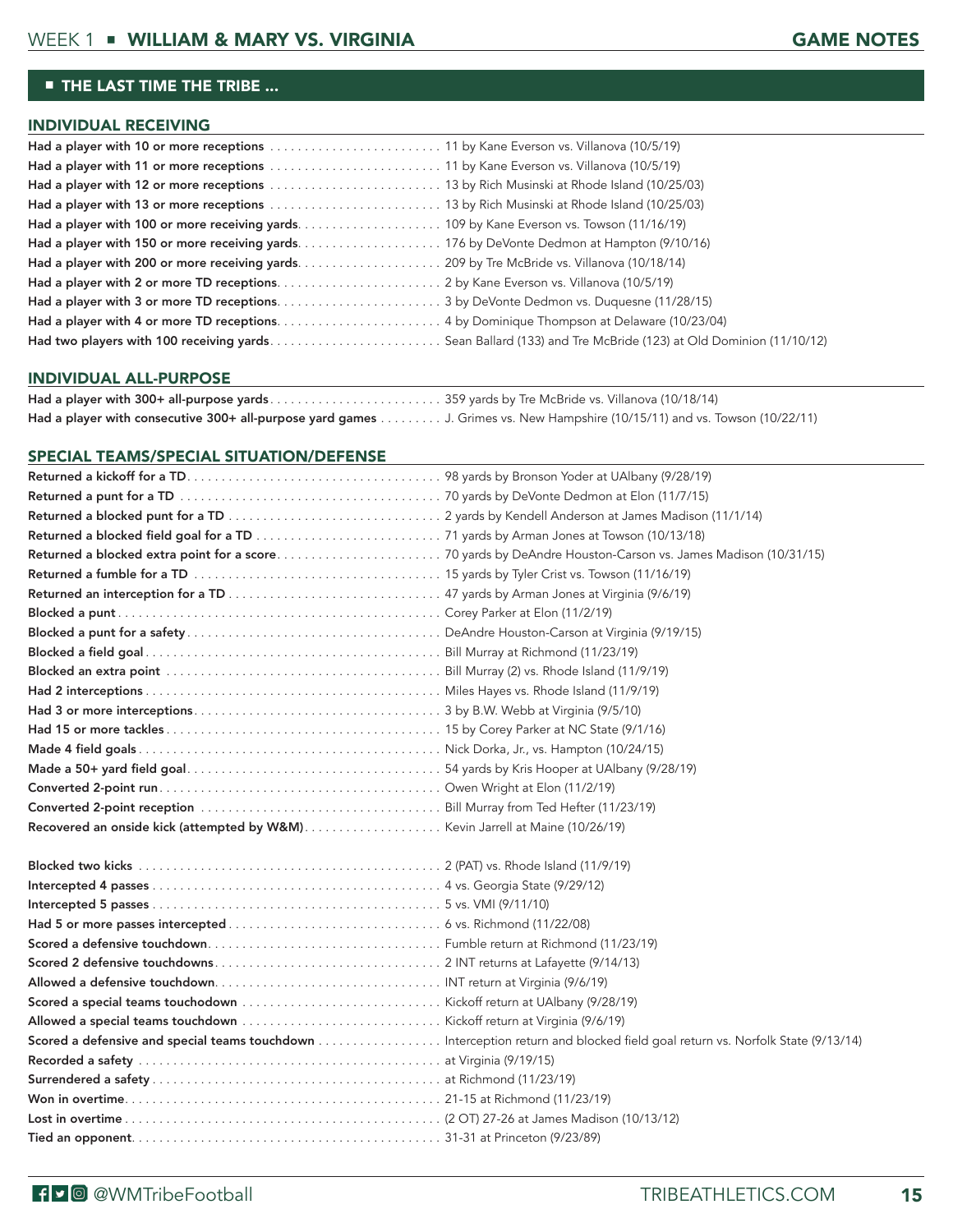## THE LAST TIME THE TRIBE ...

### INDIVIDUAL RECEIVING

| | |
|---|---|
| **Had a player with 10 or more receptions** | 11 by Kane Everson vs. Villanova (10/5/19) |
| **Had a player with 11 or more receptions** | 11 by Kane Everson vs. Villanova (10/5/19) |
| **Had a player with 12 or more receptions** | 13 by Rich Musinski at Rhode Island (10/25/03) |
| **Had a player with 13 or more receptions** | 13 by Rich Musinski at Rhode Island (10/25/03) |
| **Had a player with 100 or more receiving yards** | 109 by Kane Everson vs. Towson (11/16/19) |
| **Had a player with 150 or more receiving yards** | 176 by DeVonte Dedmon at Hampton (9/10/16) |
| **Had a player with 200 or more receiving yards** | 209 by Tre McBride vs. Villanova (10/18/14) |
| **Had a player with 2 or more TD receptions** | 2 by Kane Everson vs. Villanova (10/5/19) |
| **Had a player with 3 or more TD receptions** | 3 by DeVonte Dedmon vs. Duquesne (11/28/15) |
| **Had a player with 4 or more TD receptions** | 4 by Dominique Thompson at Delaware (10/23/04) |
| **Had two players with 100 receiving yards** | Sean Ballard (133) and Tre McBride (123) at Old Dominion (11/10/12) |

### INDIVIDUAL ALL-PURPOSE

| | |
|---|---|
| **Had a player with 300+ all-purpose yards** | 359 yards by Tre McBride vs. Villanova (10/18/14) |
| **Had a player with consecutive 300+ all-purpose yard games** | J. Grimes vs. New Hampshire (10/15/11) and vs. Towson (10/22/11) |

### SPECIAL TEAMS/SPECIAL SITUATION/DEFENSE

| | |
|---|---|
| **Returned a kickoff for a TD** | 98 yards by Bronson Yoder at UAlbany (9/28/19) |
| **Returned a punt for a TD** | 70 yards by DeVonte Dedmon at Elon (11/7/15) |
| **Returned a blocked punt for a TD** | 2 yards by Kendell Anderson at James Madison (11/1/14) |
| **Returned a blocked field goal for a TD** | 71 yards by Arman Jones at Towson (10/13/18) |
| **Returned a blocked extra point for a score** | 70 yards by DeAndre Houston-Carson vs. James Madison (10/31/15) |
| **Returned a fumble for a TD** | 15 yards by Tyler Crist vs. Towson (11/16/19) |
| **Returned an interception for a TD** | 47 yards by Arman Jones at Virginia (9/6/19) |
| **Blocked a punt** | Corey Parker at Elon (11/2/19) |
| **Blocked a punt for a safety** | DeAndre Houston-Carson at Virginia (9/19/15) |
| **Blocked a field goal** | Bill Murray at Richmond (11/23/19) |
| **Blocked an extra point** | Bill Murray (2) vs. Rhode Island (11/9/19) |
| **Had 2 interceptions** | Miles Hayes vs. Rhode Island (11/9/19) |
| **Had 3 or more interceptions** | 3 by B.W. Webb at Virginia (9/5/10) |
| **Had 15 or more tackles** | 15 by Corey Parker at NC State (9/1/16) |
| **Made 4 field goals** | Nick Dorka, Jr., vs. Hampton (10/24/15) |
| **Made a 50+ yard field goal** | 54 yards by Kris Hooper at UAlbany (9/28/19) |
| **Converted 2-point run** | Owen Wright at Elon (11/2/19) |
| **Converted 2-point reception** | Bill Murray from Ted Hefter (11/23/19) |
| **Recovered an onside kick (attempted by W&M)** | Kevin Jarrell at Maine (10/26/19) |

| | |
|---|---|
| **Blocked two kicks** | 2 (PAT) vs. Rhode Island (11/9/19) |
| **Intercepted 4 passes** | 4 vs. Georgia State (9/29/12) |
| **Intercepted 5 passes** | 5 vs. VMI (9/11/10) |
| **Had 5 or more passes intercepted** | 6 vs. Richmond (11/22/08) |
| **Scored a defensive touchdown** | Fumble return at Richmond (11/23/19) |
| **Scored 2 defensive touchdowns** | 2 INT returns at Lafayette (9/14/13) |
| **Allowed a defensive touchdown** | INT return at Virginia (9/6/19) |
| **Scored a special teams touchodown** | Kickoff return at UAlbany (9/28/19) |
| **Allowed a special teams touchdown** | Kickoff return at Virginia (9/6/19) |
| **Scored a defensive and special teams touchdown** | Interception return and blocked field goal return vs. Norfolk State (9/13/14) |
| **Recorded a safety** | at Virginia (9/19/15) |
| **Surrendered a safety** | at Richmond (11/23/19) |
| **Won in overtime** | 21-15 at Richmond (11/23/19) |
| **Lost in overtime** | (2 OT) 27-26 at James Madison (10/13/12) |
| **Tied an opponent** | 31-31 at Princeton (9/23/89) |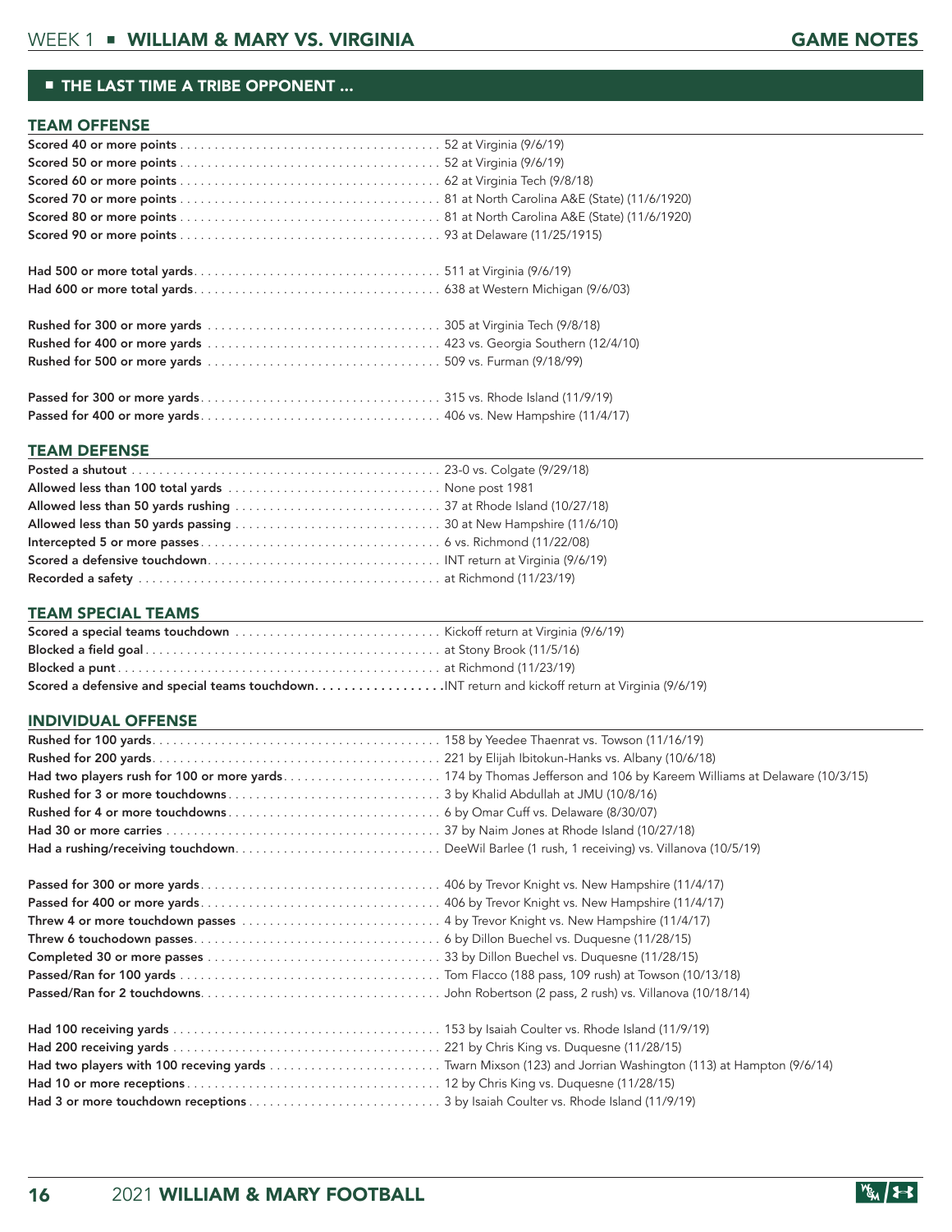## THE LAST TIME A TRIBE OPPONENT ...

### TEAM OFFENSE

| | |
|---|---|
| **Scored 40 or more points** | 52 at Virginia (9/6/19) |
| **Scored 50 or more points** | 52 at Virginia (9/6/19) |
| **Scored 60 or more points** | 62 at Virginia Tech (9/8/18) |
| **Scored 70 or more points** | 81 at North Carolina A&E (State) (11/6/1920) |
| **Scored 80 or more points** | 81 at North Carolina A&E (State) (11/6/1920) |
| **Scored 90 or more points** | 93 at Delaware (11/25/1915) |
| **Had 500 or more total yards** | 511 at Virginia (9/6/19) |
| **Had 600 or more total yards** | 638 at Western Michigan (9/6/03) |
| **Rushed for 300 or more yards** | 305 at Virginia Tech (9/8/18) |
| **Rushed for 400 or more yards** | 423 vs. Georgia Southern (12/4/10) |
| **Rushed for 500 or more yards** | 509 vs. Furman (9/18/99) |
| **Passed for 300 or more yards** | 315 vs. Rhode Island (11/9/19) |
| **Passed for 400 or more yards** | 406 vs. New Hampshire (11/4/17) |

### TEAM DEFENSE

| | |
|---|---|
| **Posted a shutout** | 23-0 vs. Colgate (9/29/18) |
| **Allowed less than 100 total yards** | None post 1981 |
| **Allowed less than 50 yards rushing** | 37 at Rhode Island (10/27/18) |
| **Allowed less than 50 yards passing** | 30 at New Hampshire (11/6/10) |
| **Intercepted 5 or more passes** | 6 vs. Richmond (11/22/08) |
| **Scored a defensive touchdown** | INT return at Virginia (9/6/19) |
| **Recorded a safety** | at Richmond (11/23/19) |

### TEAM SPECIAL TEAMS

| | |
|---|---|
| **Scored a special teams touchdown** | Kickoff return at Virginia (9/6/19) |
| **Blocked a field goal** | at Stony Brook (11/5/16) |
| **Blocked a punt** | at Richmond (11/23/19) |
| **Scored a defensive and special teams touchdown** | INT return and kickoff return at Virginia (9/6/19) |

### INDIVIDUAL OFFENSE

| | |
|---|---|
| **Rushed for 100 yards** | 158 by Yeedee Thaenrat vs. Towson (11/16/19) |
| **Rushed for 200 yards** | 221 by Elijah Ibitokun-Hanks vs. Albany (10/6/18) |
| **Had two players rush for 100 or more yards** | 174 by Thomas Jefferson and 106 by Kareem Williams at Delaware (10/3/15) |
| **Rushed for 3 or more touchdowns** | 3 by Khalid Abdullah at JMU (10/8/16) |
| **Rushed for 4 or more touchdowns** | 6 by Omar Cuff vs. Delaware (8/30/07) |
| **Had 30 or more carries** | 37 by Naim Jones at Rhode Island (10/27/18) |
| **Had a rushing/receiving touchdown** | DeeWil Barlee (1 rush, 1 receiving) vs. Villanova (10/5/19) |
| **Passed for 300 or more yards** | 406 by Trevor Knight vs. New Hampshire (11/4/17) |
| **Passed for 400 or more yards** | 406 by Trevor Knight vs. New Hampshire (11/4/17) |
| **Threw 4 or more touchdown passes** | 4 by Trevor Knight vs. New Hampshire (11/4/17) |
| **Threw 6 touchodown passes** | 6 by Dillon Buechel vs. Duquesne (11/28/15) |
| **Completed 30 or more passes** | 33 by Dillon Buechel vs. Duquesne (11/28/15) |
| **Passed/Ran for 100 yards** | Tom Flacco (188 pass, 109 rush) at Towson (10/13/18) |
| **Passed/Ran for 2 touchdowns** | John Robertson (2 pass, 2 rush) vs. Villanova (10/18/14) |
| **Had 100 receiving yards** | 153 by Isaiah Coulter vs. Rhode Island (11/9/19) |
| **Had 200 receiving yards** | 221 by Chris King vs. Duquesne (11/28/15) |
| **Had two players with 100 receving yards** | Twarn Mixson (123) and Jorrian Washington (113) at Hampton (9/6/14) |
| **Had 10 or more receptions** | 12 by Chris King vs. Duquesne (11/28/15) |
| **Had 3 or more touchdown receptions** | 3 by Isaiah Coulter vs. Rhode Island (11/9/19) |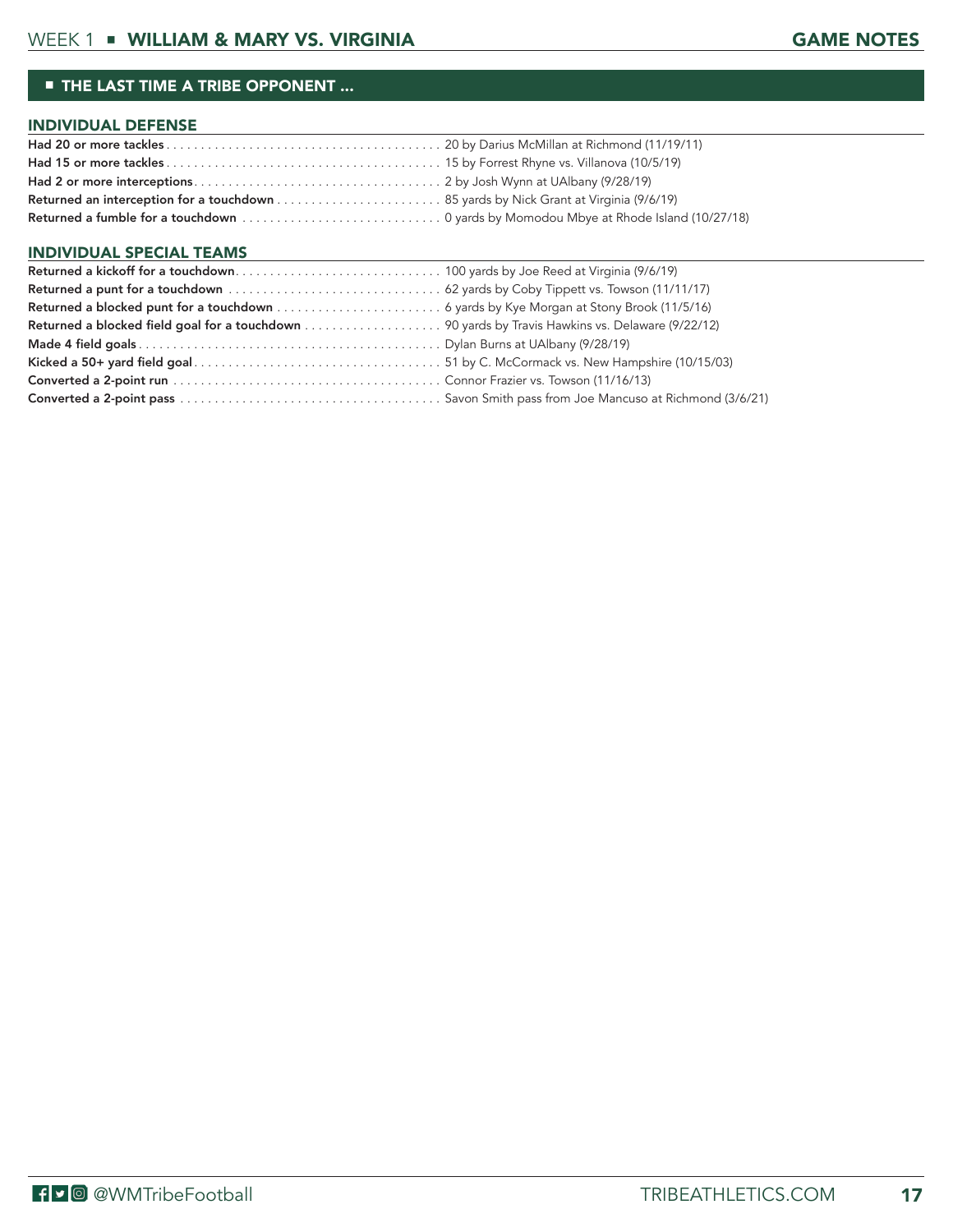## THE LAST TIME A TRIBE OPPONENT ...

### INDIVIDUAL DEFENSE

| | |
|---|---|
| **Had 20 or more tackles** | 20 by Darius McMillan at Richmond (11/19/11) |
| **Had 15 or more tackles** | 15 by Forrest Rhyne vs. Villanova (10/5/19) |
| **Had 2 or more interceptions** | 2 by Josh Wynn at UAlbany (9/28/19) |
| **Returned an interception for a touchdown** | 85 yards by Nick Grant at Virginia (9/6/19) |
| **Returned a fumble for a touchdown** | 0 yards by Momodou Mbye at Rhode Island (10/27/18) |

### INDIVIDUAL SPECIAL TEAMS

| | |
|---|---|
| **Returned a kickoff for a touchdown** | 100 yards by Joe Reed at Virginia (9/6/19) |
| **Returned a punt for a touchdown** | 62 yards by Coby Tippett vs. Towson (11/11/17) |
| **Returned a blocked punt for a touchdown** | 6 yards by Kye Morgan at Stony Brook (11/5/16) |
| **Returned a blocked field goal for a touchdown** | 90 yards by Travis Hawkins vs. Delaware (9/22/12) |
| **Made 4 field goals** | Dylan Burns at UAlbany (9/28/19) |
| **Kicked a 50+ yard field goal** | 51 by C. McCormack vs. New Hampshire (10/15/03) |
| **Converted a 2-point run** | Connor Frazier vs. Towson (11/16/13) |
| **Converted a 2-point pass** | Savon Smith pass from Joe Mancuso at Richmond (3/6/21) |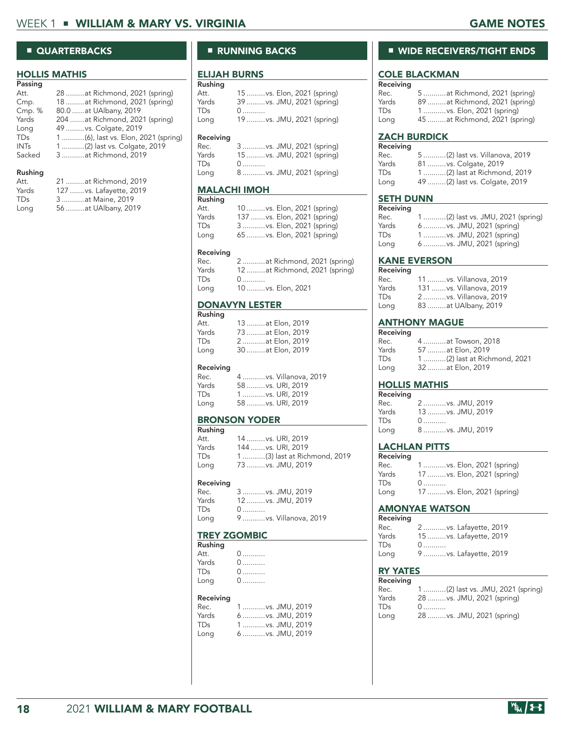# WEEK 1 ■ WILLIAM & MARY VS. VIRGINIA — GAME NOTES

## ■ QUARTERBACKS

### HOLLIS MATHIS

**Passing**

| | |
|---|---|
| Att. | 28 .........at Richmond, 2021 (spring) |
| Cmp. | 18 .........at Richmond, 2021 (spring) |
| Cmp. % | 80.0 ......at UAlbany, 2019 |
| Yards | 204 .......at Richmond, 2021 (spring) |
| Long | 49 .........vs. Colgate, 2019 |
| TDs | 1 ...........(6), last vs. Elon, 2021 (spring) |
| INTs | 1 ...........(2) last vs. Colgate, 2019 |
| Sacked | 3 ...........at Richmond, 2019 |

**Rushing**

| | |
|---|---|
| Att. | 21 .........at Richmond, 2019 |
| Yards | 127 .......vs. Lafayette, 2019 |
| TDs | 3 ...........at Maine, 2019 |
| Long | 56 .........at UAlbany, 2019 |

## ■ RUNNING BACKS

### ELIJAH BURNS

**Rushing**

| | |
|---|---|
| Att. | 15 .........vs. Elon, 2021 (spring) |
| Yards | 39 .........vs. JMU, 2021 (spring) |
| TDs | 0 ........... |
| Long | 19 .........vs. JMU, 2021 (spring) |

**Receiving**

| | |
|---|---|
| Rec. | 3 ...........vs. JMU, 2021 (spring) |
| Yards | 15 .........vs. JMU, 2021 (spring) |
| TDs | 0 ........... |
| Long | 8 ...........vs. JMU, 2021 (spring) |

### MALACHI IMOH

**Rushing**

| | |
|---|---|
| Att. | 10 .........vs. Elon, 2021 (spring) |
| Yards | 137 .......vs. Elon, 2021 (spring) |
| TDs | 3 ...........vs. Elon, 2021 (spring) |
| Long | 65 .........vs. Elon, 2021 (spring) |

**Receiving**

| | |
|---|---|
| Rec. | 2 ...........at Richmond, 2021 (spring) |
| Yards | 12 .........at Richmond, 2021 (spring) |
| TDs | 0 ........... |
| Long | 10 .........vs. Elon, 2021 |

### DONAVYN LESTER

**Rushing**

| | |
|---|---|
| Att. | 13 .........at Elon, 2019 |
| Yards | 73 .........at Elon, 2019 |
| TDs | 2 ...........at Elon, 2019 |
| Long | 30 .........at Elon, 2019 |

**Receiving**

| | |
|---|---|
| Rec. | 4 ...........vs. Villanova, 2019 |
| Yards | 58 .........vs. URI, 2019 |
| TDs | 1 ...........vs. URI, 2019 |
| Long | 58 .........vs. URI, 2019 |

### BRONSON YODER

**Rushing**

| | |
|---|---|
| Att. | 14 .........vs. URI, 2019 |
| Yards | 144 .......vs. URI, 2019 |
| TDs | 1 ...........(3) last at Richmond, 2019 |
| Long | 73 .........vs. JMU, 2019 |

**Receiving**

| | |
|---|---|
| Rec. | 3 ...........vs. JMU, 2019 |
| Yards | 12 .........vs. JMU, 2019 |
| TDs | 0 ........... |
| Long | 9 ...........vs. Villanova, 2019 |

### TREY ZGOMBIC

**Rushing**

| | |
|---|---|
| Att. | 0 ........... |
| Yards | 0 ........... |
| TDs | 0 ........... |
| Long | 0 ........... |

**Receiving**

| | |
|---|---|
| Rec. | 1 ...........vs. JMU, 2019 |
| Yards | 6 ...........vs. JMU, 2019 |
| TDs | 1 ...........vs. JMU, 2019 |
| Long | 6 ...........vs. JMU, 2019 |

## ■ WIDE RECEIVERS/TIGHT ENDS

### COLE BLACKMAN

**Receiving**

| | |
|---|---|
| Rec. | 5 ...........at Richmond, 2021 (spring) |
| Yards | 89 .........at Richmond, 2021 (spring) |
| TDs | 1 ...........vs. Elon, 2021 (spring) |
| Long | 45 .........at Richmond, 2021 (spring) |

### ZACH BURDICK

**Receiving**

| | |
|---|---|
| Rec. | 5 ...........(2) last vs. Villanova, 2019 |
| Yards | 81 .........vs. Colgate, 2019 |
| TDs | 1 ...........(2) last at Richmond, 2019 |
| Long | 49 .........(2) last vs. Colgate, 2019 |

### SETH DUNN

**Receiving**

| | |
|---|---|
| Rec. | 1 ...........(2) last vs. JMU, 2021 (spring) |
| Yards | 6 ...........vs. JMU, 2021 (spring) |
| TDs | 1 ...........vs. JMU, 2021 (spring) |
| Long | 6 ...........vs. JMU, 2021 (spring) |

### KANE EVERSON

**Receiving**

| | |
|---|---|
| Rec. | 11 .........vs. Villanova, 2019 |
| Yards | 131 .......vs. Villanova, 2019 |
| TDs | 2 ...........vs. Villanova, 2019 |
| Long | 83 .........at UAlbany, 2019 |

### ANTHONY MAGUE

**Receiving**

| | |
|---|---|
| Rec. | 4 ...........at Towson, 2018 |
| Yards | 57 .........at Elon, 2019 |
| TDs | 1 ...........(2) last at Richmond, 2021 |
| Long | 32 .........at Elon, 2019 |

### HOLLIS MATHIS

**Receiving**

| | |
|---|---|
| Rec. | 2 ...........vs. JMU, 2019 |
| Yards | 13 .........vs. JMU, 2019 |
| TDs | 0 ........... |
| Long | 8 ...........vs. JMU, 2019 |

### LACHLAN PITTS

**Receiving**

| | |
|---|---|
| Rec. | 1 ...........vs. Elon, 2021 (spring) |
| Yards | 17 .........vs. Elon, 2021 (spring) |
| TDs | 0 ........... |
| Long | 17 .........vs. Elon, 2021 (spring) |

### AMONYAE WATSON

**Receiving**

| | |
|---|---|
| Rec. | 2 ...........vs. Lafayette, 2019 |
| Yards | 15 .........vs. Lafayette, 2019 |
| TDs | 0 ........... |
| Long | 9 ...........vs. Lafayette, 2019 |

### RY YATES

**Receiving**

| | |
|---|---|
| Rec. | 1 ...........(2) last vs. JMU, 2021 (spring) |
| Yards | 28 .........vs. JMU, 2021 (spring) |
| TDs | 0 ........... |
| Long | 28 .........vs. JMU, 2021 (spring) |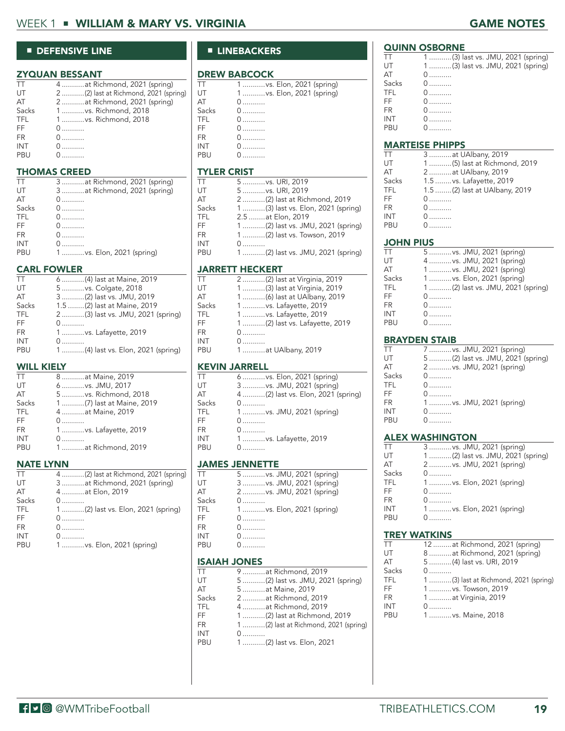## DEFENSIVE LINE

### ZYQUAN BESSANT

| | |
|---|---|
| TT | 4 ...........at Richmond, 2021 (spring) |
| UT | 2 ...........(2) last at Richmond, 2021 (spring) |
| AT | 2 ...........at Richmond, 2021 (spring) |
| Sacks | 1 ...........vs. Richmond, 2018 |
| TFL | 1 ...........vs. Richmond, 2018 |
| FF | 0 ........... |
| FR | 0 ........... |
| INT | 0 ........... |
| PBU | 0 ........... |

### THOMAS CREED

| | |
|---|---|
| TT | 3 ...........at Richmond, 2021 (spring) |
| UT | 3 ...........at Richmond, 2021 (spring) |
| AT | 0 ........... |
| Sacks | 0 ........... |
| TFL | 0 ........... |
| FF | 0 ........... |
| FR | 0 ........... |
| INT | 0 ........... |
| PBU | 1 ...........vs. Elon, 2021 (spring) |

### CARL FOWLER

| | |
|---|---|
| TT | 6 ...........(4) last at Maine, 2019 |
| UT | 5 ...........vs. Colgate, 2018 |
| AT | 3 ...........(2) last vs. JMU, 2019 |
| Sacks | 1.5 ........(2) last at Maine, 2019 |
| TFL | 2 ...........(3) last vs. JMU, 2021 (spring) |
| FF | 0 ........... |
| FR | 1 ...........vs. Lafayette, 2019 |
| INT | 0 ........... |
| PBU | 1 ...........(4) last vs. Elon, 2021 (spring) |

### WILL KIELY

| | |
|---|---|
| TT | 8 ...........at Maine, 2019 |
| UT | 6 ...........vs. JMU, 2017 |
| AT | 5 ...........vs. Richmond, 2018 |
| Sacks | 1 ...........(7) last at Maine, 2019 |
| TFL | 4 ...........at Maine, 2019 |
| FF | 0 ........... |
| FR | 1 ...........vs. Lafayette, 2019 |
| INT | 0 ........... |
| PBU | 1 ...........at Richmond, 2019 |

### NATE LYNN

| | |
|---|---|
| TT | 4 ...........(2) last at Richmond, 2021 (spring) |
| UT | 3 ...........at Richmond, 2021 (spring) |
| AT | 4 ...........at Elon, 2019 |
| Sacks | 0 ........... |
| TFL | 1 ...........(2) last vs. Elon, 2021 (spring) |
| FF | 0 ........... |
| FR | 0 ........... |
| INT | 0 ........... |
| PBU | 1 ...........vs. Elon, 2021 (spring) |

## LINEBACKERS

### DREW BABCOCK

| | |
|---|---|
| TT | 1 ...........vs. Elon, 2021 (spring) |
| UT | 1 ...........vs. Elon, 2021 (spring) |
| AT | 0 ........... |
| Sacks | 0 ........... |
| TFL | 0 ........... |
| FF | 0 ........... |
| FR | 0 ........... |
| INT | 0 ........... |
| PBU | 0 ........... |

### TYLER CRIST

| | |
|---|---|
| TT | 5 ...........vs. URI, 2019 |
| UT | 5 ...........vs. URI, 2019 |
| AT | 2 ...........(2) last at Richmond, 2019 |
| Sacks | 1 ...........(3) last vs. Elon, 2021 (spring) |
| TFL | 2.5 ........at Elon, 2019 |
| FF | 1 ...........(2) last vs. JMU, 2021 (spring) |
| FR | 1 ...........(2) last vs. Towson, 2019 |
| INT | 0 ........... |
| PBU | 1 ...........(2) last vs. JMU, 2021 (spring) |

### JARRETT HECKERT

| | |
|---|---|
| TT | 2 ...........(2) last at Virginia, 2019 |
| UT | 1 ...........(3) last at Virginia, 2019 |
| AT | 1 ...........(6) last at UAlbany, 2019 |
| Sacks | 1 ...........vs. Lafayette, 2019 |
| TFL | 1 ...........vs. Lafayette, 2019 |
| FF | 1 ...........(2) last vs. Lafayette, 2019 |
| FR | 0 ........... |
| INT | 0 ........... |
| PBU | 1 ...........at UAlbany, 2019 |

### KEVIN JARRELL

| | |
|---|---|
| TT | 6 ...........vs. Elon, 2021 (spring) |
| UT | 3 ...........vs. JMU, 2021 (spring) |
| AT | 4 ...........(2) last vs. Elon, 2021 (spring) |
| Sacks | 0 ........... |
| TFL | 1 ...........vs. JMU, 2021 (spring) |
| FF | 0 ........... |
| FR | 0 ........... |
| INT | 1 ...........vs. Lafayette, 2019 |
| PBU | 0 ........... |

### JAMES JENNETTE

| | |
|---|---|
| TT | 5 ...........vs. JMU, 2021 (spring) |
| UT | 3 ...........vs. JMU, 2021 (spring) |
| AT | 2 ...........vs. JMU, 2021 (spring) |
| Sacks | 0 ........... |
| TFL | 1 ...........vs. Elon, 2021 (spring) |
| FF | 0 ........... |
| FR | 0 ........... |
| INT | 0 ........... |
| PBU | 0 ........... |

### ISAIAH JONES

| | |
|---|---|
| TT | 9 ...........at Richmond, 2019 |
| UT | 5 ...........(2) last vs. JMU, 2021 (spring) |
| AT | 5 ...........at Maine, 2019 |
| Sacks | 2 ...........at Richmond, 2019 |
| TFL | 4 ...........at Richmond, 2019 |
| FF | 1 ...........(2) last at Richmond, 2019 |
| FR | 1 ...........(2) last at Richmond, 2021 (spring) |
| INT | 0 ........... |
| PBU | 1 ...........(2) last vs. Elon, 2021 |

### QUINN OSBORNE

| | |
|---|---|
| TT | 1 ...........(3) last vs. JMU, 2021 (spring) |
| UT | 1 ...........(3) last vs. JMU, 2021 (spring) |
| AT | 0 ........... |
| Sacks | 0 ........... |
| TFL | 0 ........... |
| FF | 0 ........... |
| FR | 0 ........... |
| INT | 0 ........... |
| PBU | 0 ........... |

### MARTEISE PHIPPS

| | |
|---|---|
| TT | 3 ...........at UAlbany, 2019 |
| UT | 1 ...........(5) last at Richmond, 2019 |
| AT | 2 ...........at UAlbany, 2019 |
| Sacks | 1.5 ........vs. Lafayette, 2019 |
| TFL | 1.5 ........(2) last at UAlbany, 2019 |
| FF | 0 ........... |
| FR | 0 ........... |
| INT | 0 ........... |
| PBU | 0 ........... |

### JOHN PIUS

| | |
|---|---|
| TT | 5 ...........vs. JMU, 2021 (spring) |
| UT | 4 ...........vs. JMU, 2021 (spring) |
| AT | 1 ...........vs. JMU, 2021 (spring) |
| Sacks | 1 ...........vs. Elon, 2021 (spring) |
| TFL | 1 ...........(2) last vs. JMU, 2021 (spring) |
| FF | 0 ........... |
| FR | 0 ........... |
| INT | 0 ........... |
| PBU | 0 ........... |

### BRAYDEN STAIB

| | |
|---|---|
| TT | 7 ...........vs. JMU, 2021 (spring) |
| UT | 5 ...........(2) last vs. JMU, 2021 (spring) |
| AT | 2 ...........vs. JMU, 2021 (spring) |
| Sacks | 0 ........... |
| TFL | 0 ........... |
| FF | 0 ........... |
| FR | 1 ...........vs. JMU, 2021 (spring) |
| INT | 0 ........... |
| PBU | 0 ........... |

### ALEX WASHINGTON

| | |
|---|---|
| TT | 3 ...........vs. JMU, 2021 (spring) |
| UT | 1 ...........(2) last vs. JMU, 2021 (spring) |
| AT | 2 ...........vs. JMU, 2021 (spring) |
| Sacks | 0 ........... |
| TFL | 1 ...........vs. Elon, 2021 (spring) |
| FF | 0 ........... |
| FR | 0 ........... |
| INT | 1 ...........vs. Elon, 2021 (spring) |
| PBU | 0 ........... |

### TREY WATKINS

| | |
|---|---|
| TT | 12 .........at Richmond, 2021 (spring) |
| UT | 8 ...........at Richmond, 2021 (spring) |
| AT | 5 ...........(4) last vs. URI, 2019 |
| Sacks | 0 ........... |
| TFL | 1 ...........(3) last at Richmond, 2021 (spring) |
| FF | 1 ...........vs. Towson, 2019 |
| FR | 1 ...........at Virginia, 2019 |
| INT | 0 ........... |
| PBU | 1 ...........vs. Maine, 2018 |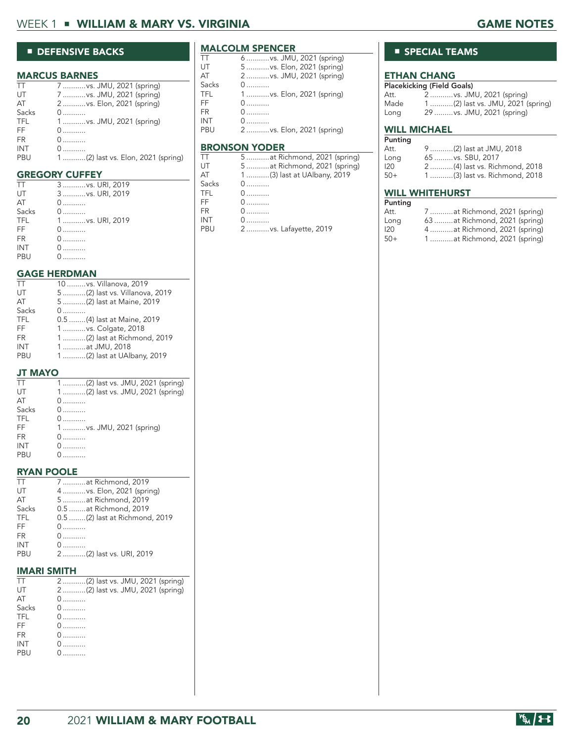## DEFENSIVE BACKS

### MARCUS BARNES

| | |
|---|---|
| TT | 7 ...........vs. JMU, 2021 (spring) |
| UT | 7 ...........vs. JMU, 2021 (spring) |
| AT | 2 ...........vs. Elon, 2021 (spring) |
| Sacks | 0 ........... |
| TFL | 1 ...........vs. JMU, 2021 (spring) |
| FF | 0 ........... |
| FR | 0 ........... |
| INT | 0 ........... |
| PBU | 1 ...........(2) last vs. Elon, 2021 (spring) |

### GREGORY CUFFEY

| | |
|---|---|
| TT | 3 ...........vs. URI, 2019 |
| UT | 3 ...........vs. URI, 2019 |
| AT | 0 ........... |
| Sacks | 0 ........... |
| TFL | 1 ...........vs. URI, 2019 |
| FF | 0 ........... |
| FR | 0 ........... |
| INT | 0 ........... |
| PBU | 0 ........... |

### GAGE HERDMAN

| | |
|---|---|
| TT | 10 .........vs. Villanova, 2019 |
| UT | 5 ...........(2) last vs. Villanova, 2019 |
| AT | 5 ...........(2) last at Maine, 2019 |
| Sacks | 0 ........... |
| TFL | 0.5 ........(4) last at Maine, 2019 |
| FF | 1 ...........vs. Colgate, 2018 |
| FR | 1 ...........(2) last at Richmond, 2019 |
| INT | 1 ...........at JMU, 2018 |
| PBU | 1 ...........(2) last at UAlbany, 2019 |

### JT MAYO

| | |
|---|---|
| TT | 1 ...........(2) last vs. JMU, 2021 (spring) |
| UT | 1 ...........(2) last vs. JMU, 2021 (spring) |
| AT | 0 ........... |
| Sacks | 0 ........... |
| TFL | 0 ........... |
| FF | 1 ...........vs. JMU, 2021 (spring) |
| FR | 0 ........... |
| INT | 0 ........... |
| PBU | 0 ........... |

### RYAN POOLE

| | |
|---|---|
| TT | 7 ...........at Richmond, 2019 |
| UT | 4 ...........vs. Elon, 2021 (spring) |
| AT | 5 ...........at Richmond, 2019 |
| Sacks | 0.5 ........at Richmond, 2019 |
| TFL | 0.5 ........(2) last at Richmond, 2019 |
| FF | 0 ........... |
| FR | 0 ........... |
| INT | 0 ........... |
| PBU | 2 ...........(2) last vs. URI, 2019 |

### IMARI SMITH

| | |
|---|---|
| TT | 2 ...........(2) last vs. JMU, 2021 (spring) |
| UT | 2 ...........(2) last vs. JMU, 2021 (spring) |
| AT | 0 ........... |
| Sacks | 0 ........... |
| TFL | 0 ........... |
| FF | 0 ........... |
| FR | 0 ........... |
| INT | 0 ........... |
| PBU | 0 ........... |

### MALCOLM SPENCER

| | |
|---|---|
| TT | 6 ...........vs. JMU, 2021 (spring) |
| UT | 5 ...........vs. Elon, 2021 (spring) |
| AT | 2 ...........vs. JMU, 2021 (spring) |
| Sacks | 0 ........... |
| TFL | 1 ...........vs. Elon, 2021 (spring) |
| FF | 0 ........... |
| FR | 0 ........... |
| INT | 0 ........... |
| PBU | 2 ...........vs. Elon, 2021 (spring) |

### BRONSON YODER

| | |
|---|---|
| TT | 5 ...........at Richmond, 2021 (spring) |
| UT | 5 ...........at Richmond, 2021 (spring) |
| AT | 1 ...........(3) last at UAlbany, 2019 |
| Sacks | 0 ........... |
| TFL | 0 ........... |
| FF | 0 ........... |
| FR | 0 ........... |
| INT | 0 ........... |
| PBU | 2 ...........vs. Lafayette, 2019 |

## SPECIAL TEAMS

### ETHAN CHANG

**Placekicking (Field Goals)**

| | |
|---|---|
| Att. | 2 ...........vs. JMU, 2021 (spring) |
| Made | 1 ...........(2) last vs. JMU, 2021 (spring) |
| Long | 29 .........vs. JMU, 2021 (spring) |

### WILL MICHAEL

**Punting**

| | |
|---|---|
| Att. | 9 ...........(2) last at JMU, 2018 |
| Long | 65 .........vs. SBU, 2017 |
| I20 | 2 ...........(4) last vs. Richmond, 2018 |
| 50+ | 1 ...........(3) last vs. Richmond, 2018 |

### WILL WHITEHURST

**Punting**

| | |
|---|---|
| Att. | 7 ...........at Richmond, 2021 (spring) |
| Long | 63 .........at Richmond, 2021 (spring) |
| I20 | 4 ...........at Richmond, 2021 (spring) |
| 50+ | 1 ...........at Richmond, 2021 (spring) |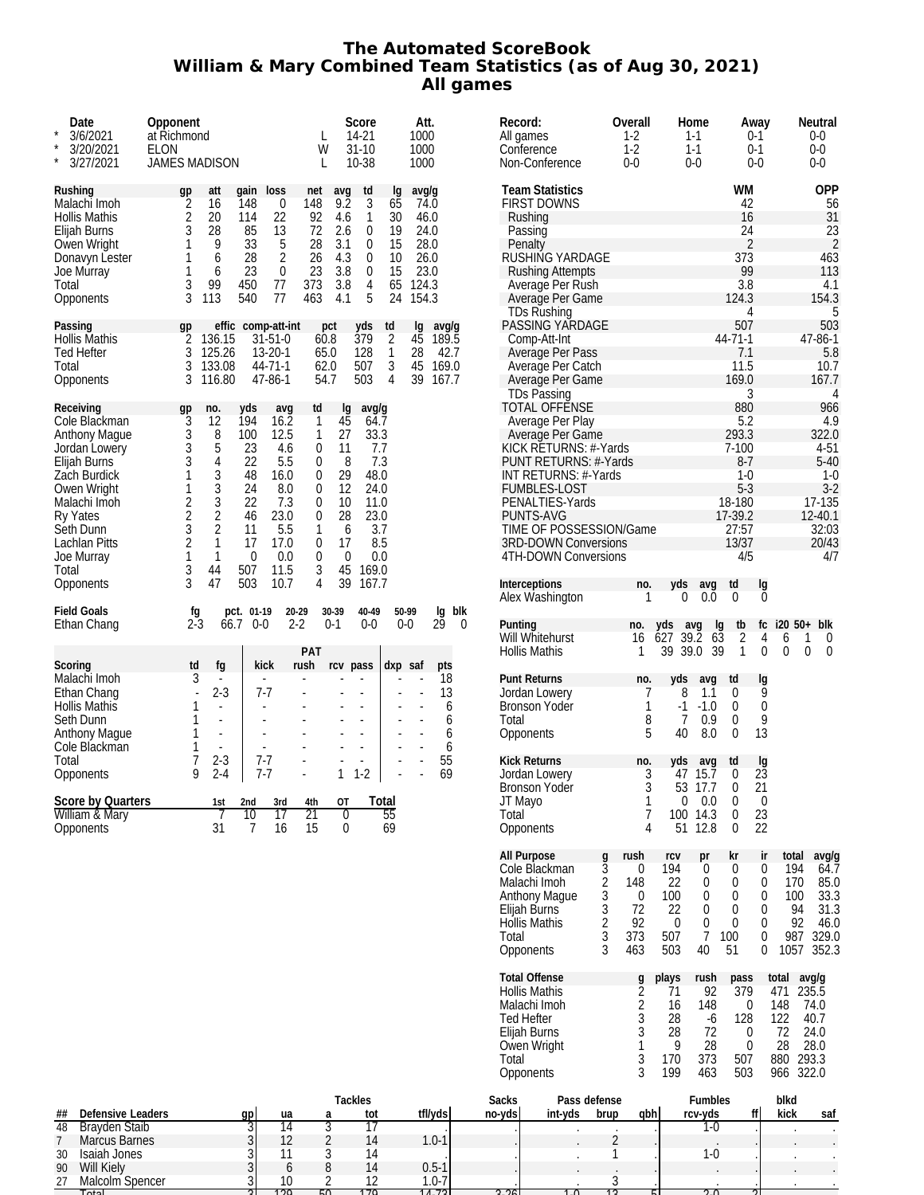# The Automated ScoreBook
## William & Mary Combined Team Statistics (as of Aug 30, 2021)
### All games

| | Date | Opponent | | Score | Att. |
|---|---|---|---|---|---|
| * | 3/6/2021 | at Richmond | L | 14-21 | 1000 |
| * | 3/20/2021 | ELON | W | 31-10 | 1000 |
| * | 3/27/2021 | JAMES MADISON | L | 10-38 | 1000 |

| Rushing | gp | att | gain | loss | net | avg | td | lg | avg/g |
|---|---|---|---|---|---|---|---|---|---|
| Malachi Imoh | 2 | 16 | 148 | 0 | 148 | 9.2 | 3 | 65 | 74.0 |
| Hollis Mathis | 2 | 20 | 114 | 22 | 92 | 4.6 | 1 | 30 | 46.0 |
| Elijah Burns | 3 | 28 | 85 | 13 | 72 | 2.6 | 0 | 19 | 24.0 |
| Owen Wright | 1 | 9 | 33 | 5 | 28 | 3.1 | 0 | 15 | 28.0 |
| Donavyn Lester | 1 | 6 | 28 | 2 | 26 | 4.3 | 0 | 10 | 26.0 |
| Joe Murray | 1 | 6 | 23 | 0 | 23 | 3.8 | 0 | 15 | 23.0 |
| Total | 3 | 99 | 450 | 77 | 373 | 3.8 | 4 | 65 | 124.3 |
| Opponents | 3 | 113 | 540 | 77 | 463 | 4.1 | 5 | 24 | 154.3 |

| Passing | gp | effic | comp-att-int | pct | yds | td | lg | avg/g |
|---|---|---|---|---|---|---|---|---|
| Hollis Mathis | 2 | 136.15 | 31-51-0 | 60.8 | 379 | 2 | 45 | 189.5 |
| Ted Hefter | 3 | 125.26 | 13-20-1 | 65.0 | 128 | 1 | 28 | 42.7 |
| Total | 3 | 133.08 | 44-71-1 | 62.0 | 507 | 3 | 45 | 169.0 |
| Opponents | 3 | 116.80 | 47-86-1 | 54.7 | 503 | 4 | 39 | 167.7 |

| Receiving | gp | no. | yds | avg | td | lg | avg/g |
|---|---|---|---|---|---|---|---|
| Cole Blackman | 3 | 12 | 194 | 16.2 | 1 | 45 | 64.7 |
| Anthony Mague | 3 | 8 | 100 | 12.5 | 1 | 27 | 33.3 |
| Jordan Lowery | 3 | 5 | 23 | 4.6 | 0 | 11 | 7.7 |
| Elijah Burns | 3 | 4 | 22 | 5.5 | 0 | 8 | 7.3 |
| Zach Burdick | 1 | 3 | 48 | 16.0 | 0 | 29 | 48.0 |
| Owen Wright | 1 | 3 | 24 | 8.0 | 0 | 12 | 24.0 |
| Malachi Imoh | 2 | 3 | 22 | 7.3 | 0 | 10 | 11.0 |
| Ry Yates | 2 | 2 | 46 | 23.0 | 0 | 28 | 23.0 |
| Seth Dunn | 3 | 2 | 11 | 5.5 | 1 | 6 | 3.7 |
| Lachlan Pitts | 2 | 1 | 17 | 17.0 | 0 | 17 | 8.5 |
| Joe Murray | 1 | 1 | 0 | 0.0 | 0 | 0 | 0.0 |
| Total | 3 | 44 | 507 | 11.5 | 3 | 45 | 169.0 |
| Opponents | 3 | 47 | 503 | 10.7 | 4 | 39 | 167.7 |

| Field Goals | fg | pct. | 01-19 | 20-29 | 30-39 | 40-49 | 50-99 | lg | blk |
|---|---|---|---|---|---|---|---|---|---|
| Ethan Chang | 2-3 | 66.7 | 0-0 | 2-2 | 0-1 | 0-0 | 0-0 | 29 | 0 |

| Scoring | td | fg | PAT kick | PAT rush | PAT rcv | PAT pass | dxp | saf | pts |
|---|---|---|---|---|---|---|---|---|---|
| Malachi Imoh | 3 | - | - | - | - | - | - | - | 18 |
| Ethan Chang | - | 2-3 | 7-7 | - | - | - | - | - | 13 |
| Hollis Mathis | 1 | - | - | - | - | - | - | - | 6 |
| Seth Dunn | 1 | - | - | - | - | - | - | - | 6 |
| Anthony Mague | 1 | - | - | - | - | - | - | - | 6 |
| Cole Blackman | 1 | - | - | - | - | - | - | - | 6 |
| Total | 7 | 2-3 | 7-7 | - | - | - | - | - | 55 |
| Opponents | 9 | 2-4 | 7-7 | - | 1 | 1-2 | - | - | 69 |

| Score by Quarters | 1st | 2nd | 3rd | 4th | OT | Total |
|---|---|---|---|---|---|---|
| William & Mary | 7 | 10 | 17 | 21 | 0 | 55 |
| Opponents | 31 | 7 | 16 | 15 | 0 | 69 |

| Record: | Overall | Home | Away | Neutral |
|---|---|---|---|---|
| All games | 1-2 | 1-1 | 0-1 | 0-0 |
| Conference | 1-2 | 1-1 | 0-1 | 0-0 |
| Non-Conference | 0-0 | 0-0 | 0-0 | 0-0 |

| Team Statistics | WM | OPP |
|---|---|---|
| FIRST DOWNS | 42 | 56 |
| Rushing | 16 | 31 |
| Passing | 24 | 23 |
| Penalty | 2 | 2 |
| RUSHING YARDAGE | 373 | 463 |
| Rushing Attempts | 99 | 113 |
| Average Per Rush | 3.8 | 4.1 |
| Average Per Game | 124.3 | 154.3 |
| TDs Rushing | 4 | 5 |
| PASSING YARDAGE | 507 | 503 |
| Comp-Att-Int | 44-71-1 | 47-86-1 |
| Average Per Pass | 7.1 | 5.8 |
| Average Per Catch | 11.5 | 10.7 |
| Average Per Game | 169.0 | 167.7 |
| TDs Passing | 3 | 4 |
| TOTAL OFFENSE | 880 | 966 |
| Average Per Play | 5.2 | 4.9 |
| Average Per Game | 293.3 | 322.0 |
| KICK RETURNS: #-Yards | 7-100 | 4-51 |
| PUNT RETURNS: #-Yards | 8-7 | 5-40 |
| INT RETURNS: #-Yards | 1-0 | 1-0 |
| FUMBLES-LOST | 5-3 | 3-2 |
| PENALTIES-Yards | 18-180 | 17-135 |
| PUNTS-AVG | 17-39.2 | 12-40.1 |
| TIME OF POSSESSION/Game | 27:57 | 32:03 |
| 3RD-DOWN Conversions | 13/37 | 20/43 |
| 4TH-DOWN Conversions | 4/5 | 4/7 |

| Interceptions | no. | yds | avg | td | lg |
|---|---|---|---|---|---|
| Alex Washington | 1 | 0 | 0.0 | 0 | 0 |

| Punting | no. | yds | avg | lg | tb | fc | i20 | 50+ | blk |
|---|---|---|---|---|---|---|---|---|---|
| Will Whitehurst | 16 | 627 | 39.2 | 63 | 2 | 4 | 6 | 1 | 0 |
| Hollis Mathis | 1 | 39 | 39.0 | 39 | 1 | 0 | 0 | 0 | 0 |

| Punt Returns | no. | yds | avg | td | lg |
|---|---|---|---|---|---|
| Jordan Lowery | 7 | 8 | 1.1 | 0 | 9 |
| Bronson Yoder | 1 | -1 | -1.0 | 0 | 0 |
| Total | 8 | 7 | 0.9 | 0 | 9 |
| Opponents | 5 | 40 | 8.0 | 0 | 13 |

| Kick Returns | no. | yds | avg | td | lg |
|---|---|---|---|---|---|
| Jordan Lowery | 3 | 47 | 15.7 | 0 | 23 |
| Bronson Yoder | 3 | 53 | 17.7 | 0 | 21 |
| JT Mayo | 1 | 0 | 0.0 | 0 | 0 |
| Total | 7 | 100 | 14.3 | 0 | 23 |
| Opponents | 4 | 51 | 12.8 | 0 | 22 |

| All Purpose | g | rush | rcv | pr | kr | ir | total | avg/g |
|---|---|---|---|---|---|---|---|---|
| Cole Blackman | 3 | 0 | 194 | 0 | 0 | 0 | 194 | 64.7 |
| Malachi Imoh | 2 | 148 | 22 | 0 | 0 | 0 | 170 | 85.0 |
| Anthony Mague | 3 | 0 | 100 | 0 | 0 | 0 | 100 | 33.3 |
| Elijah Burns | 3 | 72 | 22 | 0 | 0 | 0 | 94 | 31.3 |
| Hollis Mathis | 2 | 92 | 0 | 0 | 0 | 0 | 92 | 46.0 |
| Total | 3 | 373 | 507 | 7 | 100 | 0 | 987 | 329.0 |
| Opponents | 3 | 463 | 503 | 40 | 51 | 0 | 1057 | 352.3 |

| Total Offense | g | plays | rush | pass | total | avg/g |
|---|---|---|---|---|---|---|
| Hollis Mathis | 2 | 71 | 92 | 379 | 471 | 235.5 |
| Malachi Imoh | 2 | 16 | 148 | 0 | 148 | 74.0 |
| Ted Hefter | 3 | 28 | -6 | 128 | 122 | 40.7 |
| Elijah Burns | 3 | 28 | 72 | 0 | 72 | 24.0 |
| Owen Wright | 1 | 9 | 28 | 0 | 28 | 28.0 |
| Total | 3 | 170 | 373 | 507 | 880 | 293.3 |
| Opponents | 3 | 199 | 463 | 503 | 966 | 322.0 |

| ## | Defensive Leaders | gp | Tackles ua | Tackles a | Tackles tot | tfl/yds | Sacks no-yds | Pass defense int-yds | brup | qbh | Fumbles rcv-yds | ff | blkd kick | saf |
|---|---|---|---|---|---|---|---|---|---|---|---|---|---|---|
| 48 | Brayden Staib | 3 | 14 | 3 | 17 | . | . | . | . | . | 1-0 | . | . | . |
| 7 | Marcus Barnes | 3 | 12 | 2 | 14 | 1.0-1 | . | . | 2 | . | . | . | . | . |
| 30 | Isaiah Jones | 3 | 11 | 3 | 14 | . | . | . | 1 | . | 1-0 | . | . | . |
| 90 | Will Kiely | 3 | 6 | 8 | 14 | 0.5-1 | . | . | . | . | . | . | . | . |
| 27 | Malcolm Spencer | 3 | 10 | 2 | 12 | 1.0-7 | . | . | 3 | . | . | . | . | . |
| | Total | 3 | 129 | 50 | 179 | 14-72 | 3-26 | 1-0 | 13 | 5 | 2-0 | 2 | . | . |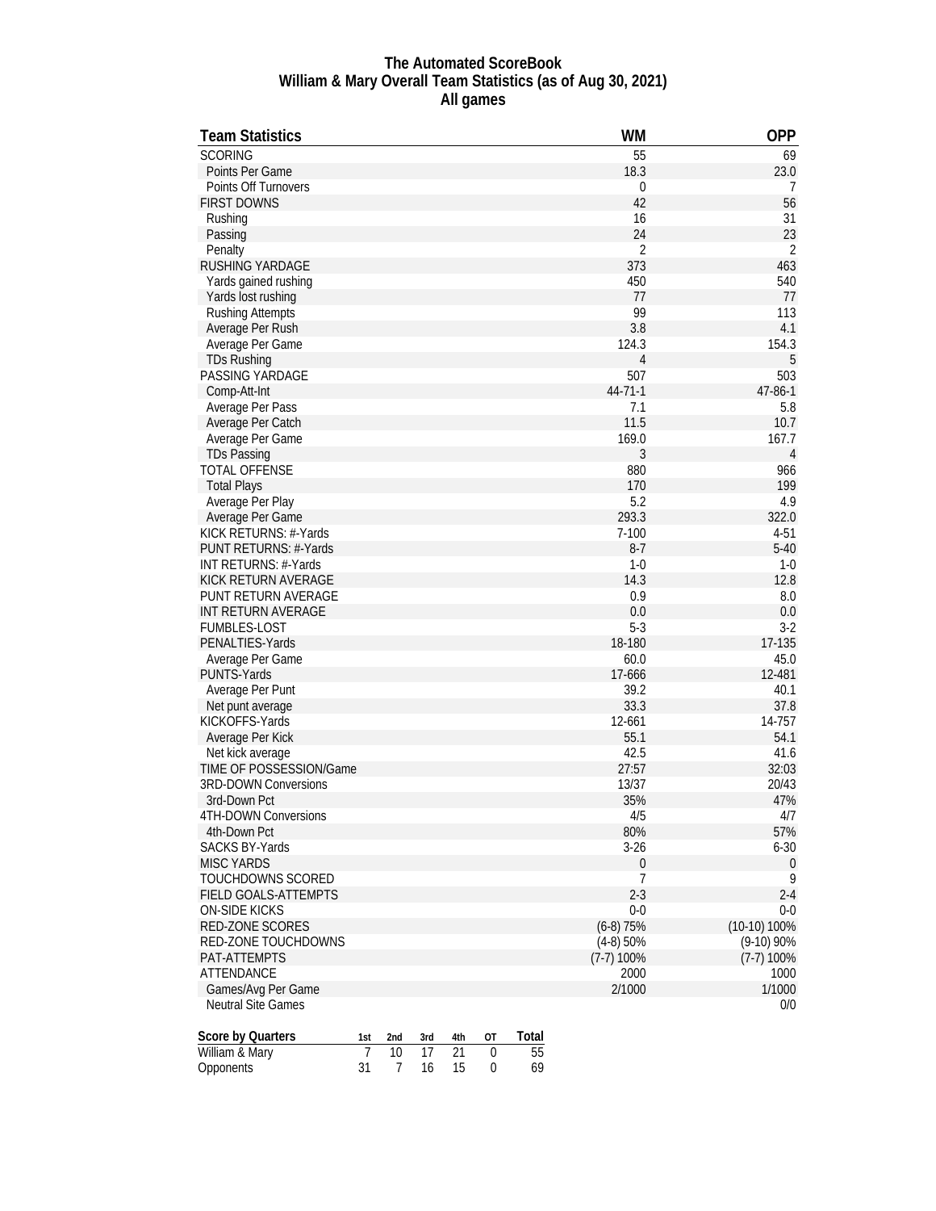# The Automated ScoreBook
## William & Mary Overall Team Statistics (as of Aug 30, 2021)
## All games

| Team Statistics | WM | OPP |
|---|---|---|
| SCORING | 55 | 69 |
| Points Per Game | 18.3 | 23.0 |
| Points Off Turnovers | 0 | 7 |
| FIRST DOWNS | 42 | 56 |
| Rushing | 16 | 31 |
| Passing | 24 | 23 |
| Penalty | 2 | 2 |
| RUSHING YARDAGE | 373 | 463 |
| Yards gained rushing | 450 | 540 |
| Yards lost rushing | 77 | 77 |
| Rushing Attempts | 99 | 113 |
| Average Per Rush | 3.8 | 4.1 |
| Average Per Game | 124.3 | 154.3 |
| TDs Rushing | 4 | 5 |
| PASSING YARDAGE | 507 | 503 |
| Comp-Att-Int | 44-71-1 | 47-86-1 |
| Average Per Pass | 7.1 | 5.8 |
| Average Per Catch | 11.5 | 10.7 |
| Average Per Game | 169.0 | 167.7 |
| TDs Passing | 3 | 4 |
| TOTAL OFFENSE | 880 | 966 |
| Total Plays | 170 | 199 |
| Average Per Play | 5.2 | 4.9 |
| Average Per Game | 293.3 | 322.0 |
| KICK RETURNS: #-Yards | 7-100 | 4-51 |
| PUNT RETURNS: #-Yards | 8-7 | 5-40 |
| INT RETURNS: #-Yards | 1-0 | 1-0 |
| KICK RETURN AVERAGE | 14.3 | 12.8 |
| PUNT RETURN AVERAGE | 0.9 | 8.0 |
| INT RETURN AVERAGE | 0.0 | 0.0 |
| FUMBLES-LOST | 5-3 | 3-2 |
| PENALTIES-Yards | 18-180 | 17-135 |
| Average Per Game | 60.0 | 45.0 |
| PUNTS-Yards | 17-666 | 12-481 |
| Average Per Punt | 39.2 | 40.1 |
| Net punt average | 33.3 | 37.8 |
| KICKOFFS-Yards | 12-661 | 14-757 |
| Average Per Kick | 55.1 | 54.1 |
| Net kick average | 42.5 | 41.6 |
| TIME OF POSSESSION/Game | 27:57 | 32:03 |
| 3RD-DOWN Conversions | 13/37 | 20/43 |
| 3rd-Down Pct | 35% | 47% |
| 4TH-DOWN Conversions | 4/5 | 4/7 |
| 4th-Down Pct | 80% | 57% |
| SACKS BY-Yards | 3-26 | 6-30 |
| MISC YARDS | 0 | 0 |
| TOUCHDOWNS SCORED | 7 | 9 |
| FIELD GOALS-ATTEMPTS | 2-3 | 2-4 |
| ON-SIDE KICKS | 0-0 | 0-0 |
| RED-ZONE SCORES | (6-8) 75% | (10-10) 100% |
| RED-ZONE TOUCHDOWNS | (4-8) 50% | (9-10) 90% |
| PAT-ATTEMPTS | (7-7) 100% | (7-7) 100% |
| ATTENDANCE | 2000 | 1000 |
| Games/Avg Per Game | 2/1000 | 1/1000 |
| Neutral Site Games | | 0/0 |

| Score by Quarters | 1st | 2nd | 3rd | 4th | OT | Total |
|---|---|---|---|---|---|---|
| William & Mary | 7 | 10 | 17 | 21 | 0 | 55 |
| Opponents | 31 | 7 | 16 | 15 | 0 | 69 |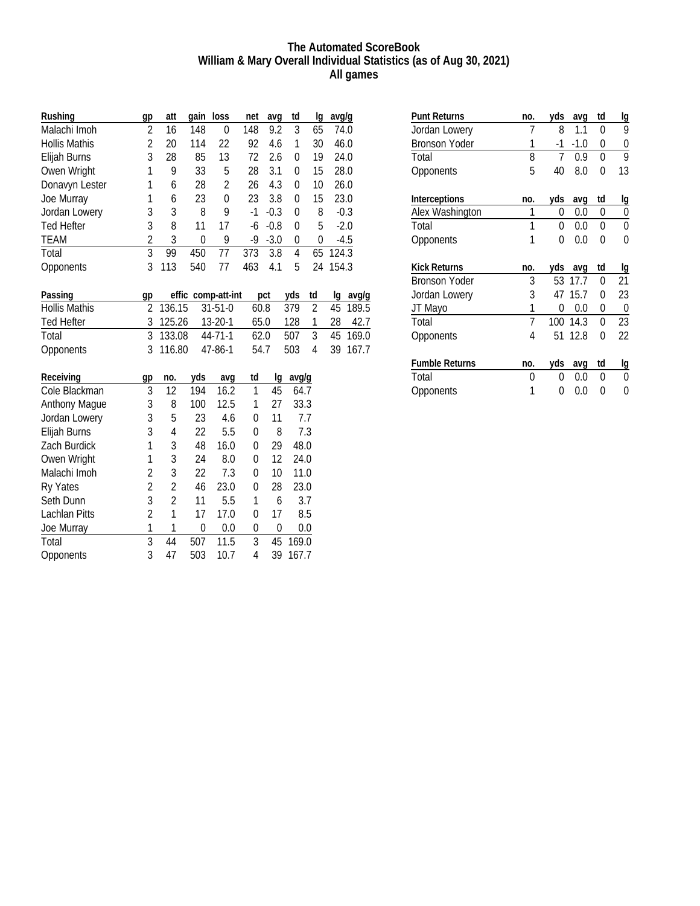# The Automated ScoreBook
## William & Mary Overall Individual Statistics (as of Aug 30, 2021)
### All games

| Rushing | gp | att | gain | loss | net | avg | td | lg | avg/g |
|---|---|---|---|---|---|---|---|---|---|
| Malachi Imoh | 2 | 16 | 148 | 0 | 148 | 9.2 | 3 | 65 | 74.0 |
| Hollis Mathis | 2 | 20 | 114 | 22 | 92 | 4.6 | 1 | 30 | 46.0 |
| Elijah Burns | 3 | 28 | 85 | 13 | 72 | 2.6 | 0 | 19 | 24.0 |
| Owen Wright | 1 | 9 | 33 | 5 | 28 | 3.1 | 0 | 15 | 28.0 |
| Donavyn Lester | 1 | 6 | 28 | 2 | 26 | 4.3 | 0 | 10 | 26.0 |
| Joe Murray | 1 | 6 | 23 | 0 | 23 | 3.8 | 0 | 15 | 23.0 |
| Jordan Lowery | 3 | 3 | 8 | 9 | -1 | -0.3 | 0 | 8 | -0.3 |
| Ted Hefter | 3 | 8 | 11 | 17 | -6 | -0.8 | 0 | 5 | -2.0 |
| TEAM | 2 | 3 | 0 | 9 | -9 | -3.0 | 0 | 0 | -4.5 |
| Total | 3 | 99 | 450 | 77 | 373 | 3.8 | 4 | 65 | 124.3 |
| Opponents | 3 | 113 | 540 | 77 | 463 | 4.1 | 5 | 24 | 154.3 |

| Passing | gp | effic | comp-att-int | pct | yds | td | lg | avg/g |
|---|---|---|---|---|---|---|---|---|
| Hollis Mathis | 2 | 136.15 | 31-51-0 | 60.8 | 379 | 2 | 45 | 189.5 |
| Ted Hefter | 3 | 125.26 | 13-20-1 | 65.0 | 128 | 1 | 28 | 42.7 |
| Total | 3 | 133.08 | 44-71-1 | 62.0 | 507 | 3 | 45 | 169.0 |
| Opponents | 3 | 116.80 | 47-86-1 | 54.7 | 503 | 4 | 39 | 167.7 |

| Receiving | gp | no. | yds | avg | td | lg | avg/g |
|---|---|---|---|---|---|---|---|
| Cole Blackman | 3 | 12 | 194 | 16.2 | 1 | 45 | 64.7 |
| Anthony Mague | 3 | 8 | 100 | 12.5 | 1 | 27 | 33.3 |
| Jordan Lowery | 3 | 5 | 23 | 4.6 | 0 | 11 | 7.7 |
| Elijah Burns | 3 | 4 | 22 | 5.5 | 0 | 8 | 7.3 |
| Zach Burdick | 1 | 3 | 48 | 16.0 | 0 | 29 | 48.0 |
| Owen Wright | 1 | 3 | 24 | 8.0 | 0 | 12 | 24.0 |
| Malachi Imoh | 2 | 3 | 22 | 7.3 | 0 | 10 | 11.0 |
| Ry Yates | 2 | 2 | 46 | 23.0 | 0 | 28 | 23.0 |
| Seth Dunn | 3 | 2 | 11 | 5.5 | 1 | 6 | 3.7 |
| Lachlan Pitts | 2 | 1 | 17 | 17.0 | 0 | 17 | 8.5 |
| Joe Murray | 1 | 1 | 0 | 0.0 | 0 | 0 | 0.0 |
| Total | 3 | 44 | 507 | 11.5 | 3 | 45 | 169.0 |
| Opponents | 3 | 47 | 503 | 10.7 | 4 | 39 | 167.7 |

| Punt Returns | no. | yds | avg | td | lg |
|---|---|---|---|---|---|
| Jordan Lowery | 7 | 8 | 1.1 | 0 | 9 |
| Bronson Yoder | 1 | -1 | -1.0 | 0 | 0 |
| Total | 8 | 7 | 0.9 | 0 | 9 |
| Opponents | 5 | 40 | 8.0 | 0 | 13 |

| Interceptions | no. | yds | avg | td | lg |
|---|---|---|---|---|---|
| Alex Washington | 1 | 0 | 0.0 | 0 | 0 |
| Total | 1 | 0 | 0.0 | 0 | 0 |
| Opponents | 1 | 0 | 0.0 | 0 | 0 |

| Kick Returns | no. | yds | avg | td | lg |
|---|---|---|---|---|---|
| Bronson Yoder | 3 | 53 | 17.7 | 0 | 21 |
| Jordan Lowery | 3 | 47 | 15.7 | 0 | 23 |
| JT Mayo | 1 | 0 | 0.0 | 0 | 0 |
| Total | 7 | 100 | 14.3 | 0 | 23 |
| Opponents | 4 | 51 | 12.8 | 0 | 22 |

| Fumble Returns | no. | yds | avg | td | lg |
|---|---|---|---|---|---|
| Total | 0 | 0 | 0.0 | 0 | 0 |
| Opponents | 1 | 0 | 0.0 | 0 | 0 |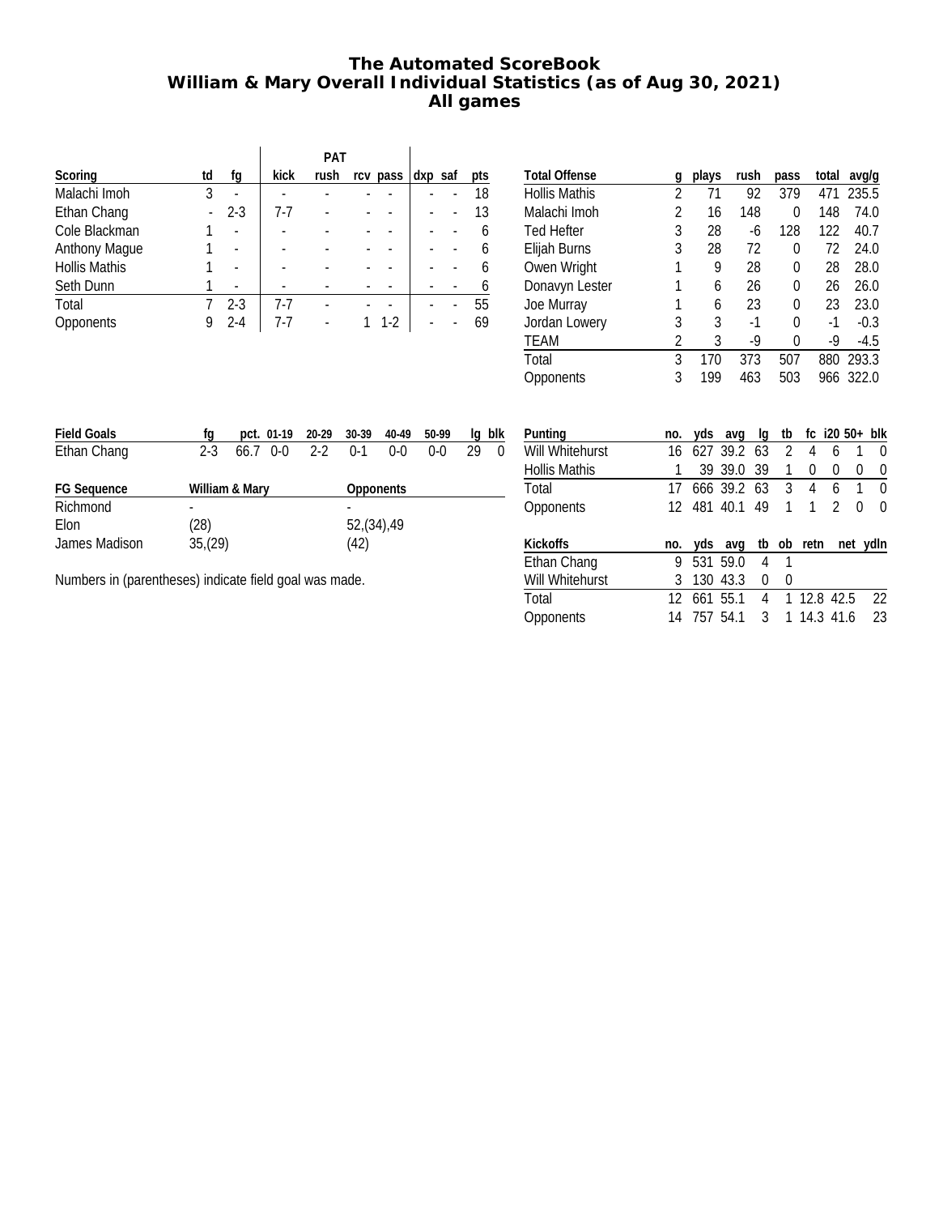# The Automated ScoreBook
## William & Mary Overall Individual Statistics (as of Aug 30, 2021)
## All games

| Scoring | td | fg | PAT kick | PAT rush | PAT rcv | PAT pass | dxp | saf | pts |
|---|---|---|---|---|---|---|---|---|---|
| Malachi Imoh | 3 | - | - | - | - | - | - | - | 18 |
| Ethan Chang | - | 2-3 | 7-7 | - | - | - | - | - | 13 |
| Cole Blackman | 1 | - | - | - | - | - | - | - | 6 |
| Anthony Mague | 1 | - | - | - | - | - | - | - | 6 |
| Hollis Mathis | 1 | - | - | - | - | - | - | - | 6 |
| Seth Dunn | 1 | - | - | - | - | - | - | - | 6 |
| Total | 7 | 2-3 | 7-7 | - | - | - | - | - | 55 |
| Opponents | 9 | 2-4 | 7-7 | - | 1 | 1-2 | - | - | 69 |

| Total Offense | g | plays | rush | pass | total | avg/g |
|---|---|---|---|---|---|---|
| Hollis Mathis | 2 | 71 | 92 | 379 | 471 | 235.5 |
| Malachi Imoh | 2 | 16 | 148 | 0 | 148 | 74.0 |
| Ted Hefter | 3 | 28 | -6 | 128 | 122 | 40.7 |
| Elijah Burns | 3 | 28 | 72 | 0 | 72 | 24.0 |
| Owen Wright | 1 | 9 | 28 | 0 | 28 | 28.0 |
| Donavyn Lester | 1 | 6 | 26 | 0 | 26 | 26.0 |
| Joe Murray | 1 | 6 | 23 | 0 | 23 | 23.0 |
| Jordan Lowery | 3 | 3 | -1 | 0 | -1 | -0.3 |
| TEAM | 2 | 3 | -9 | 0 | -9 | -4.5 |
| Total | 3 | 170 | 373 | 507 | 880 | 293.3 |
| Opponents | 3 | 199 | 463 | 503 | 966 | 322.0 |

| Field Goals | fg | pct. | 01-19 | 20-29 | 30-39 | 40-49 | 50-99 | lg | blk |
|---|---|---|---|---|---|---|---|---|---|
| Ethan Chang | 2-3 | 66.7 | 0-0 | 2-2 | 0-1 | 0-0 | 0-0 | 29 | 0 |

| FG Sequence | William & Mary | Opponents |
|---|---|---|
| Richmond | - | - |
| Elon | (28) | 52,(34),49 |
| James Madison | 35,(29) | (42) |

Numbers in (parentheses) indicate field goal was made.

| Punting | no. | yds | avg | lg | tb | fc | i20 | 50+ | blk |
|---|---|---|---|---|---|---|---|---|---|
| Will Whitehurst | 16 | 627 | 39.2 | 63 | 2 | 4 | 6 | 1 | 0 |
| Hollis Mathis | 1 | 39 | 39.0 | 39 | 1 | 0 | 0 | 0 | 0 |
| Total | 17 | 666 | 39.2 | 63 | 3 | 4 | 6 | 1 | 0 |
| Opponents | 12 | 481 | 40.1 | 49 | 1 | 1 | 2 | 0 | 0 |

| Kickoffs | no. | yds | avg | tb | ob | retn | net | ydln |
|---|---|---|---|---|---|---|---|---|
| Ethan Chang | 9 | 531 | 59.0 | 4 | 1 | | | |
| Will Whitehurst | 3 | 130 | 43.3 | 0 | 0 | | | |
| Total | 12 | 661 | 55.1 | 4 | 1 | 12.8 | 42.5 | 22 |
| Opponents | 14 | 757 | 54.1 | 3 | 1 | 14.3 | 41.6 | 23 |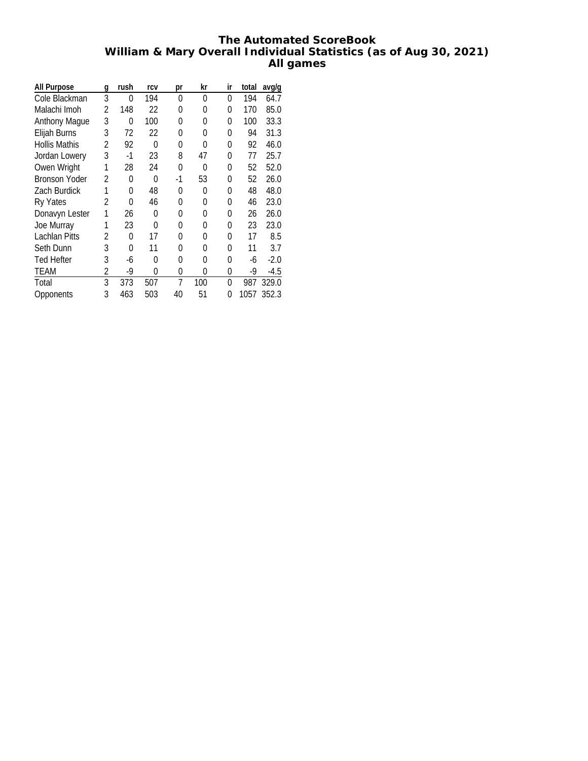# The Automated ScoreBook
## William & Mary Overall Individual Statistics (as of Aug 30, 2021)
## All games

| All Purpose | g | rush | rcv | pr | kr | ir | total | avg/g |
|---|---|---|---|---|---|---|---|---|
| Cole Blackman | 3 | 0 | 194 | 0 | 0 | 0 | 194 | 64.7 |
| Malachi Imoh | 2 | 148 | 22 | 0 | 0 | 0 | 170 | 85.0 |
| Anthony Mague | 3 | 0 | 100 | 0 | 0 | 0 | 100 | 33.3 |
| Elijah Burns | 3 | 72 | 22 | 0 | 0 | 0 | 94 | 31.3 |
| Hollis Mathis | 2 | 92 | 0 | 0 | 0 | 0 | 92 | 46.0 |
| Jordan Lowery | 3 | -1 | 23 | 8 | 47 | 0 | 77 | 25.7 |
| Owen Wright | 1 | 28 | 24 | 0 | 0 | 0 | 52 | 52.0 |
| Bronson Yoder | 2 | 0 | 0 | -1 | 53 | 0 | 52 | 26.0 |
| Zach Burdick | 1 | 0 | 48 | 0 | 0 | 0 | 48 | 48.0 |
| Ry Yates | 2 | 0 | 46 | 0 | 0 | 0 | 46 | 23.0 |
| Donavyn Lester | 1 | 26 | 0 | 0 | 0 | 0 | 26 | 26.0 |
| Joe Murray | 1 | 23 | 0 | 0 | 0 | 0 | 23 | 23.0 |
| Lachlan Pitts | 2 | 0 | 17 | 0 | 0 | 0 | 17 | 8.5 |
| Seth Dunn | 3 | 0 | 11 | 0 | 0 | 0 | 11 | 3.7 |
| Ted Hefter | 3 | -6 | 0 | 0 | 0 | 0 | -6 | -2.0 |
| TEAM | 2 | -9 | 0 | 0 | 0 | 0 | -9 | -4.5 |
| Total | 3 | 373 | 507 | 7 | 100 | 0 | 987 | 329.0 |
| Opponents | 3 | 463 | 503 | 40 | 51 | 0 | 1057 | 352.3 |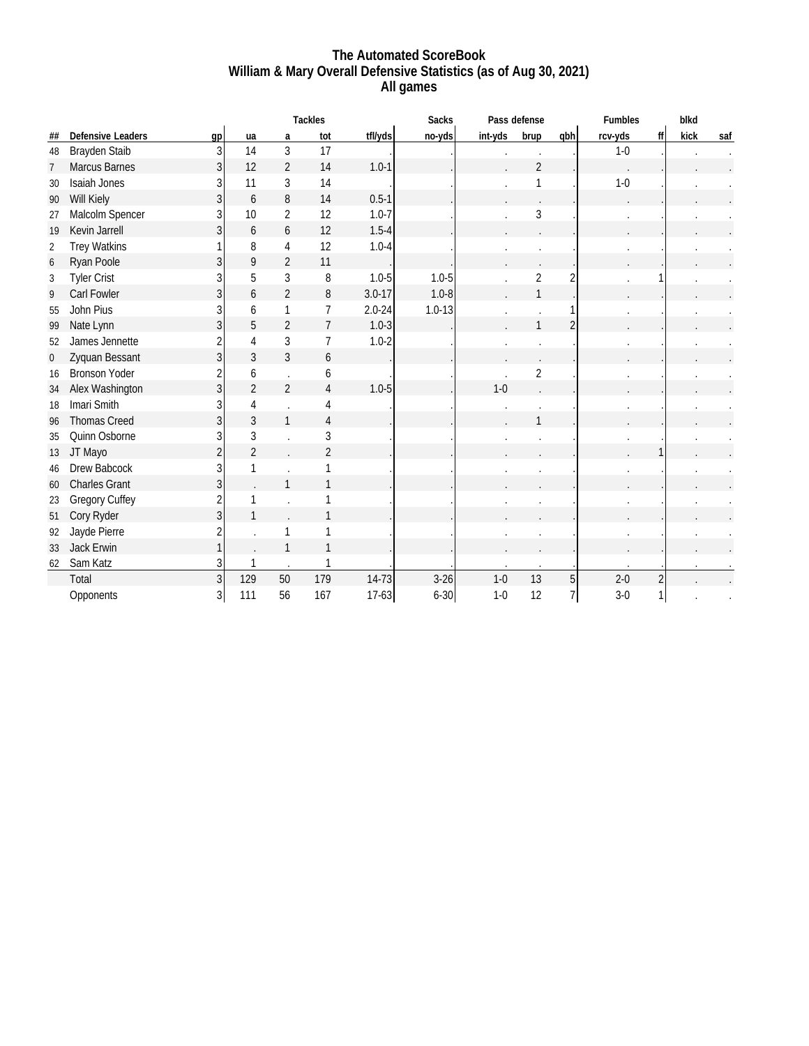**The Automated ScoreBook**
**William & Mary Overall Defensive Statistics (as of Aug 30, 2021)**
**All games**

| | | | Tackles | | | | Sacks | Pass defense | | | Fumbles | | blkd | |
|---|---|---|---|---|---|---|---|---|---|---|---|---|---|---|
| ## | Defensive Leaders | gp | ua | a | tot | tfl/yds | no-yds | int-yds | brup | qbh | rcv-yds | ff | kick | saf |
| 48 | Brayden Staib | 3 | 14 | 3 | 17 | . | . | . | . | . | 1-0 | . | . | . |
| 7 | Marcus Barnes | 3 | 12 | 2 | 14 | 1.0-1 | . | . | 2 | . | . | . | . | . |
| 30 | Isaiah Jones | 3 | 11 | 3 | 14 | . | . | . | 1 | . | 1-0 | . | . | . |
| 90 | Will Kiely | 3 | 6 | 8 | 14 | 0.5-1 | . | . | . | . | . | . | . | . |
| 27 | Malcolm Spencer | 3 | 10 | 2 | 12 | 1.0-7 | . | . | 3 | . | . | . | . | . |
| 19 | Kevin Jarrell | 3 | 6 | 6 | 12 | 1.5-4 | . | . | . | . | . | . | . | . |
| 2 | Trey Watkins | 1 | 8 | 4 | 12 | 1.0-4 | . | . | . | . | . | . | . | . |
| 6 | Ryan Poole | 3 | 9 | 2 | 11 | . | . | . | . | . | . | . | . | . |
| 3 | Tyler Crist | 3 | 5 | 3 | 8 | 1.0-5 | 1.0-5 | . | 2 | 2 | . | 1 | . | . |
| 9 | Carl Fowler | 3 | 6 | 2 | 8 | 3.0-17 | 1.0-8 | . | 1 | . | . | . | . | . |
| 55 | John Pius | 3 | 6 | 1 | 7 | 2.0-24 | 1.0-13 | . | . | 1 | . | . | . | . |
| 99 | Nate Lynn | 3 | 5 | 2 | 7 | 1.0-3 | . | . | 1 | 2 | . | . | . | . |
| 52 | James Jennette | 2 | 4 | 3 | 7 | 1.0-2 | . | . | . | . | . | . | . | . |
| 0 | Zyquan Bessant | 3 | 3 | 3 | 6 | . | . | . | . | . | . | . | . | . |
| 16 | Bronson Yoder | 2 | 6 | . | 6 | . | . | . | 2 | . | . | . | . | . |
| 34 | Alex Washington | 3 | 2 | 2 | 4 | 1.0-5 | . | 1-0 | . | . | . | . | . | . |
| 18 | Imari Smith | 3 | 4 | . | 4 | . | . | . | . | . | . | . | . | . |
| 96 | Thomas Creed | 3 | 3 | 1 | 4 | . | . | . | 1 | . | . | . | . | . |
| 35 | Quinn Osborne | 3 | 3 | . | 3 | . | . | . | . | . | . | . | . | . |
| 13 | JT Mayo | 2 | 2 | . | 2 | . | . | . | . | . | . | 1 | . | . |
| 46 | Drew Babcock | 3 | 1 | . | 1 | . | . | . | . | . | . | . | . | . |
| 60 | Charles Grant | 3 | . | 1 | 1 | . | . | . | . | . | . | . | . | . |
| 23 | Gregory Cuffey | 2 | 1 | . | 1 | . | . | . | . | . | . | . | . | . |
| 51 | Cory Ryder | 3 | 1 | . | 1 | . | . | . | . | . | . | . | . | . |
| 92 | Jayde Pierre | 2 | . | 1 | 1 | . | . | . | . | . | . | . | . | . |
| 33 | Jack Erwin | 1 | . | 1 | 1 | . | . | . | . | . | . | . | . | . |
| 62 | Sam Katz | 3 | 1 | . | 1 | . | . | . | . | . | . | . | . | . |
| | Total | 3 | 129 | 50 | 179 | 14-73 | 3-26 | 1-0 | 13 | 5 | 2-0 | 2 | . | . |
| | Opponents | 3 | 111 | 56 | 167 | 17-63 | 6-30 | 1-0 | 12 | 7 | 3-0 | 1 | . | . |